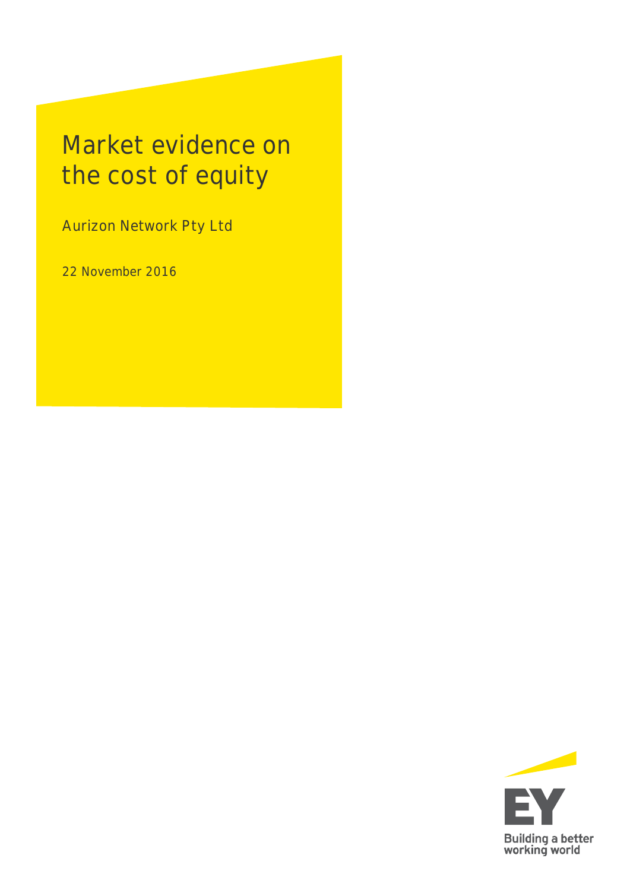# Market evidence on the cost of equity

Aurizon Network Pty Ltd

22 November 2016

Building a better working world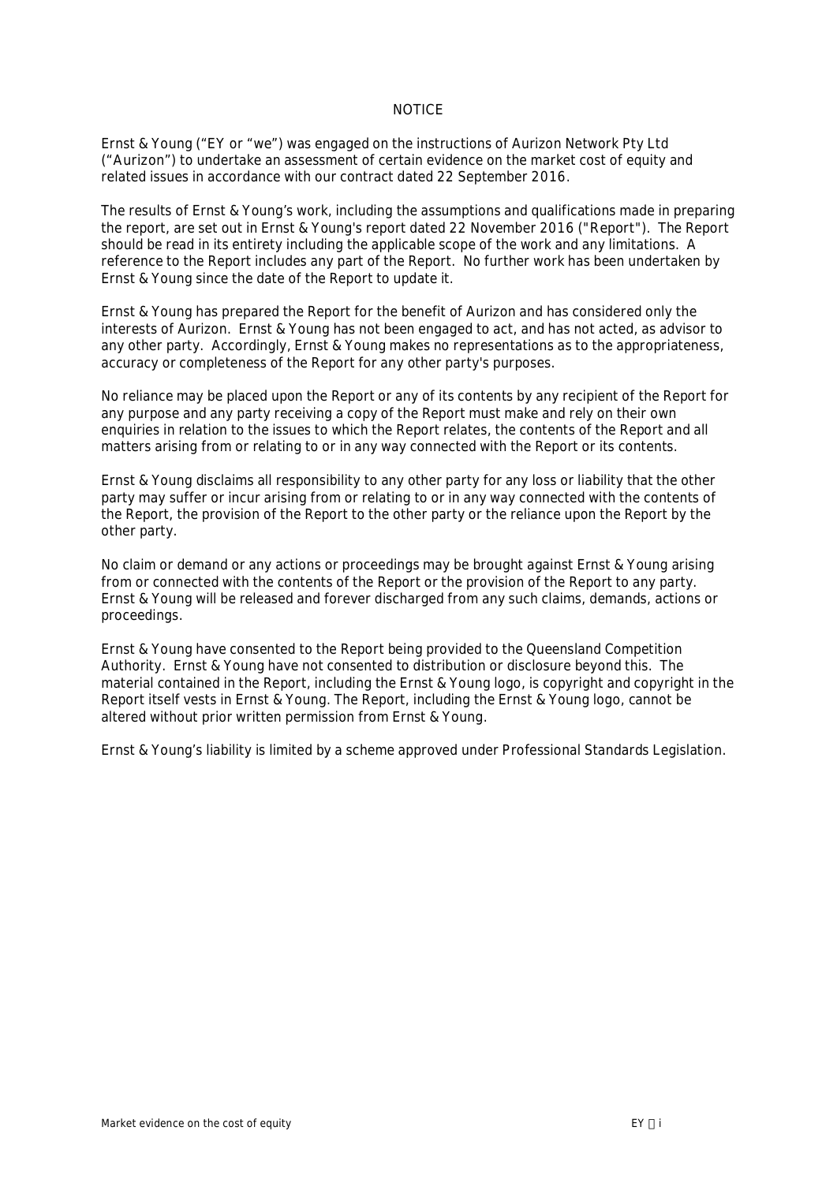# NOTICE

Ernst & Young ("EY or "we") was engaged on the instructions of Aurizon Network Pty Ltd ("Aurizon") to undertake an assessment of certain evidence on the market cost of equity and related issues in accordance with our contract dated 22 September 2016.

The results of Ernst & Young's work, including the assumptions and qualifications made in preparing the report, are set out in Ernst & Young's report dated 22 November 2016 ("Report"). The Report should be read in its entirety including the applicable scope of the work and any limitations. A reference to the Report includes any part of the Report. No further work has been undertaken by Ernst & Young since the date of the Report to update it.

Ernst & Young has prepared the Report for the benefit of Aurizon and has considered only the interests of Aurizon. Ernst & Young has not been engaged to act, and has not acted, as advisor to any other party. Accordingly, Ernst & Young makes no representations as to the appropriateness, accuracy or completeness of the Report for any other party's purposes.

No reliance may be placed upon the Report or any of its contents by any recipient of the Report for any purpose and any party receiving a copy of the Report must make and rely on their own enquiries in relation to the issues to which the Report relates, the contents of the Report and all matters arising from or relating to or in any way connected with the Report or its contents.

Ernst & Young disclaims all responsibility to any other party for any loss or liability that the other party may suffer or incur arising from or relating to or in any way connected with the contents of the Report, the provision of the Report to the other party or the reliance upon the Report by the other party.

No claim or demand or any actions or proceedings may be brought against Ernst & Young arising from or connected with the contents of the Report or the provision of the Report to any party. Ernst & Young will be released and forever discharged from any such claims, demands, actions or proceedings.

Ernst & Young have consented to the Report being provided to the Queensland Competition Authority. Ernst & Young have not consented to distribution or disclosure beyond this. The material contained in the Report, including the Ernst & Young logo, is copyright and copyright in the Report itself vests in Ernst & Young. The Report, including the Ernst & Young logo, cannot be altered without prior written permission from Ernst & Young.

Ernst & Young's liability is limited by a scheme approved under Professional Standards Legislation.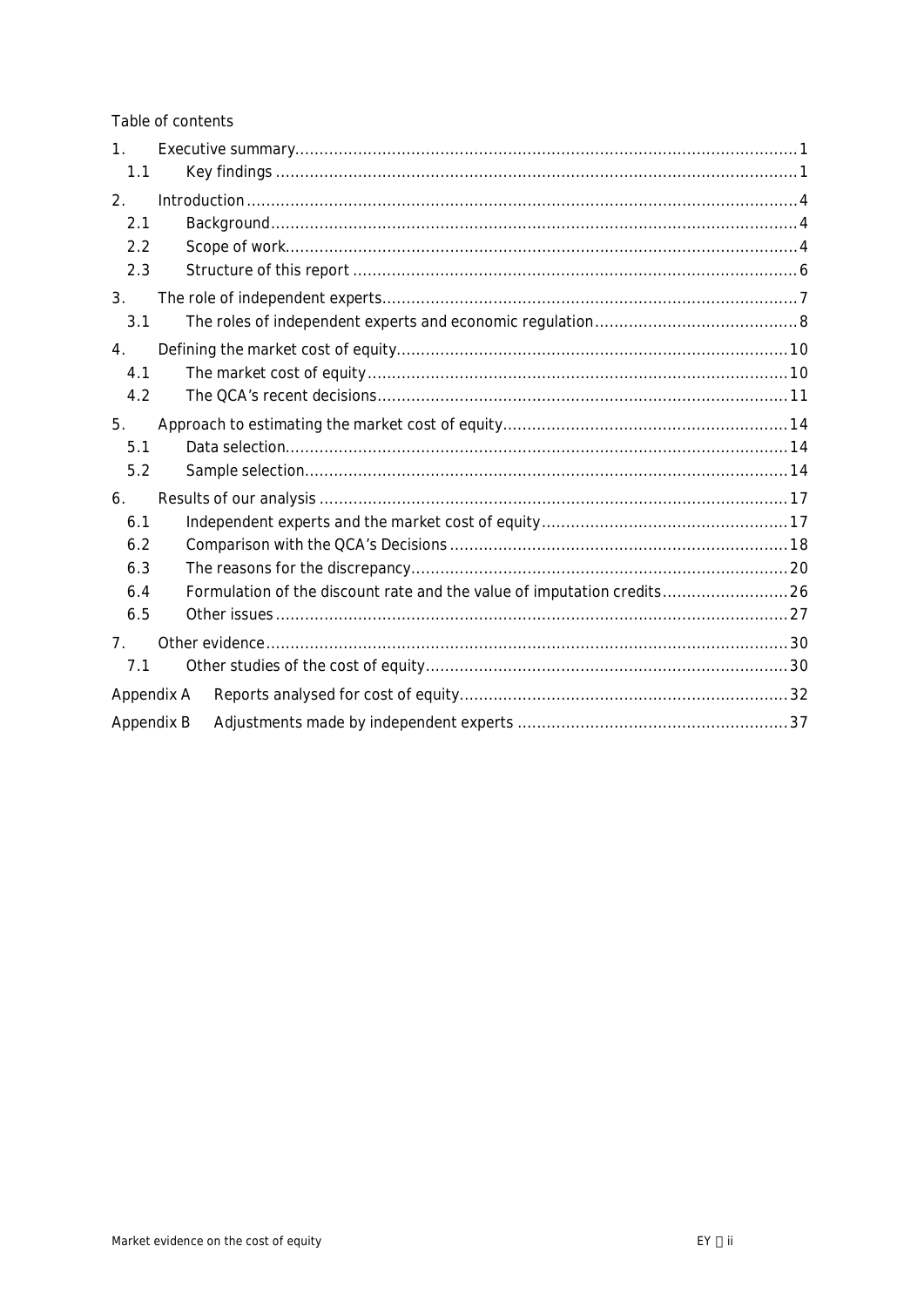Table of contents

| | | |
|---|---|---|
| 1. | Executive summary | 1 |
| 1.1 | Key findings | 1 |
| 2. | Introduction | 4 |
| 2.1 | Background | 4 |
| 2.2 | Scope of work | 4 |
| 2.3 | Structure of this report | 6 |
| 3. | The role of independent experts | 7 |
| 3.1 | The roles of independent experts and economic regulation | 8 |
| 4. | Defining the market cost of equity | 10 |
| 4.1 | The market cost of equity | 10 |
| 4.2 | The QCA's recent decisions | 11 |
| 5. | Approach to estimating the market cost of equity | 14 |
| 5.1 | Data selection | 14 |
| 5.2 | Sample selection | 14 |
| 6. | Results of our analysis | 17 |
| 6.1 | Independent experts and the market cost of equity | 17 |
| 6.2 | Comparison with the QCA's Decisions | 18 |
| 6.3 | The reasons for the discrepancy | 20 |
| 6.4 | Formulation of the discount rate and the value of imputation credits | 26 |
| 6.5 | Other issues | 27 |
| 7. | Other evidence | 30 |
| 7.1 | Other studies of the cost of equity | 30 |
| Appendix A | Reports analysed for cost of equity | 32 |
| Appendix B | Adjustments made by independent experts | 37 |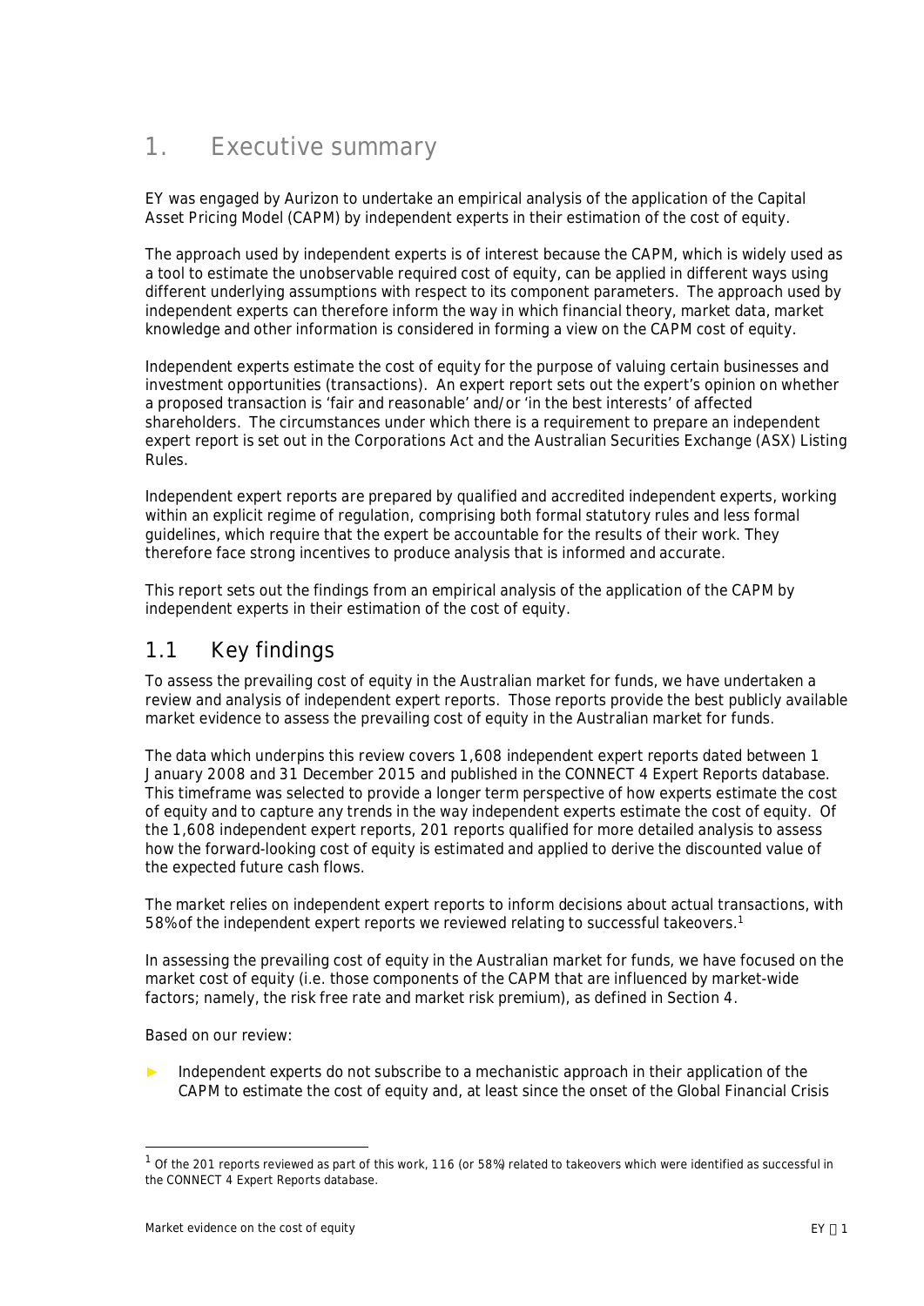# 1. Executive summary

EY was engaged by Aurizon to undertake an empirical analysis of the application of the Capital Asset Pricing Model (CAPM) by independent experts in their estimation of the cost of equity.

The approach used by independent experts is of interest because the CAPM, which is widely used as a tool to estimate the unobservable required cost of equity, can be applied in different ways using different underlying assumptions with respect to its component parameters. The approach used by independent experts can therefore inform the way in which financial theory, market data, market knowledge and other information is considered in forming a view on the CAPM cost of equity.

Independent experts estimate the cost of equity for the purpose of valuing certain businesses and investment opportunities (transactions). An expert report sets out the expert's opinion on whether a proposed transaction is 'fair and reasonable' and/or 'in the best interests' of affected shareholders. The circumstances under which there is a requirement to prepare an independent expert report is set out in the Corporations Act and the Australian Securities Exchange (ASX) Listing Rules.

Independent expert reports are prepared by qualified and accredited independent experts, working within an explicit regime of regulation, comprising both formal statutory rules and less formal guidelines, which require that the expert be accountable for the results of their work. They therefore face strong incentives to produce analysis that is informed and accurate.

This report sets out the findings from an empirical analysis of the application of the CAPM by independent experts in their estimation of the cost of equity.

## 1.1 Key findings

To assess the prevailing cost of equity in the Australian market for funds, we have undertaken a review and analysis of independent expert reports. Those reports provide the best publicly available market evidence to assess the prevailing cost of equity in the Australian market for funds.

The data which underpins this review covers 1,608 independent expert reports dated between 1 January 2008 and 31 December 2015 and published in the CONNECT 4 Expert Reports database. This timeframe was selected to provide a longer term perspective of how experts estimate the cost of equity and to capture any trends in the way independent experts estimate the cost of equity. Of the 1,608 independent expert reports, 201 reports qualified for more detailed analysis to assess how the forward-looking cost of equity is estimated and applied to derive the discounted value of the expected future cash flows.

The market relies on independent expert reports to inform decisions about actual transactions, with 58% of the independent expert reports we reviewed relating to successful takeovers.[1]

In assessing the prevailing cost of equity in the Australian market for funds, we have focused on the market cost of equity (i.e. those components of the CAPM that are influenced by market-wide factors; namely, the risk free rate and market risk premium), as defined in Section 4.

Based on our review:

- Independent experts do not subscribe to a mechanistic approach in their application of the CAPM to estimate the cost of equity and, at least since the onset of the Global Financial Crisis

[1] Of the 201 reports reviewed as part of this work, 116 (or 58%) related to takeovers which were identified as successful in the CONNECT 4 Expert Reports database.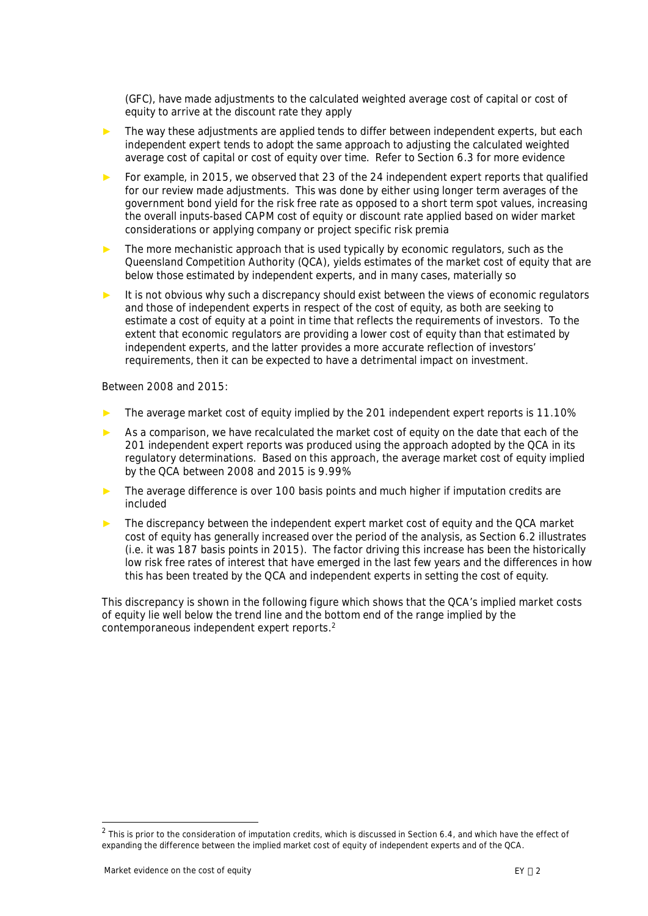(GFC), have made adjustments to the calculated weighted average cost of capital or cost of equity to arrive at the discount rate they apply

- The way these adjustments are applied tends to differ between independent experts, but each independent expert tends to adopt the same approach to adjusting the calculated weighted average cost of capital or cost of equity over time. Refer to Section 6.3 for more evidence
- For example, in 2015, we observed that 23 of the 24 independent expert reports that qualified for our review made adjustments. This was done by either using longer term averages of the government bond yield for the risk free rate as opposed to a short term spot values, increasing the overall inputs-based CAPM cost of equity or discount rate applied based on wider market considerations or applying company or project specific risk premia
- The more mechanistic approach that is used typically by economic regulators, such as the Queensland Competition Authority (QCA), yields estimates of the market cost of equity that are below those estimated by independent experts, and in many cases, materially so
- It is not obvious why such a discrepancy should exist between the views of economic regulators and those of independent experts in respect of the cost of equity, as both are seeking to estimate a cost of equity at a point in time that reflects the requirements of investors. To the extent that economic regulators are providing a lower cost of equity than that estimated by independent experts, and the latter provides a more accurate reflection of investors' requirements, then it can be expected to have a detrimental impact on investment.

Between 2008 and 2015:

- The average market cost of equity implied by the 201 independent expert reports is 11.10%
- As a comparison, we have recalculated the market cost of equity on the date that each of the 201 independent expert reports was produced using the approach adopted by the QCA in its regulatory determinations. Based on this approach, the average market cost of equity implied by the QCA between 2008 and 2015 is 9.99%
- The average difference is over 100 basis points and much higher if imputation credits are included
- The discrepancy between the independent expert market cost of equity and the QCA market cost of equity has generally increased over the period of the analysis, as Section 6.2 illustrates (i.e. it was 187 basis points in 2015). The factor driving this increase has been the historically low risk free rates of interest that have emerged in the last few years and the differences in how this has been treated by the QCA and independent experts in setting the cost of equity.

This discrepancy is shown in the following figure which shows that the QCA's implied market costs of equity lie well below the trend line and the bottom end of the range implied by the contemporaneous independent expert reports.[2]

[2] This is prior to the consideration of imputation credits, which is discussed in Section 6.4, and which have the effect of expanding the difference between the implied market cost of equity of independent experts and of the QCA.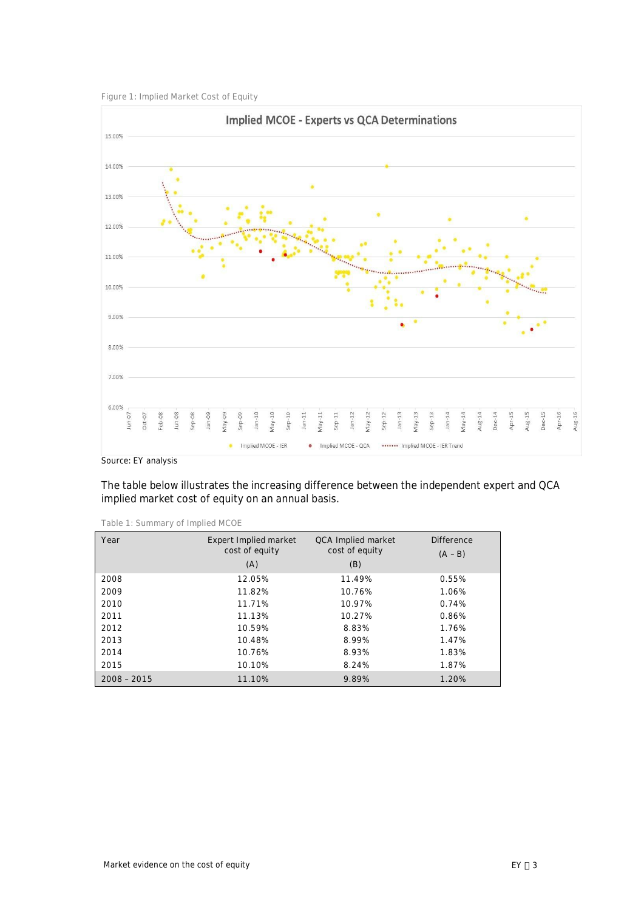Figure 1: Implied Market Cost of Equity

Source: EY analysis

The table below illustrates the increasing difference between the independent expert and QCA implied market cost of equity on an annual basis.

Table 1: Summary of Implied MCOE

| Year | Expert Implied market cost of equity (A) | QCA Implied market cost of equity (B) | Difference (A – B) |
|---|---|---|---|
| 2008 | 12.05% | 11.49% | 0.55% |
| 2009 | 11.82% | 10.76% | 1.06% |
| 2010 | 11.71% | 10.97% | 0.74% |
| 2011 | 11.13% | 10.27% | 0.86% |
| 2012 | 10.59% | 8.83% | 1.76% |
| 2013 | 10.48% | 8.99% | 1.47% |
| 2014 | 10.76% | 8.93% | 1.83% |
| 2015 | 10.10% | 8.24% | 1.87% |
| 2008 – 2015 | 11.10% | 9.89% | 1.20% |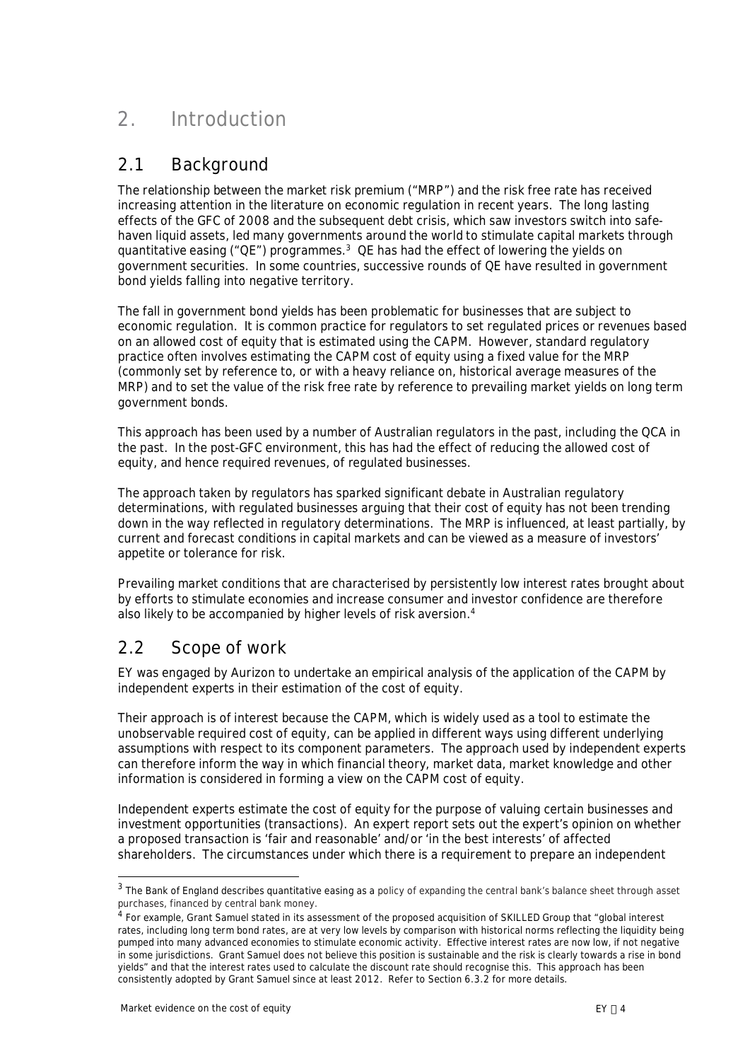# 2. Introduction

## 2.1 Background

The relationship between the market risk premium ("MRP") and the risk free rate has received increasing attention in the literature on economic regulation in recent years. The long lasting effects of the GFC of 2008 and the subsequent debt crisis, which saw investors switch into safe-haven liquid assets, led many governments around the world to stimulate capital markets through quantitative easing ("QE") programmes.[3] QE has had the effect of lowering the yields on government securities. In some countries, successive rounds of QE have resulted in government bond yields falling into negative territory.

The fall in government bond yields has been problematic for businesses that are subject to economic regulation. It is common practice for regulators to set regulated prices or revenues based on an allowed cost of equity that is estimated using the CAPM. However, standard regulatory practice often involves estimating the CAPM cost of equity using a fixed value for the MRP (commonly set by reference to, or with a heavy reliance on, historical average measures of the MRP) and to set the value of the risk free rate by reference to prevailing market yields on long term government bonds.

This approach has been used by a number of Australian regulators in the past, including the QCA in the past. In the post-GFC environment, this has had the effect of reducing the allowed cost of equity, and hence required revenues, of regulated businesses.

The approach taken by regulators has sparked significant debate in Australian regulatory determinations, with regulated businesses arguing that their cost of equity has not been trending down in the way reflected in regulatory determinations. The MRP is influenced, at least partially, by current and forecast conditions in capital markets and can be viewed as a measure of investors' appetite or tolerance for risk.

Prevailing market conditions that are characterised by persistently low interest rates brought about by efforts to stimulate economies and increase consumer and investor confidence are therefore also likely to be accompanied by higher levels of risk aversion.[4]

## 2.2 Scope of work

EY was engaged by Aurizon to undertake an empirical analysis of the application of the CAPM by independent experts in their estimation of the cost of equity.

Their approach is of interest because the CAPM, which is widely used as a tool to estimate the unobservable required cost of equity, can be applied in different ways using different underlying assumptions with respect to its component parameters. The approach used by independent experts can therefore inform the way in which financial theory, market data, market knowledge and other information is considered in forming a view on the CAPM cost of equity.

Independent experts estimate the cost of equity for the purpose of valuing certain businesses and investment opportunities (transactions). An expert report sets out the expert's opinion on whether a proposed transaction is 'fair and reasonable' and/or 'in the best interests' of affected shareholders. The circumstances under which there is a requirement to prepare an independent

---

[3] The Bank of England describes quantitative easing as a policy of expanding the central bank's balance sheet through asset purchases, financed by central bank money.

[4] For example, Grant Samuel stated in its assessment of the proposed acquisition of SKILLED Group that "global interest rates, including long term bond rates, are at very low levels by comparison with historical norms reflecting the liquidity being pumped into many advanced economies to stimulate economic activity. Effective interest rates are now low, if not negative in some jurisdictions. Grant Samuel does not believe this position is sustainable and the risk is clearly towards a rise in bond yields" and that the interest rates used to calculate the discount rate should recognise this. This approach has been consistently adopted by Grant Samuel since at least 2012. Refer to Section 6.3.2 for more details.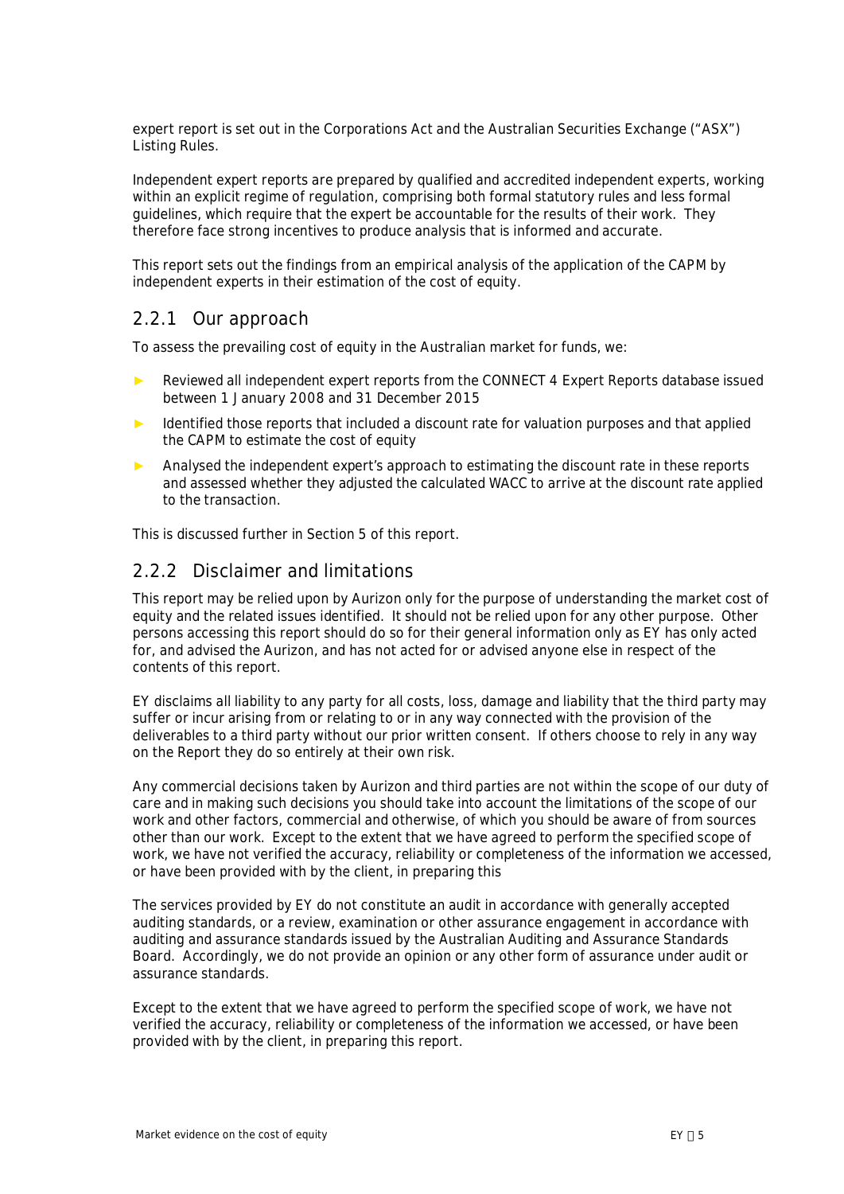expert report is set out in the Corporations Act and the Australian Securities Exchange ("ASX") Listing Rules.

Independent expert reports are prepared by qualified and accredited independent experts, working within an explicit regime of regulation, comprising both formal statutory rules and less formal guidelines, which require that the expert be accountable for the results of their work. They therefore face strong incentives to produce analysis that is informed and accurate.

This report sets out the findings from an empirical analysis of the application of the CAPM by independent experts in their estimation of the cost of equity.

### 2.2.1 Our approach

To assess the prevailing cost of equity in the Australian market for funds, we:

- Reviewed all independent expert reports from the CONNECT 4 Expert Reports database issued between 1 January 2008 and 31 December 2015
- Identified those reports that included a discount rate for valuation purposes and that applied the CAPM to estimate the cost of equity
- Analysed the independent expert's approach to estimating the discount rate in these reports and assessed whether they adjusted the calculated WACC to arrive at the discount rate applied to the transaction.

This is discussed further in Section 5 of this report.

### 2.2.2 Disclaimer and limitations

This report may be relied upon by Aurizon only for the purpose of understanding the market cost of equity and the related issues identified. It should not be relied upon for any other purpose. Other persons accessing this report should do so for their general information only as EY has only acted for, and advised the Aurizon, and has not acted for or advised anyone else in respect of the contents of this report.

EY disclaims all liability to any party for all costs, loss, damage and liability that the third party may suffer or incur arising from or relating to or in any way connected with the provision of the deliverables to a third party without our prior written consent. If others choose to rely in any way on the Report they do so entirely at their own risk.

Any commercial decisions taken by Aurizon and third parties are not within the scope of our duty of care and in making such decisions you should take into account the limitations of the scope of our work and other factors, commercial and otherwise, of which you should be aware of from sources other than our work. Except to the extent that we have agreed to perform the specified scope of work, we have not verified the accuracy, reliability or completeness of the information we accessed, or have been provided with by the client, in preparing this

The services provided by EY do not constitute an audit in accordance with generally accepted auditing standards, or a review, examination or other assurance engagement in accordance with auditing and assurance standards issued by the Australian Auditing and Assurance Standards Board. Accordingly, we do not provide an opinion or any other form of assurance under audit or assurance standards.

Except to the extent that we have agreed to perform the specified scope of work, we have not verified the accuracy, reliability or completeness of the information we accessed, or have been provided with by the client, in preparing this report.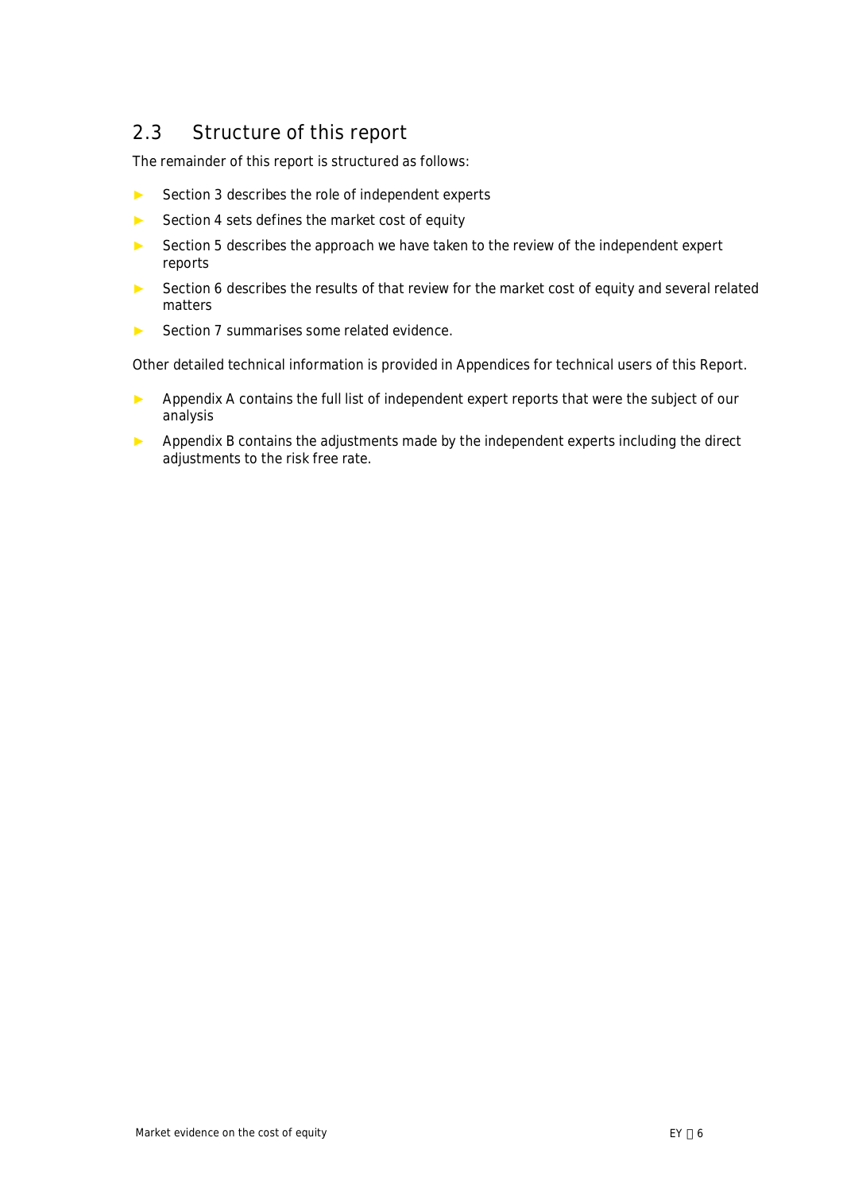## 2.3 Structure of this report

The remainder of this report is structured as follows:

- Section 3 describes the role of independent experts
- Section 4 sets defines the market cost of equity
- Section 5 describes the approach we have taken to the review of the independent expert reports
- Section 6 describes the results of that review for the market cost of equity and several related matters
- Section 7 summarises some related evidence.

Other detailed technical information is provided in Appendices for technical users of this Report.

- Appendix A contains the full list of independent expert reports that were the subject of our analysis
- Appendix B contains the adjustments made by the independent experts including the direct adjustments to the risk free rate.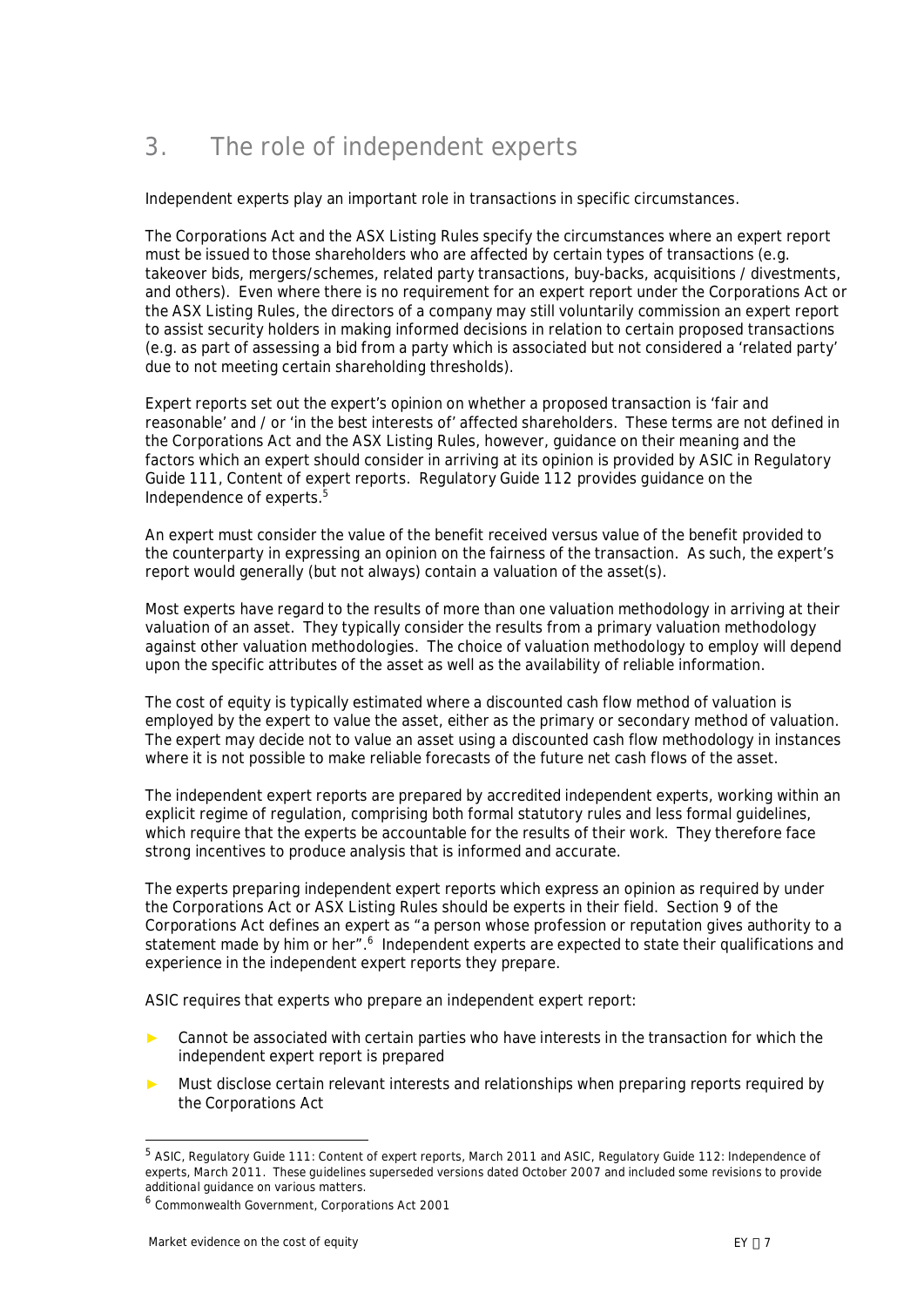# 3. The role of independent experts

Independent experts play an important role in transactions in specific circumstances.

The Corporations Act and the ASX Listing Rules specify the circumstances where an expert report must be issued to those shareholders who are affected by certain types of transactions (e.g. takeover bids, mergers/schemes, related party transactions, buy-backs, acquisitions / divestments, and others). Even where there is no requirement for an expert report under the Corporations Act or the ASX Listing Rules, the directors of a company may still voluntarily commission an expert report to assist security holders in making informed decisions in relation to certain proposed transactions (e.g. as part of assessing a bid from a party which is associated but not considered a 'related party' due to not meeting certain shareholding thresholds).

Expert reports set out the expert's opinion on whether a proposed transaction is 'fair and reasonable' and / or 'in the best interests of' affected shareholders. These terms are not defined in the Corporations Act and the ASX Listing Rules, however, guidance on their meaning and the factors which an expert should consider in arriving at its opinion is provided by ASIC in Regulatory Guide 111, Content of expert reports. Regulatory Guide 112 provides guidance on the Independence of experts.[5]

An expert must consider the value of the benefit received versus value of the benefit provided to the counterparty in expressing an opinion on the fairness of the transaction. As such, the expert's report would generally (but not always) contain a valuation of the asset(s).

Most experts have regard to the results of more than one valuation methodology in arriving at their valuation of an asset. They typically consider the results from a primary valuation methodology against other valuation methodologies. The choice of valuation methodology to employ will depend upon the specific attributes of the asset as well as the availability of reliable information.

The cost of equity is typically estimated where a discounted cash flow method of valuation is employed by the expert to value the asset, either as the primary or secondary method of valuation. The expert may decide not to value an asset using a discounted cash flow methodology in instances where it is not possible to make reliable forecasts of the future net cash flows of the asset.

The independent expert reports are prepared by accredited independent experts, working within an explicit regime of regulation, comprising both formal statutory rules and less formal guidelines, which require that the experts be accountable for the results of their work. They therefore face strong incentives to produce analysis that is informed and accurate.

The experts preparing independent expert reports which express an opinion as required by under the Corporations Act or ASX Listing Rules should be experts in their field. Section 9 of the Corporations Act defines an expert as "a person whose profession or reputation gives authority to a statement made by him or her".[6] Independent experts are expected to state their qualifications and experience in the independent expert reports they prepare.

ASIC requires that experts who prepare an independent expert report:

- Cannot be associated with certain parties who have interests in the transaction for which the independent expert report is prepared
- Must disclose certain relevant interests and relationships when preparing reports required by the Corporations Act

---

[5] ASIC, Regulatory Guide 111: Content of expert reports, March 2011 and ASIC, Regulatory Guide 112: Independence of experts, March 2011. These guidelines superseded versions dated October 2007 and included some revisions to provide additional guidance on various matters.

[6] Commonwealth Government, Corporations Act 2001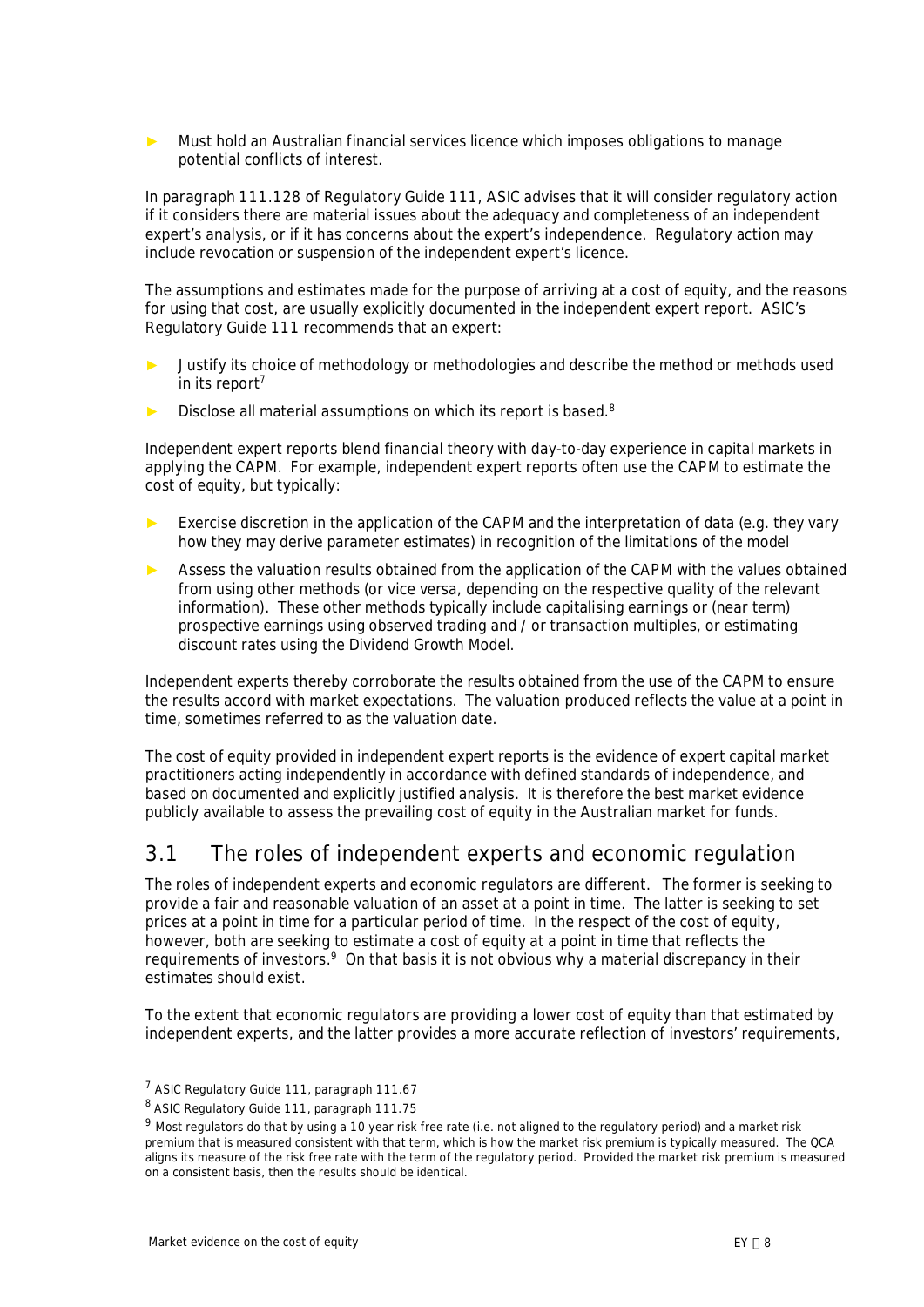- Must hold an Australian financial services licence which imposes obligations to manage potential conflicts of interest.

In paragraph 111.128 of Regulatory Guide 111, ASIC advises that it will consider regulatory action if it considers there are material issues about the adequacy and completeness of an independent expert's analysis, or if it has concerns about the expert's independence. Regulatory action may include revocation or suspension of the independent expert's licence.

The assumptions and estimates made for the purpose of arriving at a cost of equity, and the reasons for using that cost, are usually explicitly documented in the independent expert report. ASIC's Regulatory Guide 111 recommends that an expert:

- Justify its choice of methodology or methodologies and describe the method or methods used in its report[7]
- Disclose all material assumptions on which its report is based.[8]

Independent expert reports blend financial theory with day-to-day experience in capital markets in applying the CAPM. For example, independent expert reports often use the CAPM to estimate the cost of equity, but typically:

- Exercise discretion in the application of the CAPM and the interpretation of data (e.g. they vary how they may derive parameter estimates) in recognition of the limitations of the model
- Assess the valuation results obtained from the application of the CAPM with the values obtained from using other methods (or vice versa, depending on the respective quality of the relevant information). These other methods typically include capitalising earnings or (near term) prospective earnings using observed trading and / or transaction multiples, or estimating discount rates using the Dividend Growth Model.

Independent experts thereby corroborate the results obtained from the use of the CAPM to ensure the results accord with market expectations. The valuation produced reflects the value at a point in time, sometimes referred to as the valuation date.

The cost of equity provided in independent expert reports is the evidence of expert capital market practitioners acting independently in accordance with defined standards of independence, and based on documented and explicitly justified analysis. It is therefore the best market evidence publicly available to assess the prevailing cost of equity in the Australian market for funds.

## 3.1 The roles of independent experts and economic regulation

The roles of independent experts and economic regulators are different. The former is seeking to provide a fair and reasonable valuation of an asset at a point in time. The latter is seeking to set prices at a point in time for a particular period of time. In the respect of the cost of equity, however, both are seeking to estimate a cost of equity at a point in time that reflects the requirements of investors.[9] On that basis it is not obvious why a material discrepancy in their estimates should exist.

To the extent that economic regulators are providing a lower cost of equity than that estimated by independent experts, and the latter provides a more accurate reflection of investors' requirements,

---

[7] ASIC Regulatory Guide 111, paragraph 111.67

[8] ASIC Regulatory Guide 111, paragraph 111.75

[9] Most regulators do that by using a 10 year risk free rate (i.e. not aligned to the regulatory period) and a market risk premium that is measured consistent with that term, which is how the market risk premium is typically measured. The QCA aligns its measure of the risk free rate with the term of the regulatory period. Provided the market risk premium is measured on a consistent basis, then the results should be identical.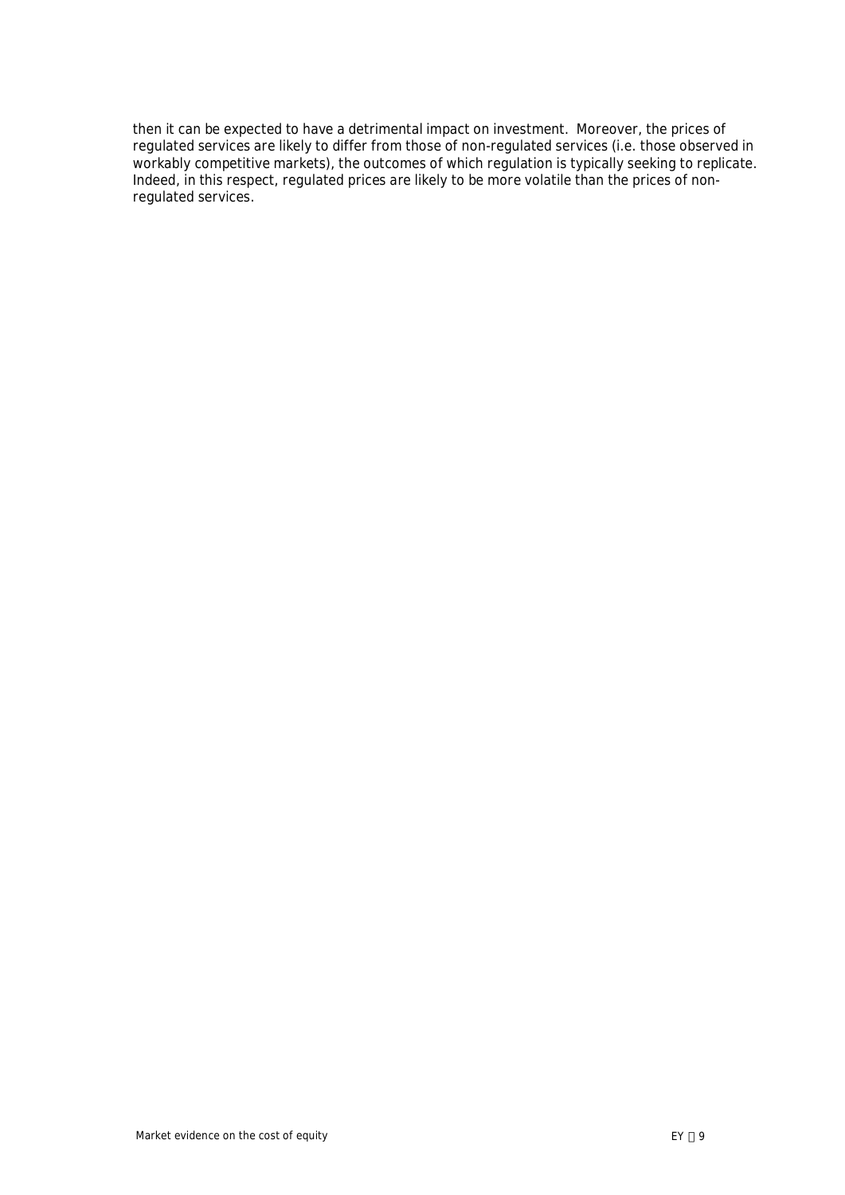then it can be expected to have a detrimental impact on investment. Moreover, the prices of regulated services are likely to differ from those of non-regulated services (i.e. those observed in workably competitive markets), the outcomes of which regulation is typically seeking to replicate. Indeed, in this respect, regulated prices are likely to be more volatile than the prices of non-regulated services.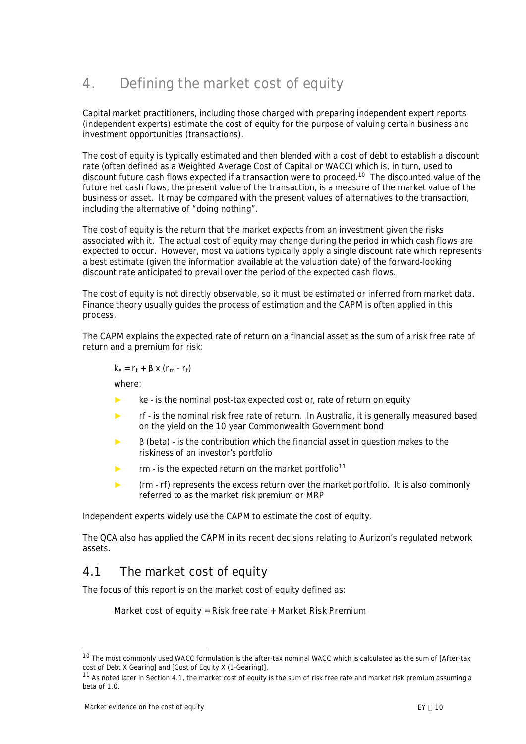# 4. Defining the market cost of equity

Capital market practitioners, including those charged with preparing independent expert reports (independent experts) estimate the cost of equity for the purpose of valuing certain business and investment opportunities (transactions).

The cost of equity is typically estimated and then blended with a cost of debt to establish a discount rate (often defined as a Weighted Average Cost of Capital or WACC) which is, in turn, used to discount future cash flows expected if a transaction were to proceed.[10] The discounted value of the future net cash flows, the present value of the transaction, is a measure of the market value of the business or asset. It may be compared with the present values of alternatives to the transaction, including the alternative of "doing nothing".

The cost of equity is the return that the market expects from an investment given the risks associated with it. The actual cost of equity may change during the period in which cash flows are expected to occur. However, most valuations typically apply a single discount rate which represents a best estimate (given the information available at the valuation date) of the forward-looking discount rate anticipated to prevail over the period of the expected cash flows.

The cost of equity is not directly observable, so it must be estimated or inferred from market data. Finance theory usually guides the process of estimation and the CAPM is often applied in this process.

The CAPM explains the expected rate of return on a financial asset as the sum of a risk free rate of return and a premium for risk:

$$k_e = r_f + \beta \times (r_m - r_f)$$

where:

- ke - is the nominal post-tax expected cost or, rate of return on equity
- rf - is the nominal risk free rate of return. In Australia, it is generally measured based on the yield on the 10 year Commonwealth Government bond
- β (beta) - is the contribution which the financial asset in question makes to the riskiness of an investor's portfolio
- rm - is the expected return on the market portfolio[11]
- (rm - rf) represents the excess return over the market portfolio. It is also commonly referred to as the market risk premium or MRP

Independent experts widely use the CAPM to estimate the cost of equity.

The QCA also has applied the CAPM in its recent decisions relating to Aurizon's regulated network assets.

## 4.1 The market cost of equity

The focus of this report is on the market cost of equity defined as:

Market cost of equity = Risk free rate + Market Risk Premium

---

[10] The most commonly used WACC formulation is the after-tax nominal WACC which is calculated as the sum of [After-tax cost of Debt X Gearing] and [Cost of Equity X (1-Gearing)].

[11] As noted later in Section 4.1, the market cost of equity is the sum of risk free rate and market risk premium assuming a beta of 1.0.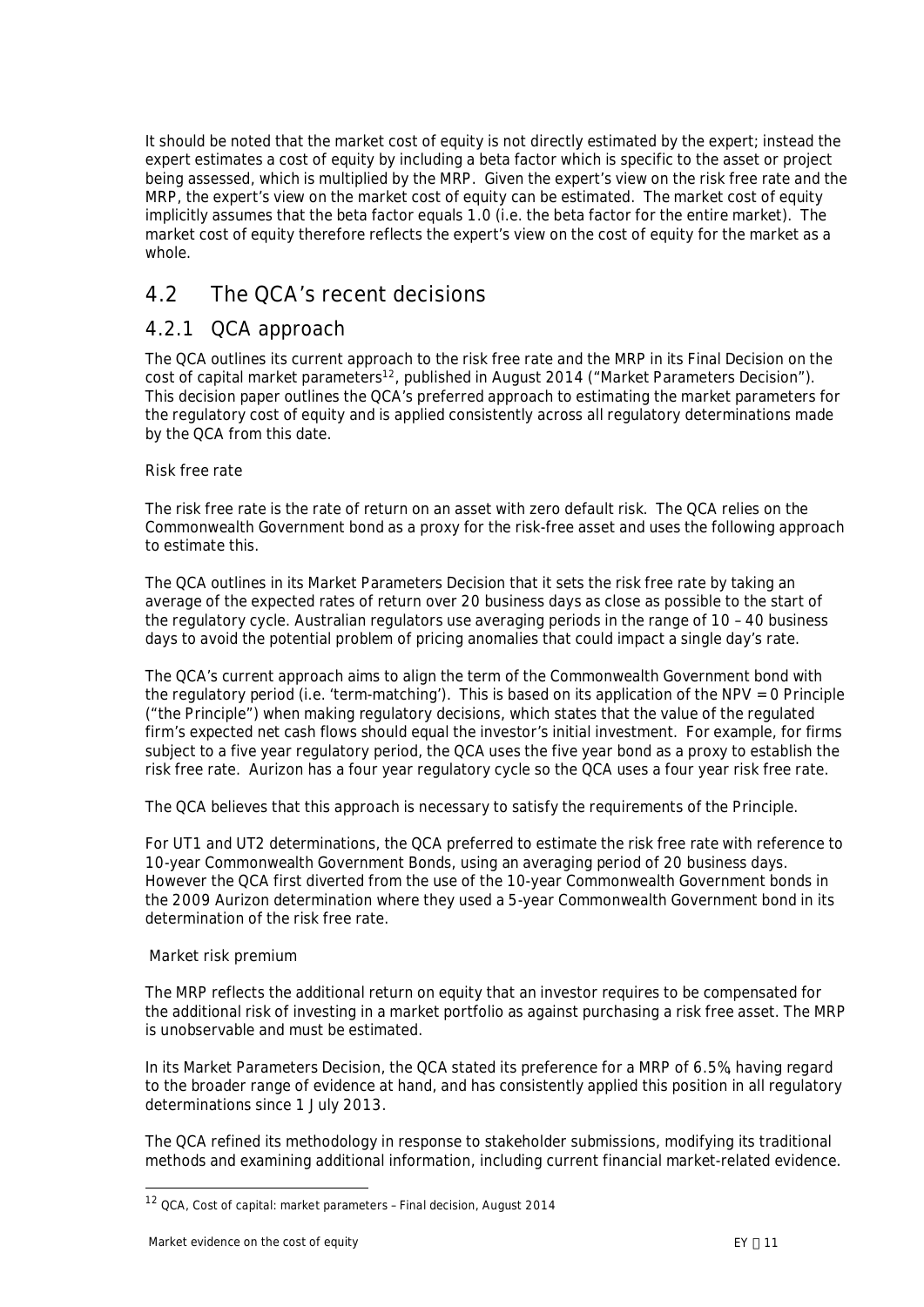It should be noted that the market cost of equity is not directly estimated by the expert; instead the expert estimates a cost of equity by including a beta factor which is specific to the asset or project being assessed, which is multiplied by the MRP. Given the expert's view on the risk free rate and the MRP, the expert's view on the market cost of equity can be estimated. The market cost of equity implicitly assumes that the beta factor equals 1.0 (i.e. the beta factor for the entire market). The market cost of equity therefore reflects the expert's view on the cost of equity for the market as a whole.

## 4.2 The QCA's recent decisions

### 4.2.1 QCA approach

The QCA outlines its current approach to the risk free rate and the MRP in its Final Decision on the cost of capital market parameters[12], published in August 2014 ("Market Parameters Decision"). This decision paper outlines the QCA's preferred approach to estimating the market parameters for the regulatory cost of equity and is applied consistently across all regulatory determinations made by the QCA from this date.

Risk free rate

The risk free rate is the rate of return on an asset with zero default risk. The QCA relies on the Commonwealth Government bond as a proxy for the risk-free asset and uses the following approach to estimate this.

The QCA outlines in its Market Parameters Decision that it sets the risk free rate by taking an average of the expected rates of return over 20 business days as close as possible to the start of the regulatory cycle. Australian regulators use averaging periods in the range of 10 – 40 business days to avoid the potential problem of pricing anomalies that could impact a single day's rate.

The QCA's current approach aims to align the term of the Commonwealth Government bond with the regulatory period (i.e. 'term-matching'). This is based on its application of the NPV = 0 Principle ("the Principle") when making regulatory decisions, which states that the value of the regulated firm's expected net cash flows should equal the investor's initial investment. For example, for firms subject to a five year regulatory period, the QCA uses the five year bond as a proxy to establish the risk free rate. Aurizon has a four year regulatory cycle so the QCA uses a four year risk free rate.

The QCA believes that this approach is necessary to satisfy the requirements of the Principle.

For UT1 and UT2 determinations, the QCA preferred to estimate the risk free rate with reference to 10-year Commonwealth Government Bonds, using an averaging period of 20 business days. However the QCA first diverted from the use of the 10-year Commonwealth Government bonds in the 2009 Aurizon determination where they used a 5-year Commonwealth Government bond in its determination of the risk free rate.

Market risk premium

The MRP reflects the additional return on equity that an investor requires to be compensated for the additional risk of investing in a market portfolio as against purchasing a risk free asset. The MRP is unobservable and must be estimated.

In its Market Parameters Decision, the QCA stated its preference for a MRP of 6.5%, having regard to the broader range of evidence at hand, and has consistently applied this position in all regulatory determinations since 1 July 2013.

The QCA refined its methodology in response to stakeholder submissions, modifying its traditional methods and examining additional information, including current financial market-related evidence.

[12] QCA, Cost of capital: market parameters – Final decision, August 2014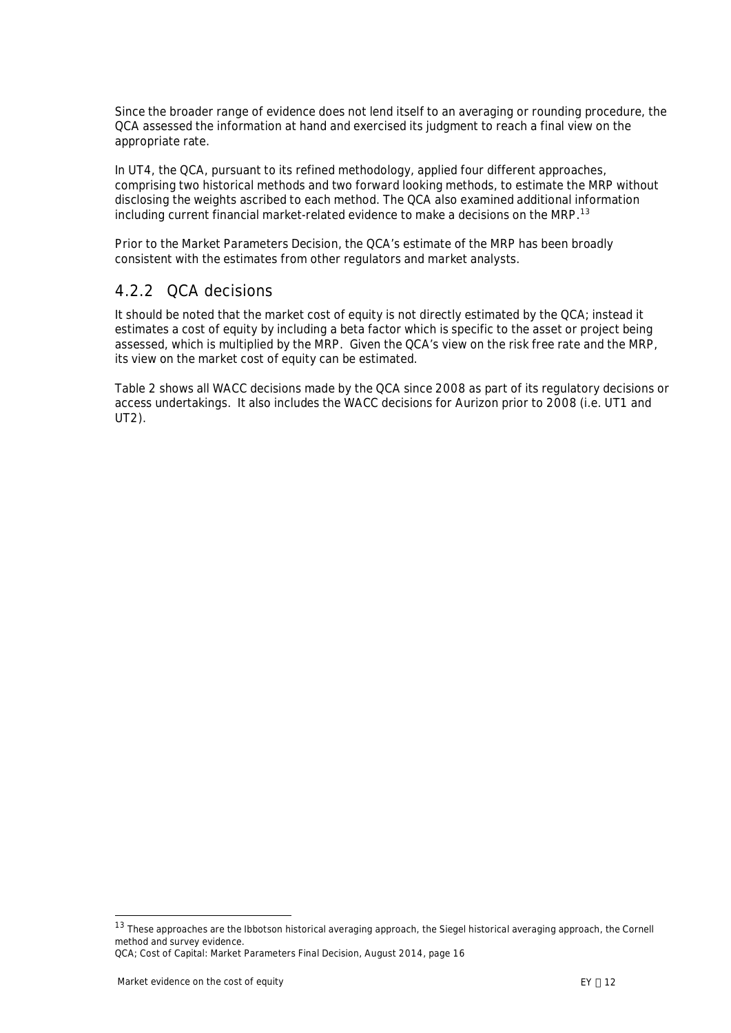Since the broader range of evidence does not lend itself to an averaging or rounding procedure, the QCA assessed the information at hand and exercised its judgment to reach a final view on the appropriate rate.

In UT4, the QCA, pursuant to its refined methodology, applied four different approaches, comprising two historical methods and two forward looking methods, to estimate the MRP without disclosing the weights ascribed to each method. The QCA also examined additional information including current financial market-related evidence to make a decisions on the MRP.[13]

Prior to the Market Parameters Decision, the QCA's estimate of the MRP has been broadly consistent with the estimates from other regulators and market analysts.

## 4.2.2 QCA decisions

It should be noted that the market cost of equity is not directly estimated by the QCA; instead it estimates a cost of equity by including a beta factor which is specific to the asset or project being assessed, which is multiplied by the MRP. Given the QCA's view on the risk free rate and the MRP, its view on the market cost of equity can be estimated.

Table 2 shows all WACC decisions made by the QCA since 2008 as part of its regulatory decisions or access undertakings. It also includes the WACC decisions for Aurizon prior to 2008 (i.e. UT1 and UT2).

[13] These approaches are the Ibbotson historical averaging approach, the Siegel historical averaging approach, the Cornell method and survey evidence.
QCA; Cost of Capital: Market Parameters Final Decision, August 2014, page 16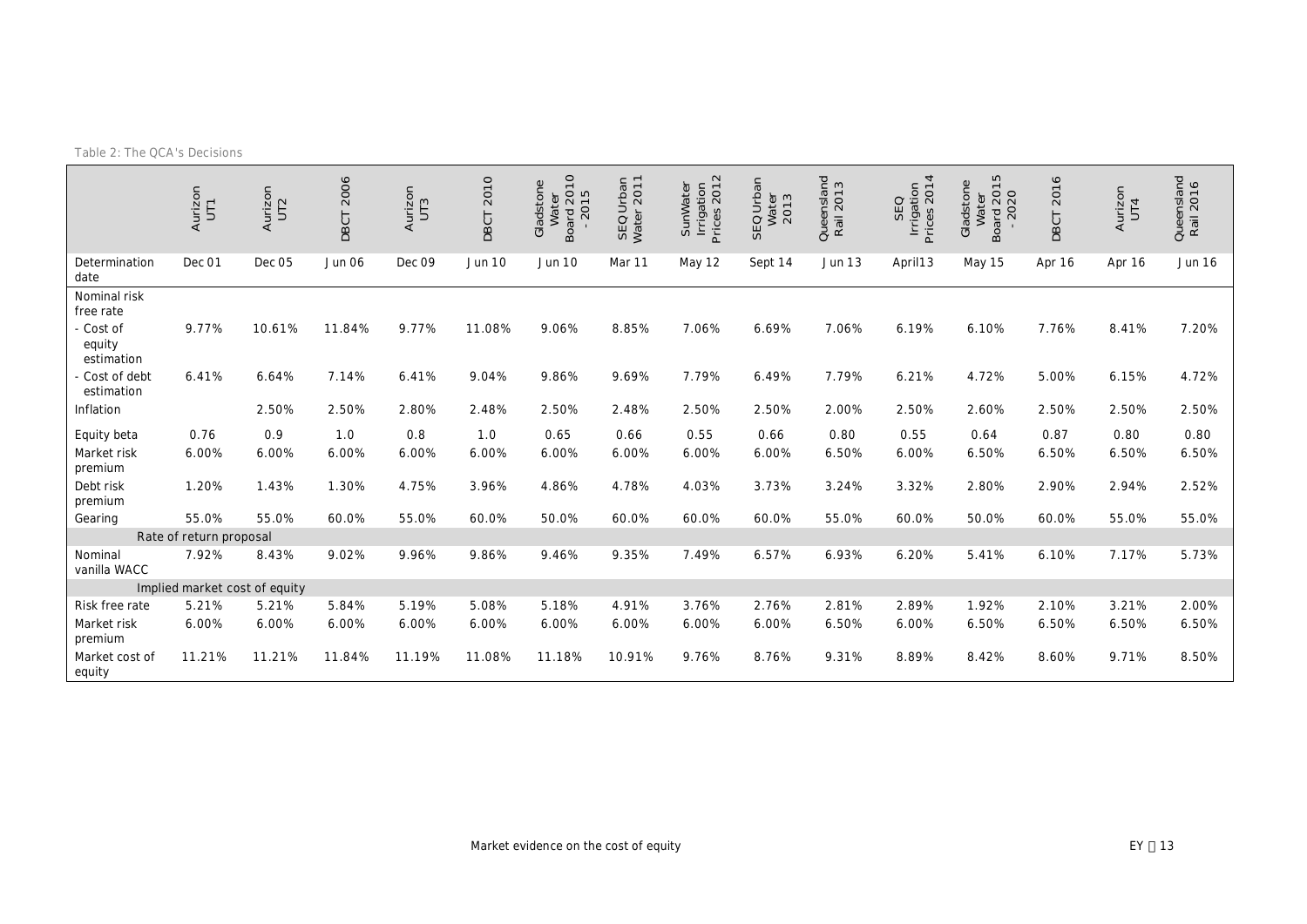Table 2: The QCA's Decisions

| | Aurizon UT1 | Aurizon UT2 | DBCT 2006 | Aurizon UT3 | DBCT 2010 | Gladstone Water Board 2010 - 2015 | SEQ Urban Water 2011 | SunWater Irrigation Prices 2012 | SEQ Urban Water 2013 | Queensland Rail 2013 | SEQ Irrigation Prices 2014 | Gladstone Water Board 2015 - 2020 | DBCT 2016 | Aurizon UT4 | Queensland Rail 2016 |
|---|---|---|---|---|---|---|---|---|---|---|---|---|---|---|---|
| Determination date | Dec 01 | Dec 05 | Jun 06 | Dec 09 | Jun 10 | Jun 10 | Mar 11 | May 12 | Sept 14 | Jun 13 | April13 | May 15 | Apr 16 | Apr 16 | Jun 16 |
| Nominal risk free rate | | | | | | | | | | | | | | | |
| - Cost of equity estimation | 9.77% | 10.61% | 11.84% | 9.77% | 11.08% | 9.06% | 8.85% | 7.06% | 6.69% | 7.06% | 6.19% | 6.10% | 7.76% | 8.41% | 7.20% |
| - Cost of debt estimation | 6.41% | 6.64% | 7.14% | 6.41% | 9.04% | 9.86% | 9.69% | 7.79% | 6.49% | 7.79% | 6.21% | 4.72% | 5.00% | 6.15% | 4.72% |
| Inflation | | 2.50% | 2.50% | 2.80% | 2.48% | 2.50% | 2.48% | 2.50% | 2.50% | 2.00% | 2.50% | 2.60% | 2.50% | 2.50% | 2.50% |
| Equity beta | 0.76 | 0.9 | 1.0 | 0.8 | 1.0 | 0.65 | 0.66 | 0.55 | 0.66 | 0.80 | 0.55 | 0.64 | 0.87 | 0.80 | 0.80 |
| Market risk premium | 6.00% | 6.00% | 6.00% | 6.00% | 6.00% | 6.00% | 6.00% | 6.00% | 6.00% | 6.50% | 6.00% | 6.50% | 6.50% | 6.50% | 6.50% |
| Debt risk premium | 1.20% | 1.43% | 1.30% | 4.75% | 3.96% | 4.86% | 4.78% | 4.03% | 3.73% | 3.24% | 3.32% | 2.80% | 2.90% | 2.94% | 2.52% |
| Gearing | 55.0% | 55.0% | 60.0% | 55.0% | 60.0% | 50.0% | 60.0% | 60.0% | 60.0% | 55.0% | 60.0% | 50.0% | 60.0% | 55.0% | 55.0% |
| Rate of return proposal | | | | | | | | | | | | | | | |
| Nominal vanilla WACC | 7.92% | 8.43% | 9.02% | 9.96% | 9.86% | 9.46% | 9.35% | 7.49% | 6.57% | 6.93% | 6.20% | 5.41% | 6.10% | 7.17% | 5.73% |
| Implied market cost of equity | | | | | | | | | | | | | | | |
| Risk free rate | 5.21% | 5.21% | 5.84% | 5.19% | 5.08% | 5.18% | 4.91% | 3.76% | 2.76% | 2.81% | 2.89% | 1.92% | 2.10% | 3.21% | 2.00% |
| Market risk premium | 6.00% | 6.00% | 6.00% | 6.00% | 6.00% | 6.00% | 6.00% | 6.00% | 6.00% | 6.50% | 6.00% | 6.50% | 6.50% | 6.50% | 6.50% |
| Market cost of equity | 11.21% | 11.21% | 11.84% | 11.19% | 11.08% | 11.18% | 10.91% | 9.76% | 8.76% | 9.31% | 8.89% | 8.42% | 8.60% | 9.71% | 8.50% |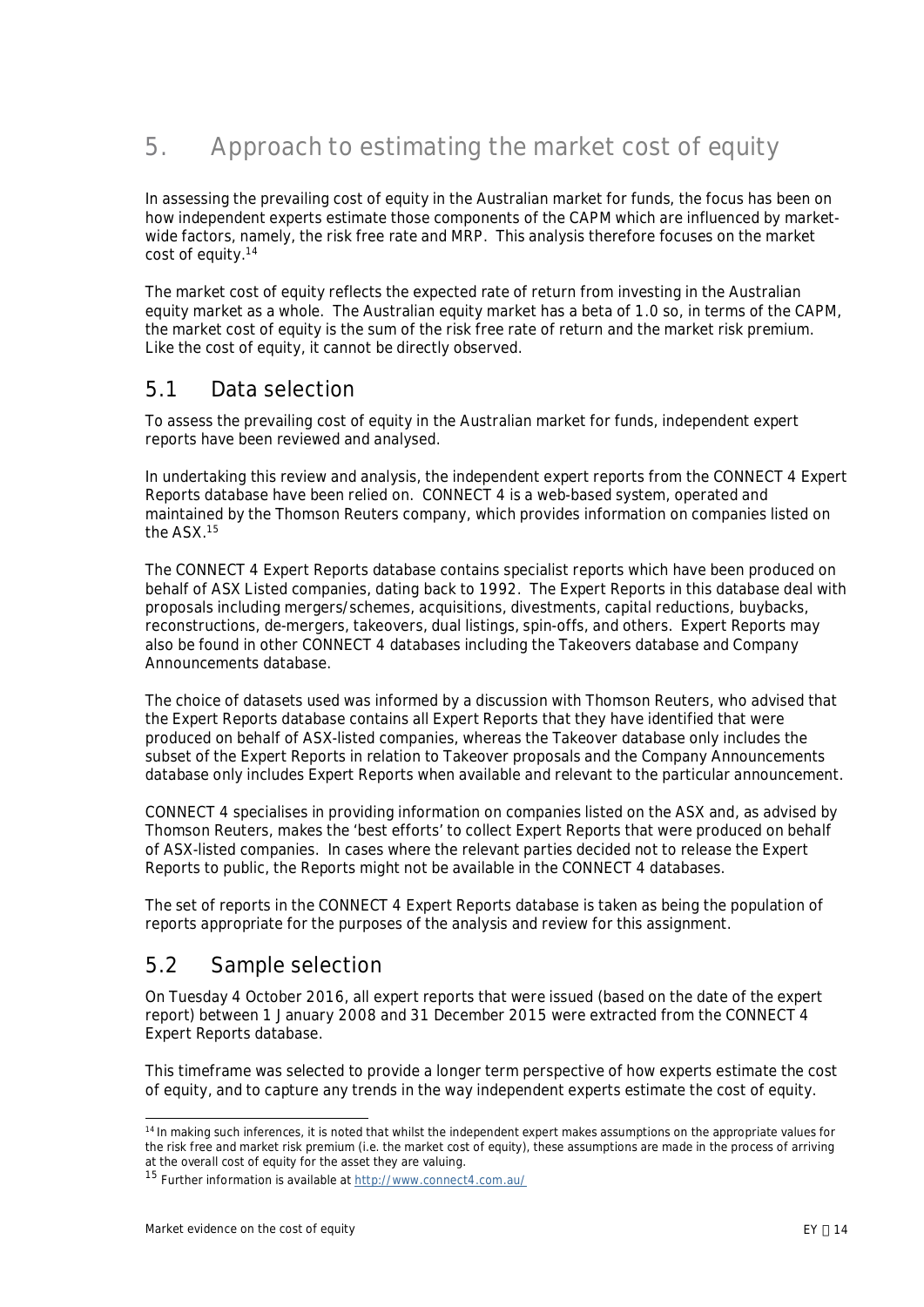# 5. Approach to estimating the market cost of equity

In assessing the prevailing cost of equity in the Australian market for funds, the focus has been on how independent experts estimate those components of the CAPM which are influenced by market-wide factors, namely, the risk free rate and MRP. This analysis therefore focuses on the market cost of equity.[14]

The market cost of equity reflects the expected rate of return from investing in the Australian equity market as a whole. The Australian equity market has a beta of 1.0 so, in terms of the CAPM, the market cost of equity is the sum of the risk free rate of return and the market risk premium. Like the cost of equity, it cannot be directly observed.

## 5.1 Data selection

To assess the prevailing cost of equity in the Australian market for funds, independent expert reports have been reviewed and analysed.

In undertaking this review and analysis, the independent expert reports from the CONNECT 4 Expert Reports database have been relied on. CONNECT 4 is a web-based system, operated and maintained by the Thomson Reuters company, which provides information on companies listed on the ASX.[15]

The CONNECT 4 Expert Reports database contains specialist reports which have been produced on behalf of ASX Listed companies, dating back to 1992. The Expert Reports in this database deal with proposals including mergers/schemes, acquisitions, divestments, capital reductions, buybacks, reconstructions, de-mergers, takeovers, dual listings, spin-offs, and others. Expert Reports may also be found in other CONNECT 4 databases including the Takeovers database and Company Announcements database.

The choice of datasets used was informed by a discussion with Thomson Reuters, who advised that the Expert Reports database contains all Expert Reports that they have identified that were produced on behalf of ASX-listed companies, whereas the Takeover database only includes the subset of the Expert Reports in relation to Takeover proposals and the Company Announcements database only includes Expert Reports when available and relevant to the particular announcement.

CONNECT 4 specialises in providing information on companies listed on the ASX and, as advised by Thomson Reuters, makes the 'best efforts' to collect Expert Reports that were produced on behalf of ASX-listed companies. In cases where the relevant parties decided not to release the Expert Reports to public, the Reports might not be available in the CONNECT 4 databases.

The set of reports in the CONNECT 4 Expert Reports database is taken as being the population of reports appropriate for the purposes of the analysis and review for this assignment.

## 5.2 Sample selection

On Tuesday 4 October 2016, all expert reports that were issued (based on the date of the expert report) between 1 January 2008 and 31 December 2015 were extracted from the CONNECT 4 Expert Reports database.

This timeframe was selected to provide a longer term perspective of how experts estimate the cost of equity, and to capture any trends in the way independent experts estimate the cost of equity.

---

[14] In making such inferences, it is noted that whilst the independent expert makes assumptions on the appropriate values for the risk free and market risk premium (i.e. the market cost of equity), these assumptions are made in the process of arriving at the overall cost of equity for the asset they are valuing.

[15] Further information is available at http://www.connect4.com.au/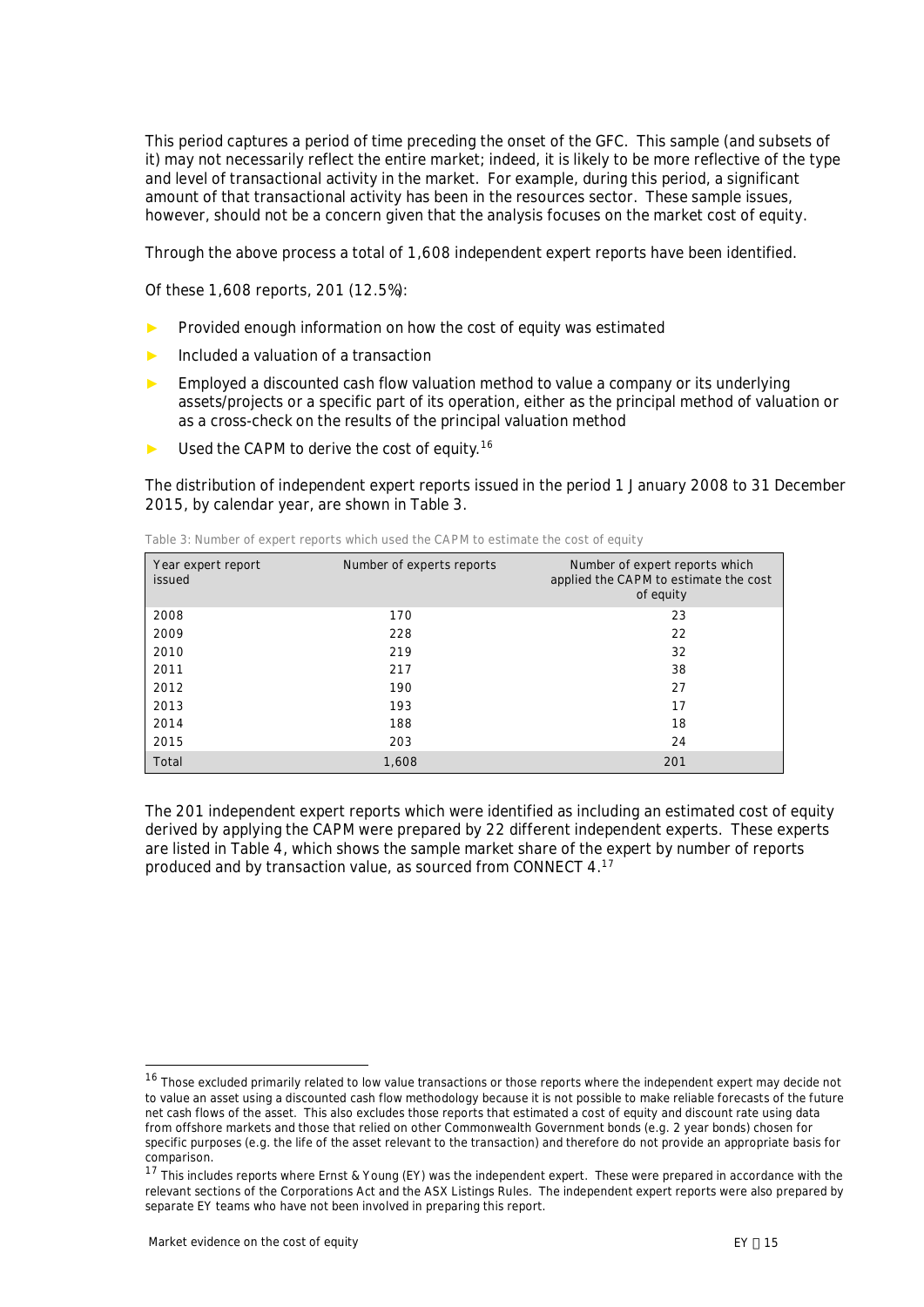This period captures a period of time preceding the onset of the GFC. This sample (and subsets of it) may not necessarily reflect the entire market; indeed, it is likely to be more reflective of the type and level of transactional activity in the market. For example, during this period, a significant amount of that transactional activity has been in the resources sector. These sample issues, however, should not be a concern given that the analysis focuses on the market cost of equity.

Through the above process a total of 1,608 independent expert reports have been identified.

Of these 1,608 reports, 201 (12.5%):

- Provided enough information on how the cost of equity was estimated
- Included a valuation of a transaction
- Employed a discounted cash flow valuation method to value a company or its underlying assets/projects or a specific part of its operation, either as the principal method of valuation or as a cross-check on the results of the principal valuation method
- Used the CAPM to derive the cost of equity.[16]

The distribution of independent expert reports issued in the period 1 January 2008 to 31 December 2015, by calendar year, are shown in Table 3.

Table 3: Number of expert reports which used the CAPM to estimate the cost of equity

| Year expert report issued | Number of experts reports | Number of expert reports which applied the CAPM to estimate the cost of equity |
|---|---|---|
| 2008 | 170 | 23 |
| 2009 | 228 | 22 |
| 2010 | 219 | 32 |
| 2011 | 217 | 38 |
| 2012 | 190 | 27 |
| 2013 | 193 | 17 |
| 2014 | 188 | 18 |
| 2015 | 203 | 24 |
| Total | 1,608 | 201 |

The 201 independent expert reports which were identified as including an estimated cost of equity derived by applying the CAPM were prepared by 22 different independent experts. These experts are listed in Table 4, which shows the sample market share of the expert by number of reports produced and by transaction value, as sourced from CONNECT 4.[17]

[16] Those excluded primarily related to low value transactions or those reports where the independent expert may decide not to value an asset using a discounted cash flow methodology because it is not possible to make reliable forecasts of the future net cash flows of the asset. This also excludes those reports that estimated a cost of equity and discount rate using data from offshore markets and those that relied on other Commonwealth Government bonds (e.g. 2 year bonds) chosen for specific purposes (e.g. the life of the asset relevant to the transaction) and therefore do not provide an appropriate basis for comparison.

[17] This includes reports where Ernst & Young (EY) was the independent expert. These were prepared in accordance with the relevant sections of the Corporations Act and the ASX Listings Rules. The independent expert reports were also prepared by separate EY teams who have not been involved in preparing this report.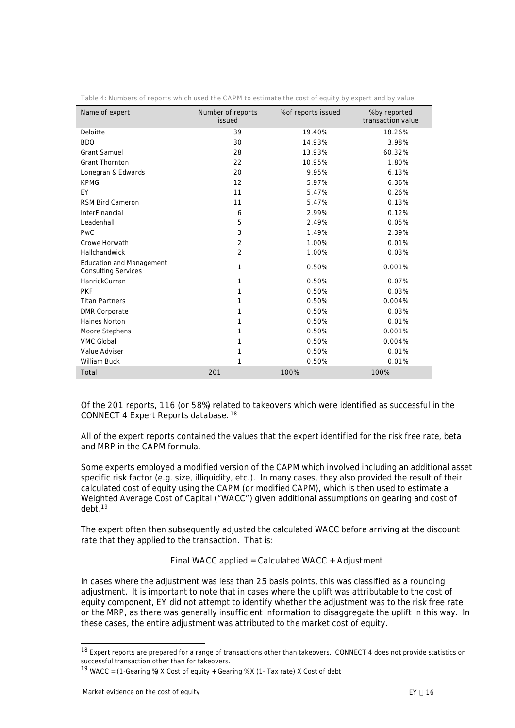Table 4: Numbers of reports which used the CAPM to estimate the cost of equity by expert and by value

| Name of expert | Number of reports issued | % of reports issued | % by reported transaction value |
|---|---|---|---|
| Deloitte | 39 | 19.40% | 18.26% |
| BDO | 30 | 14.93% | 3.98% |
| Grant Samuel | 28 | 13.93% | 60.32% |
| Grant Thornton | 22 | 10.95% | 1.80% |
| Lonegran & Edwards | 20 | 9.95% | 6.13% |
| KPMG | 12 | 5.97% | 6.36% |
| EY | 11 | 5.47% | 0.26% |
| RSM Bird Cameron | 11 | 5.47% | 0.13% |
| InterFinancial | 6 | 2.99% | 0.12% |
| Leadenhall | 5 | 2.49% | 0.05% |
| PwC | 3 | 1.49% | 2.39% |
| Crowe Horwath | 2 | 1.00% | 0.01% |
| Hallchandwick | 2 | 1.00% | 0.03% |
| Education and Management Consulting Services | 1 | 0.50% | 0.001% |
| HanrickCurran | 1 | 0.50% | 0.07% |
| PKF | 1 | 0.50% | 0.03% |
| Titan Partners | 1 | 0.50% | 0.004% |
| DMR Corporate | 1 | 0.50% | 0.03% |
| Haines Norton | 1 | 0.50% | 0.01% |
| Moore Stephens | 1 | 0.50% | 0.001% |
| VMC Global | 1 | 0.50% | 0.004% |
| Value Adviser | 1 | 0.50% | 0.01% |
| William Buck | 1 | 0.50% | 0.01% |
| Total | 201 | 100% | 100% |

Of the 201 reports, 116 (or 58%) related to takeovers which were identified as successful in the CONNECT 4 Expert Reports database.[18]

All of the expert reports contained the values that the expert identified for the risk free rate, beta and MRP in the CAPM formula.

Some experts employed a modified version of the CAPM which involved including an additional asset specific risk factor (e.g. size, illiquidity, etc.). In many cases, they also provided the result of their calculated cost of equity using the CAPM (or modified CAPM), which is then used to estimate a Weighted Average Cost of Capital ("WACC") given additional assumptions on gearing and cost of debt.[19]

The expert often then subsequently adjusted the calculated WACC before arriving at the discount rate that they applied to the transaction. That is:

$$\text{Final WACC applied} = \text{Calculated WACC} + \text{Adjustment}$$

In cases where the adjustment was less than 25 basis points, this was classified as a rounding adjustment. It is important to note that in cases where the uplift was attributable to the cost of equity component, EY did not attempt to identify whether the adjustment was to the risk free rate or the MRP, as there was generally insufficient information to disaggregate the uplift in this way. In these cases, the entire adjustment was attributed to the market cost of equity.

[18] Expert reports are prepared for a range of transactions other than takeovers. CONNECT 4 does not provide statistics on successful transaction other than for takeovers.

[19] WACC = (1-Gearing %) X Cost of equity + Gearing % X (1- Tax rate) X Cost of debt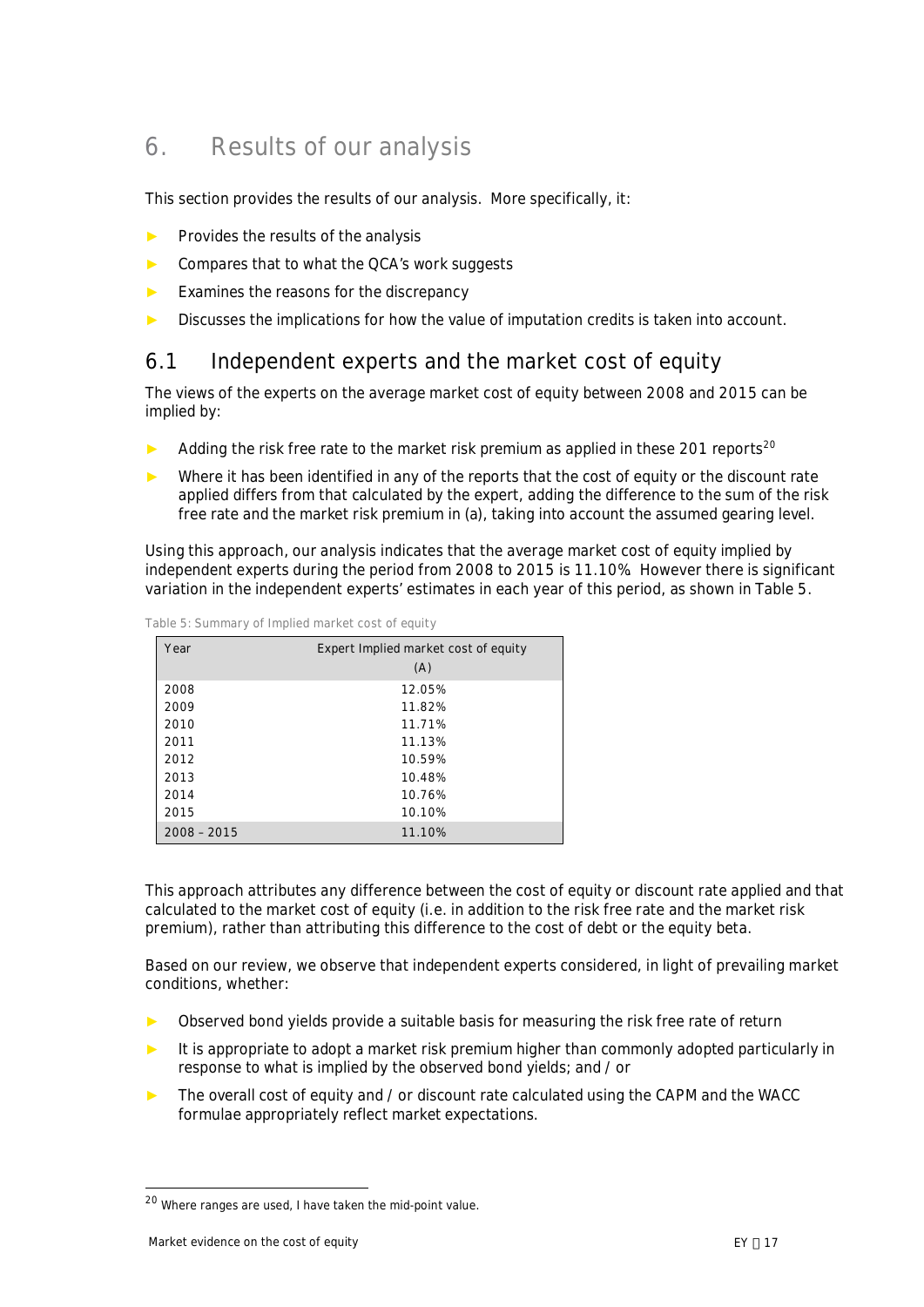# 6. Results of our analysis

This section provides the results of our analysis. More specifically, it:

- Provides the results of the analysis
- Compares that to what the QCA's work suggests
- Examines the reasons for the discrepancy
- Discusses the implications for how the value of imputation credits is taken into account.

## 6.1 Independent experts and the market cost of equity

The views of the experts on the average market cost of equity between 2008 and 2015 can be implied by:

- Adding the risk free rate to the market risk premium as applied in these 201 reports[20]
- Where it has been identified in any of the reports that the cost of equity or the discount rate applied differs from that calculated by the expert, adding the difference to the sum of the risk free rate and the market risk premium in (a), taking into account the assumed gearing level.

Using this approach, our analysis indicates that the average market cost of equity implied by independent experts during the period from 2008 to 2015 is 11.10%. However there is significant variation in the independent experts' estimates in each year of this period, as shown in Table 5.

Table 5: Summary of Implied market cost of equity

| Year | Expert Implied market cost of equity (A) |
|---|---|
| 2008 | 12.05% |
| 2009 | 11.82% |
| 2010 | 11.71% |
| 2011 | 11.13% |
| 2012 | 10.59% |
| 2013 | 10.48% |
| 2014 | 10.76% |
| 2015 | 10.10% |
| 2008 – 2015 | 11.10% |

This approach attributes any difference between the cost of equity or discount rate applied and that calculated to the market cost of equity (i.e. in addition to the risk free rate and the market risk premium), rather than attributing this difference to the cost of debt or the equity beta.

Based on our review, we observe that independent experts considered, in light of prevailing market conditions, whether:

- Observed bond yields provide a suitable basis for measuring the risk free rate of return
- It is appropriate to adopt a market risk premium higher than commonly adopted particularly in response to what is implied by the observed bond yields; and / or
- The overall cost of equity and / or discount rate calculated using the CAPM and the WACC formulae appropriately reflect market expectations.

[20] Where ranges are used, I have taken the mid-point value.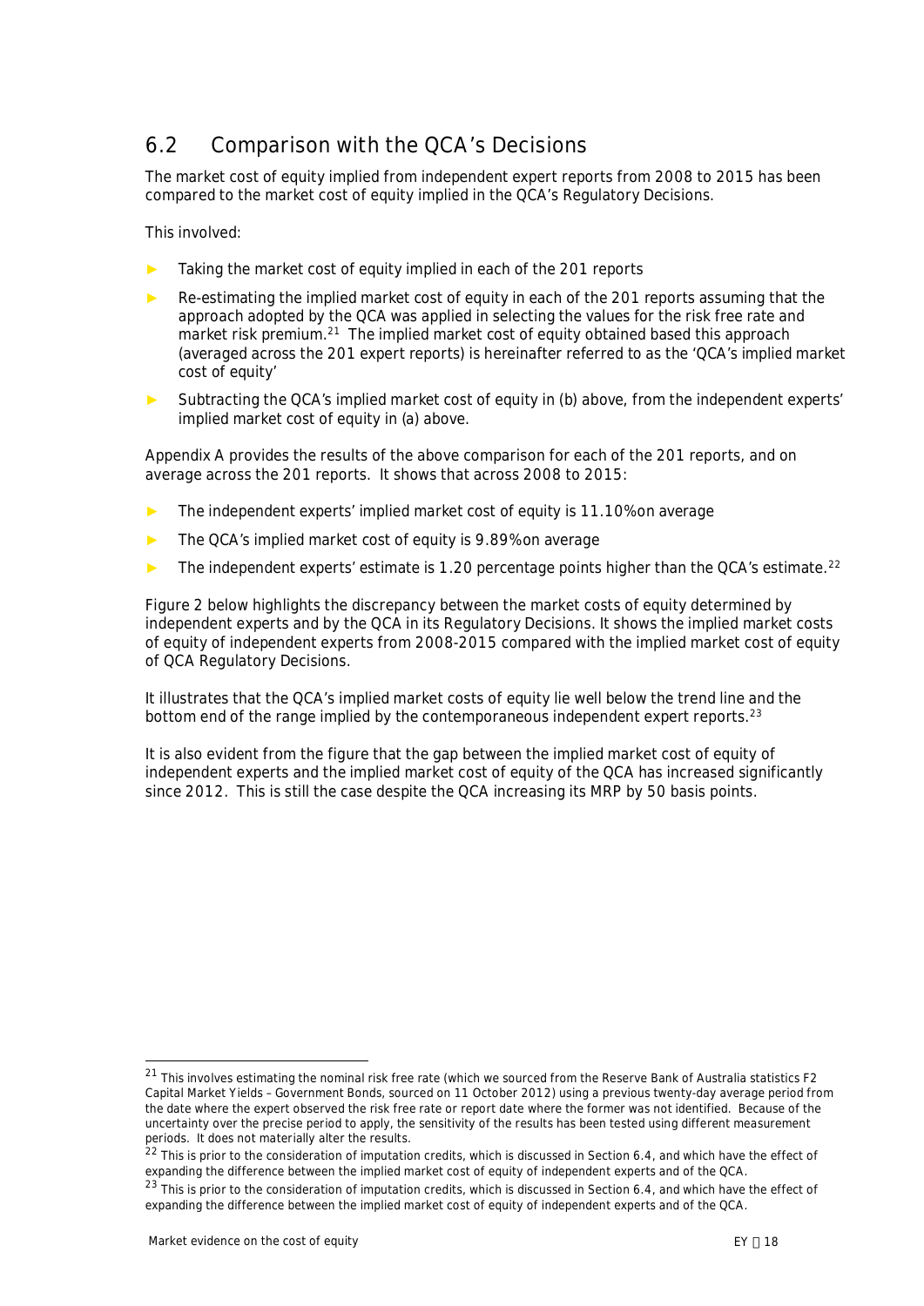## 6.2 Comparison with the QCA's Decisions

The market cost of equity implied from independent expert reports from 2008 to 2015 has been compared to the market cost of equity implied in the QCA's Regulatory Decisions.

This involved:

- Taking the market cost of equity implied in each of the 201 reports
- Re-estimating the implied market cost of equity in each of the 201 reports assuming that the approach adopted by the QCA was applied in selecting the values for the risk free rate and market risk premium.[21] The implied market cost of equity obtained based this approach (averaged across the 201 expert reports) is hereinafter referred to as the 'QCA's implied market cost of equity'
- Subtracting the QCA's implied market cost of equity in (b) above, from the independent experts' implied market cost of equity in (a) above.

Appendix A provides the results of the above comparison for each of the 201 reports, and on average across the 201 reports. It shows that across 2008 to 2015:

- The independent experts' implied market cost of equity is 11.10% on average
- The QCA's implied market cost of equity is 9.89% on average
- The independent experts' estimate is 1.20 percentage points higher than the QCA's estimate.[22]

Figure 2 below highlights the discrepancy between the market costs of equity determined by independent experts and by the QCA in its Regulatory Decisions. It shows the implied market costs of equity of independent experts from 2008-2015 compared with the implied market cost of equity of QCA Regulatory Decisions.

It illustrates that the QCA's implied market costs of equity lie well below the trend line and the bottom end of the range implied by the contemporaneous independent expert reports.[23]

It is also evident from the figure that the gap between the implied market cost of equity of independent experts and the implied market cost of equity of the QCA has increased significantly since 2012. This is still the case despite the QCA increasing its MRP by 50 basis points.

---

[21] This involves estimating the nominal risk free rate (which we sourced from the Reserve Bank of Australia statistics F2 Capital Market Yields – Government Bonds, sourced on 11 October 2012) using a previous twenty-day average period from the date where the expert observed the risk free rate or report date where the former was not identified. Because of the uncertainty over the precise period to apply, the sensitivity of the results has been tested using different measurement periods. It does not materially alter the results.

[22] This is prior to the consideration of imputation credits, which is discussed in Section 6.4, and which have the effect of expanding the difference between the implied market cost of equity of independent experts and of the QCA.

[23] This is prior to the consideration of imputation credits, which is discussed in Section 6.4, and which have the effect of expanding the difference between the implied market cost of equity of independent experts and of the QCA.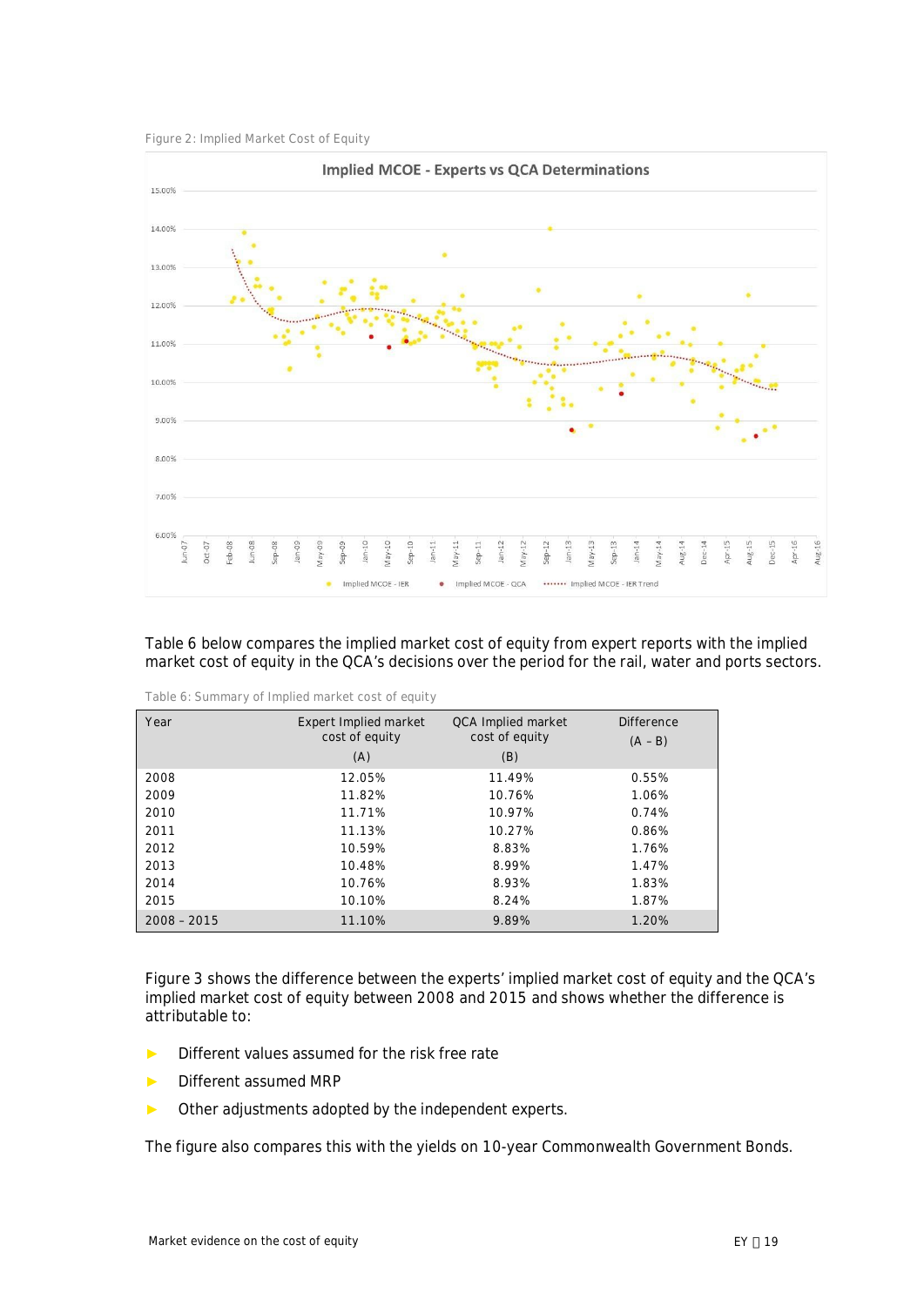Figure 2: Implied Market Cost of Equity

Table 6 below compares the implied market cost of equity from expert reports with the implied market cost of equity in the QCA's decisions over the period for the rail, water and ports sectors.

Table 6: Summary of Implied market cost of equity

| Year | Expert Implied market cost of equity (A) | QCA Implied market cost of equity (B) | Difference (A – B) |
|---|---|---|---|
| 2008 | 12.05% | 11.49% | 0.55% |
| 2009 | 11.82% | 10.76% | 1.06% |
| 2010 | 11.71% | 10.97% | 0.74% |
| 2011 | 11.13% | 10.27% | 0.86% |
| 2012 | 10.59% | 8.83% | 1.76% |
| 2013 | 10.48% | 8.99% | 1.47% |
| 2014 | 10.76% | 8.93% | 1.83% |
| 2015 | 10.10% | 8.24% | 1.87% |
| 2008 – 2015 | 11.10% | 9.89% | 1.20% |

Figure 3 shows the difference between the experts' implied market cost of equity and the QCA's implied market cost of equity between 2008 and 2015 and shows whether the difference is attributable to:

- Different values assumed for the risk free rate
- Different assumed MRP
- Other adjustments adopted by the independent experts.

The figure also compares this with the yields on 10-year Commonwealth Government Bonds.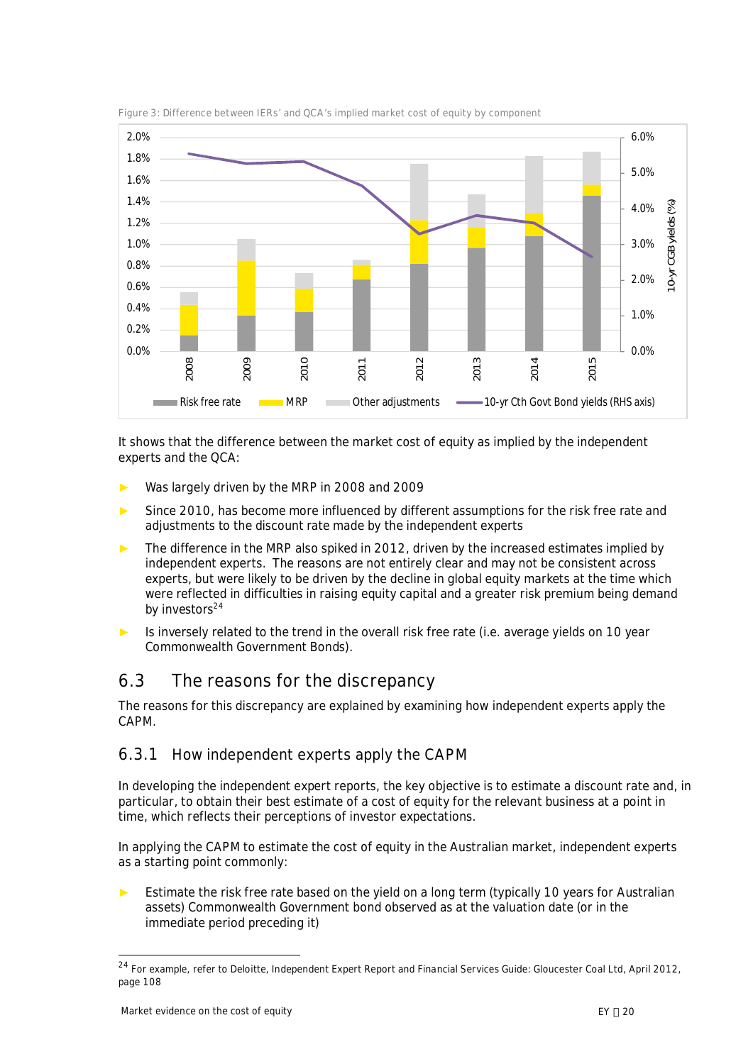Figure 3: Difference between IERs' and QCA's implied market cost of equity by component

It shows that the difference between the market cost of equity as implied by the independent experts and the QCA:

- Was largely driven by the MRP in 2008 and 2009
- Since 2010, has become more influenced by different assumptions for the risk free rate and adjustments to the discount rate made by the independent experts
- The difference in the MRP also spiked in 2012, driven by the increased estimates implied by independent experts. The reasons are not entirely clear and may not be consistent across experts, but were likely to be driven by the decline in global equity markets at the time which were reflected in difficulties in raising equity capital and a greater risk premium being demand by investors[24]
- Is inversely related to the trend in the overall risk free rate (i.e. average yields on 10 year Commonwealth Government Bonds).

## 6.3 The reasons for the discrepancy

The reasons for this discrepancy are explained by examining how independent experts apply the CAPM.

### 6.3.1 How independent experts apply the CAPM

In developing the independent expert reports, the key objective is to estimate a discount rate and, in particular, to obtain their best estimate of a cost of equity for the relevant business at a point in time, which reflects their perceptions of investor expectations.

In applying the CAPM to estimate the cost of equity in the Australian market, independent experts as a starting point commonly:

- Estimate the risk free rate based on the yield on a long term (typically 10 years for Australian assets) Commonwealth Government bond observed as at the valuation date (or in the immediate period preceding it)

[24] For example, refer to Deloitte, Independent Expert Report and Financial Services Guide: Gloucester Coal Ltd, April 2012, page 108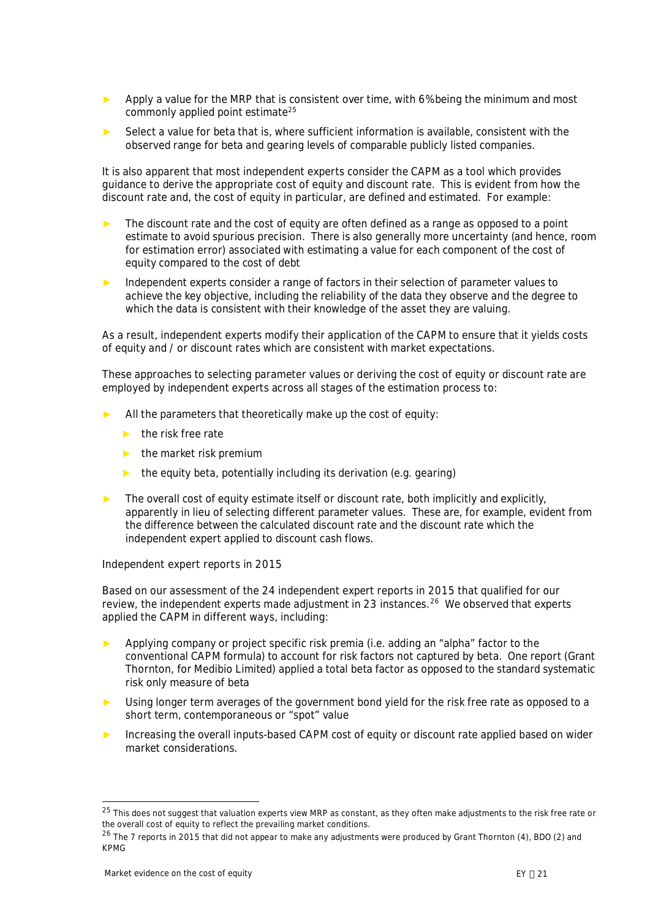- Apply a value for the MRP that is consistent over time, with 6% being the minimum and most commonly applied point estimate[25]
- Select a value for beta that is, where sufficient information is available, consistent with the observed range for beta and gearing levels of comparable publicly listed companies.

It is also apparent that most independent experts consider the CAPM as a tool which provides guidance to derive the appropriate cost of equity and discount rate. This is evident from how the discount rate and, the cost of equity in particular, are defined and estimated. For example:

- The discount rate and the cost of equity are often defined as a range as opposed to a point estimate to avoid spurious precision. There is also generally more uncertainty (and hence, room for estimation error) associated with estimating a value for each component of the cost of equity compared to the cost of debt
- Independent experts consider a range of factors in their selection of parameter values to achieve the key objective, including the reliability of the data they observe and the degree to which the data is consistent with their knowledge of the asset they are valuing.

As a result, independent experts modify their application of the CAPM to ensure that it yields costs of equity and / or discount rates which are consistent with market expectations.

These approaches to selecting parameter values or deriving the cost of equity or discount rate are employed by independent experts across all stages of the estimation process to:

- All the parameters that theoretically make up the cost of equity:
  - the risk free rate
  - the market risk premium
  - the equity beta, potentially including its derivation (e.g. gearing)
- The overall cost of equity estimate itself or discount rate, both implicitly and explicitly, apparently in lieu of selecting different parameter values. These are, for example, evident from the difference between the calculated discount rate and the discount rate which the independent expert applied to discount cash flows.

*Independent expert reports in 2015*

Based on our assessment of the 24 independent expert reports in 2015 that qualified for our review, the independent experts made adjustment in 23 instances.[26] We observed that experts applied the CAPM in different ways, including:

- Applying company or project specific risk premia (i.e. adding an "alpha" factor to the conventional CAPM formula) to account for risk factors not captured by beta. One report (Grant Thornton, for Medibio Limited) applied a total beta factor as opposed to the standard systematic risk only measure of beta
- Using longer term averages of the government bond yield for the risk free rate as opposed to a short term, contemporaneous or "spot" value
- Increasing the overall inputs-based CAPM cost of equity or discount rate applied based on wider market considerations.

---

[25] This does not suggest that valuation experts view MRP as constant, as they often make adjustments to the risk free rate or the overall cost of equity to reflect the prevailing market conditions.

[26] The 7 reports in 2015 that did not appear to make any adjustments were produced by Grant Thornton (4), BDO (2) and KPMG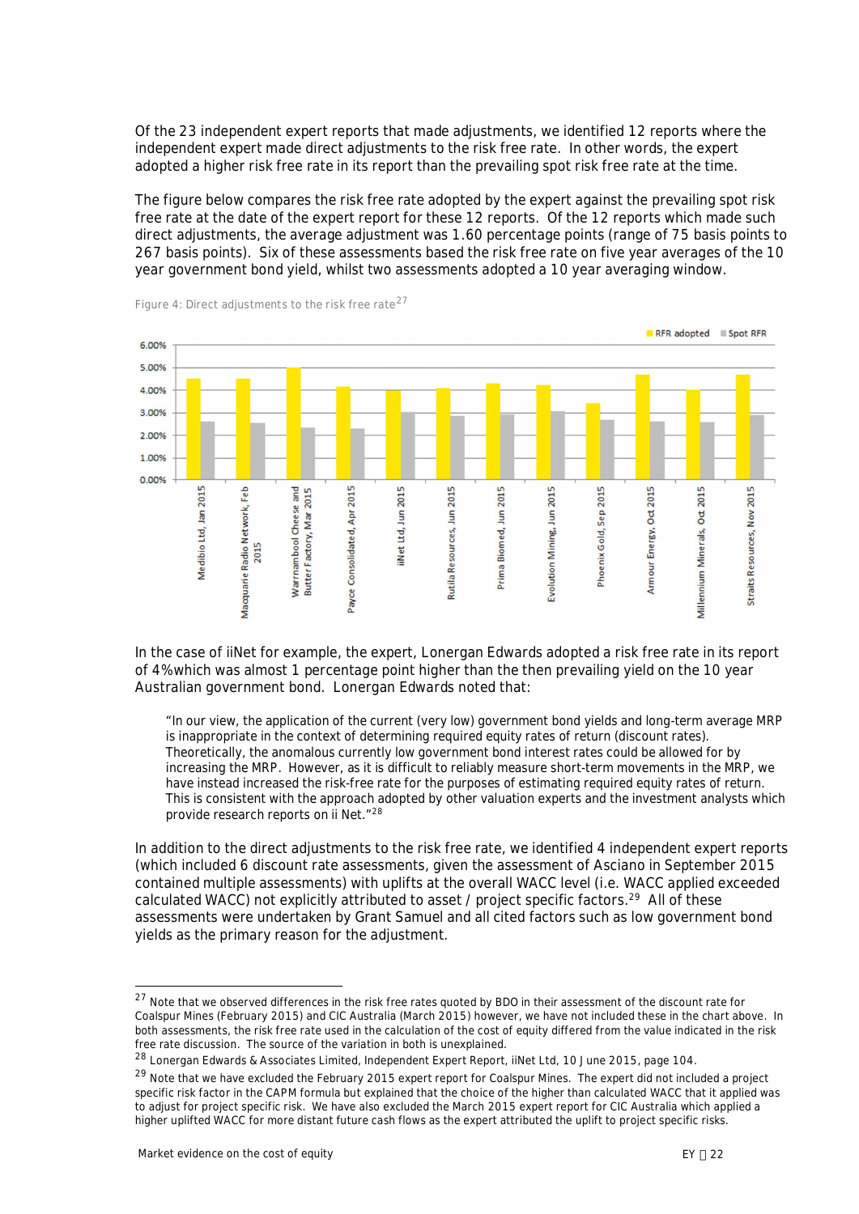Of the 23 independent expert reports that made adjustments, we identified 12 reports where the independent expert made direct adjustments to the risk free rate. In other words, the expert adopted a higher risk free rate in its report than the prevailing spot risk free rate at the time.

The figure below compares the risk free rate adopted by the expert against the prevailing spot risk free rate at the date of the expert report for these 12 reports. Of the 12 reports which made such direct adjustments, the average adjustment was 1.60 percentage points (range of 75 basis points to 267 basis points). Six of these assessments based the risk free rate on five year averages of the 10 year government bond yield, whilst two assessments adopted a 10 year averaging window.

Figure 4: Direct adjustments to the risk free rate[27]

In the case of iiNet for example, the expert, Lonergan Edwards adopted a risk free rate in its report of 4% which was almost 1 percentage point higher than the then prevailing yield on the 10 year Australian government bond. Lonergan Edwards noted that:

> "In our view, the application of the current (very low) government bond yields and long-term average MRP is inappropriate in the context of determining required equity rates of return (discount rates). Theoretically, the anomalous currently low government bond interest rates could be allowed for by increasing the MRP. However, as it is difficult to reliably measure short-term movements in the MRP, we have instead increased the risk-free rate for the purposes of estimating required equity rates of return. This is consistent with the approach adopted by other valuation experts and the investment analysts which provide research reports on ii Net."[28]

In addition to the direct adjustments to the risk free rate, we identified 4 independent expert reports (which included 6 discount rate assessments, given the assessment of Asciano in September 2015 contained multiple assessments) with uplifts at the overall WACC level (i.e. WACC applied exceeded calculated WACC) not explicitly attributed to asset / project specific factors.[29] All of these assessments were undertaken by Grant Samuel and all cited factors such as low government bond yields as the primary reason for the adjustment.

---

[27] Note that we observed differences in the risk free rates quoted by BDO in their assessment of the discount rate for Coalspur Mines (February 2015) and CIC Australia (March 2015) however, we have not included these in the chart above. In both assessments, the risk free rate used in the calculation of the cost of equity differed from the value indicated in the risk free rate discussion. The source of the variation in both is unexplained.

[28] Lonergan Edwards & Associates Limited, Independent Expert Report, iiNet Ltd, 10 June 2015, page 104.

[29] Note that we have excluded the February 2015 expert report for Coalspur Mines. The expert did not included a project specific risk factor in the CAPM formula but explained that the choice of the higher than calculated WACC that it applied was to adjust for project specific risk. We have also excluded the March 2015 expert report for CIC Australia which applied a higher uplifted WACC for more distant future cash flows as the expert attributed the uplift to project specific risks.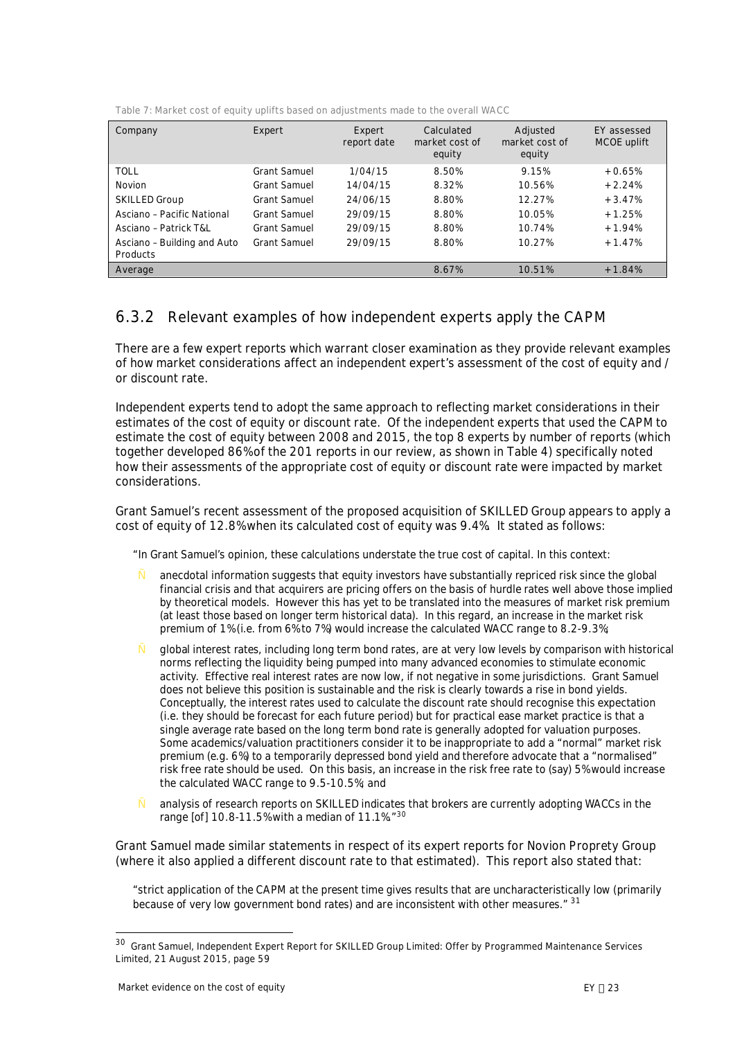Table 7: Market cost of equity uplifts based on adjustments made to the overall WACC

| Company | Expert | Expert report date | Calculated market cost of equity | Adjusted market cost of equity | EY assessed MCOE uplift |
|---|---|---|---|---|---|
| TOLL | Grant Samuel | 1/04/15 | 8.50% | 9.15% | +0.65% |
| Novion | Grant Samuel | 14/04/15 | 8.32% | 10.56% | +2.24% |
| SKILLED Group | Grant Samuel | 24/06/15 | 8.80% | 12.27% | +3.47% |
| Asciano – Pacific National | Grant Samuel | 29/09/15 | 8.80% | 10.05% | +1.25% |
| Asciano – Patrick T&L | Grant Samuel | 29/09/15 | 8.80% | 10.74% | +1.94% |
| Asciano – Building and Auto Products | Grant Samuel | 29/09/15 | 8.80% | 10.27% | +1.47% |
| Average | | | 8.67% | 10.51% | +1.84% |

## 6.3.2 Relevant examples of how independent experts apply the CAPM

There are a few expert reports which warrant closer examination as they provide relevant examples of how market considerations affect an independent expert's assessment of the cost of equity and / or discount rate.

Independent experts tend to adopt the same approach to reflecting market considerations in their estimates of the cost of equity or discount rate. Of the independent experts that used the CAPM to estimate the cost of equity between 2008 and 2015, the top 8 experts by number of reports (which together developed 86% of the 201 reports in our review, as shown in Table 4) specifically noted how their assessments of the appropriate cost of equity or discount rate were impacted by market considerations.

Grant Samuel's recent assessment of the proposed acquisition of SKILLED Group appears to apply a cost of equity of 12.8% when its calculated cost of equity was 9.4%. It stated as follows:

> "In Grant Samuel's opinion, these calculations understate the true cost of capital. In this context:
>
> - anecdotal information suggests that equity investors have substantially repriced risk since the global financial crisis and that acquirers are pricing offers on the basis of hurdle rates well above those implied by theoretical models. However this has yet to be translated into the measures of market risk premium (at least those based on longer term historical data). In this regard, an increase in the market risk premium of 1% (i.e. from 6% to 7%) would increase the calculated WACC range to 8.2-9.3%;
> - global interest rates, including long term bond rates, are at very low levels by comparison with historical norms reflecting the liquidity being pumped into many advanced economies to stimulate economic activity. Effective real interest rates are now low, if not negative in some jurisdictions. Grant Samuel does not believe this position is sustainable and the risk is clearly towards a rise in bond yields. Conceptually, the interest rates used to calculate the discount rate should recognise this expectation (i.e. they should be forecast for each future period) but for practical ease market practice is that a single average rate based on the long term bond rate is generally adopted for valuation purposes. Some academics/valuation practitioners consider it to be inappropriate to add a "normal" market risk premium (e.g. 6%) to a temporarily depressed bond yield and therefore advocate that a "normalised" risk free rate should be used. On this basis, an increase in the risk free rate to (say) 5% would increase the calculated WACC range to 9.5-10.5%; and
> - analysis of research reports on SKILLED indicates that brokers are currently adopting WACCs in the range [of] 10.8-11.5% with a median of 11.1%."[30]

Grant Samuel made similar statements in respect of its expert reports for Novion Proprety Group (where it also applied a different discount rate to that estimated). This report also stated that:

> "strict application of the CAPM at the present time gives results that are uncharacteristically low (primarily because of very low government bond rates) and are inconsistent with other measures." [31]

---

[30] Grant Samuel, Independent Expert Report for SKILLED Group Limited: Offer by Programmed Maintenance Services Limited, 21 August 2015, page 59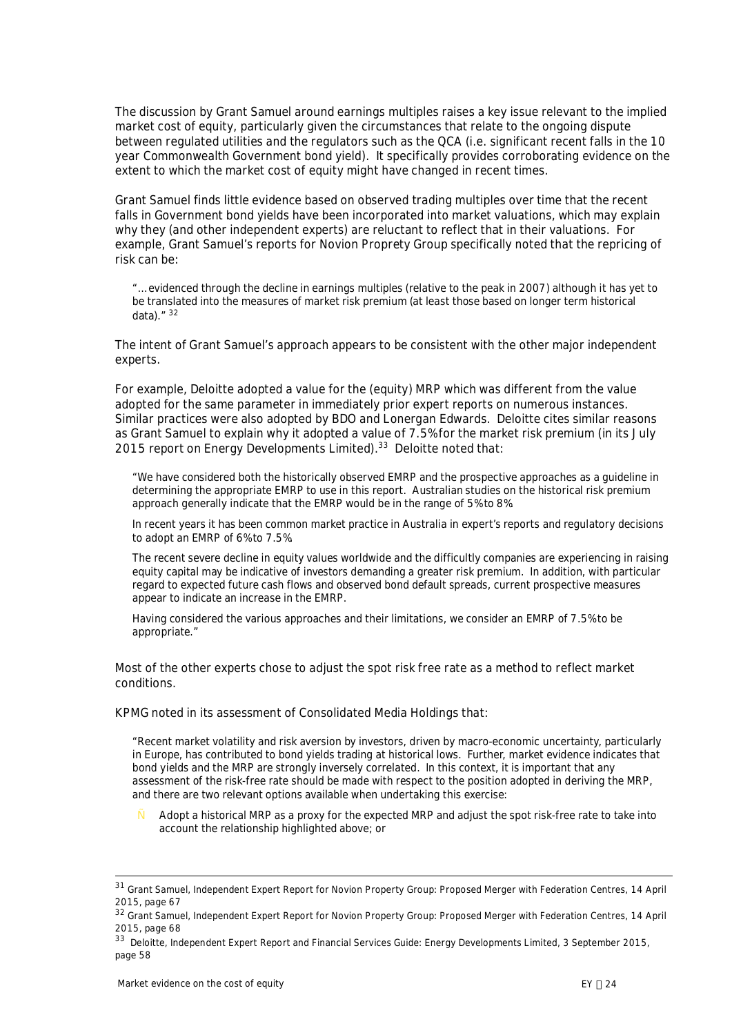The discussion by Grant Samuel around earnings multiples raises a key issue relevant to the implied market cost of equity, particularly given the circumstances that relate to the ongoing dispute between regulated utilities and the regulators such as the QCA (i.e. significant recent falls in the 10 year Commonwealth Government bond yield). It specifically provides corroborating evidence on the extent to which the market cost of equity might have changed in recent times.

Grant Samuel finds little evidence based on observed trading multiples over time that the recent falls in Government bond yields have been incorporated into market valuations, which may explain why they (and other independent experts) are reluctant to reflect that in their valuations. For example, Grant Samuel's reports for Novion Proprety Group specifically noted that the repricing of risk can be:

> "… evidenced through the decline in earnings multiples (relative to the peak in 2007) although it has yet to be translated into the measures of market risk premium (at least those based on longer term historical data)." [32]

The intent of Grant Samuel's approach appears to be consistent with the other major independent experts.

For example, Deloitte adopted a value for the (equity) MRP which was different from the value adopted for the same parameter in immediately prior expert reports on numerous instances. Similar practices were also adopted by BDO and Lonergan Edwards. Deloitte cites similar reasons as Grant Samuel to explain why it adopted a value of 7.5% for the market risk premium (in its July 2015 report on Energy Developments Limited).[33] Deloitte noted that:

> "We have considered both the historically observed EMRP and the prospective approaches as a guideline in determining the appropriate EMRP to use in this report. Australian studies on the historical risk premium approach generally indicate that the EMRP would be in the range of 5% to 8%.
>
> In recent years it has been common market practice in Australia in expert's reports and regulatory decisions to adopt an EMRP of 6% to 7.5%.
>
> The recent severe decline in equity values worldwide and the difficultly companies are experiencing in raising equity capital may be indicative of investors demanding a greater risk premium. In addition, with particular regard to expected future cash flows and observed bond default spreads, current prospective measures appear to indicate an increase in the EMRP.
>
> Having considered the various approaches and their limitations, we consider an EMRP of 7.5% to be appropriate."

Most of the other experts chose to adjust the spot risk free rate as a method to reflect market conditions.

KPMG noted in its assessment of Consolidated Media Holdings that:

> "Recent market volatility and risk aversion by investors, driven by macro-economic uncertainty, particularly in Europe, has contributed to bond yields trading at historical lows. Further, market evidence indicates that bond yields and the MRP are strongly inversely correlated. In this context, it is important that any assessment of the risk-free rate should be made with respect to the position adopted in deriving the MRP, and there are two relevant options available when undertaking this exercise:
>
> - Adopt a historical MRP as a proxy for the expected MRP and adjust the spot risk-free rate to take into account the relationship highlighted above; or

---

[31] Grant Samuel, Independent Expert Report for Novion Property Group: Proposed Merger with Federation Centres, 14 April 2015, page 67

[32] Grant Samuel, Independent Expert Report for Novion Property Group: Proposed Merger with Federation Centres, 14 April 2015, page 68

[33] Deloitte, Independent Expert Report and Financial Services Guide: Energy Developments Limited, 3 September 2015, page 58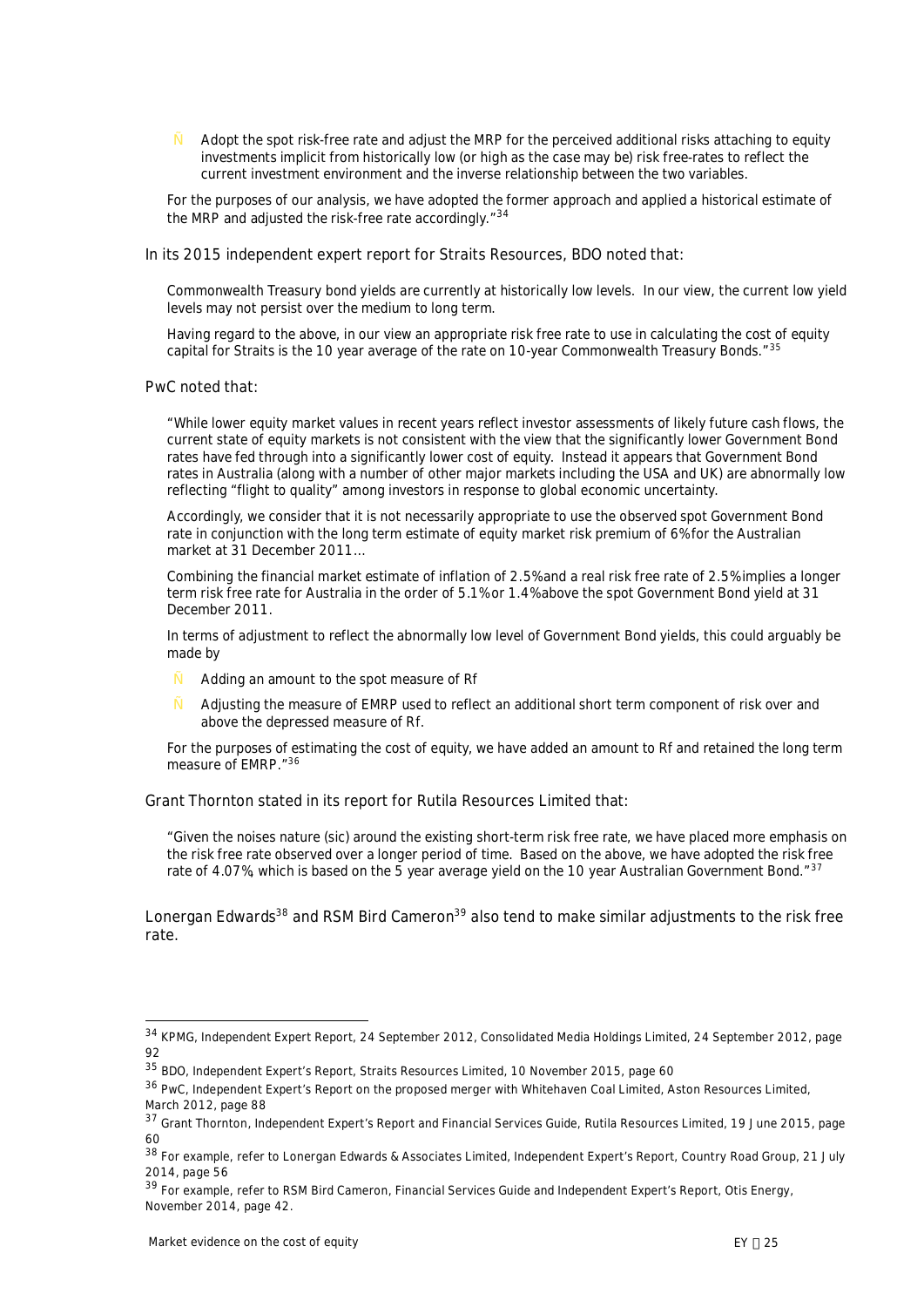- Adopt the spot risk-free rate and adjust the MRP for the perceived additional risks attaching to equity investments implicit from historically low (or high as the case may be) risk free-rates to reflect the current investment environment and the inverse relationship between the two variables.

For the purposes of our analysis, we have adopted the former approach and applied a historical estimate of the MRP and adjusted the risk-free rate accordingly."[34]

In its 2015 independent expert report for Straits Resources, BDO noted that:

Commonwealth Treasury bond yields are currently at historically low levels. In our view, the current low yield levels may not persist over the medium to long term.

Having regard to the above, in our view an appropriate risk free rate to use in calculating the cost of equity capital for Straits is the 10 year average of the rate on 10-year Commonwealth Treasury Bonds."[35]

PwC noted that:

"While lower equity market values in recent years reflect investor assessments of likely future cash flows, the current state of equity markets is not consistent with the view that the significantly lower Government Bond rates have fed through into a significantly lower cost of equity. Instead it appears that Government Bond rates in Australia (along with a number of other major markets including the USA and UK) are abnormally low reflecting "flight to quality" among investors in response to global economic uncertainty.

Accordingly, we consider that it is not necessarily appropriate to use the observed spot Government Bond rate in conjunction with the long term estimate of equity market risk premium of 6% for the Australian market at 31 December 2011…

Combining the financial market estimate of inflation of 2.5% and a real risk free rate of 2.5% implies a longer term risk free rate for Australia in the order of 5.1% or 1.4% above the spot Government Bond yield at 31 December 2011.

In terms of adjustment to reflect the abnormally low level of Government Bond yields, this could arguably be made by

- Adding an amount to the spot measure of Rf
- Adjusting the measure of EMRP used to reflect an additional short term component of risk over and above the depressed measure of Rf.

For the purposes of estimating the cost of equity, we have added an amount to Rf and retained the long term measure of EMRP."[36]

Grant Thornton stated in its report for Rutila Resources Limited that:

"Given the noises nature (sic) around the existing short-term risk free rate, we have placed more emphasis on the risk free rate observed over a longer period of time. Based on the above, we have adopted the risk free rate of 4.07%, which is based on the 5 year average yield on the 10 year Australian Government Bond."[37]

Lonergan Edwards[38] and RSM Bird Cameron[39] also tend to make similar adjustments to the risk free rate.

---

[34] KPMG, Independent Expert Report, 24 September 2012, Consolidated Media Holdings Limited, 24 September 2012, page 92

[35] BDO, Independent Expert's Report, Straits Resources Limited, 10 November 2015, page 60

[36] PwC, Independent Expert's Report on the proposed merger with Whitehaven Coal Limited, Aston Resources Limited, March 2012, page 88

[37] Grant Thornton, Independent Expert's Report and Financial Services Guide, Rutila Resources Limited, 19 June 2015, page 60

[38] For example, refer to Lonergan Edwards & Associates Limited, Independent Expert's Report, Country Road Group, 21 July 2014, page 56

[39] For example, refer to RSM Bird Cameron, Financial Services Guide and Independent Expert's Report, Otis Energy, November 2014, page 42.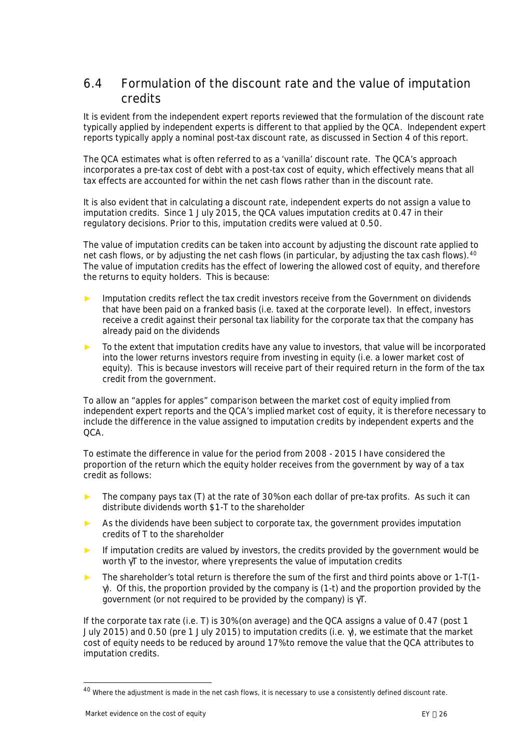## 6.4 Formulation of the discount rate and the value of imputation credits

It is evident from the independent expert reports reviewed that the formulation of the discount rate typically applied by independent experts is different to that applied by the QCA. Independent expert reports typically apply a nominal post-tax discount rate, as discussed in Section 4 of this report.

The QCA estimates what is often referred to as a 'vanilla' discount rate. The QCA's approach incorporates a pre-tax cost of debt with a post-tax cost of equity, which effectively means that all tax effects are accounted for within the net cash flows rather than in the discount rate.

It is also evident that in calculating a discount rate, independent experts do not assign a value to imputation credits. Since 1 July 2015, the QCA values imputation credits at 0.47 in their regulatory decisions. Prior to this, imputation credits were valued at 0.50.

The value of imputation credits can be taken into account by adjusting the discount rate applied to net cash flows, or by adjusting the net cash flows (in particular, by adjusting the tax cash flows).[40] The value of imputation credits has the effect of lowering the allowed cost of equity, and therefore the returns to equity holders. This is because:

- Imputation credits reflect the tax credit investors receive from the Government on dividends that have been paid on a franked basis (i.e. taxed at the corporate level). In effect, investors receive a credit against their personal tax liability for the corporate tax that the company has already paid on the dividends
- To the extent that imputation credits have any value to investors, that value will be incorporated into the lower returns investors require from investing in equity (i.e. a lower market cost of equity). This is because investors will receive part of their required return in the form of the tax credit from the government.

To allow an "apples for apples" comparison between the market cost of equity implied from independent expert reports and the QCA's implied market cost of equity, it is therefore necessary to include the difference in the value assigned to imputation credits by independent experts and the QCA.

To estimate the difference in value for the period from 2008 - 2015 I have considered the proportion of the return which the equity holder receives from the government by way of a tax credit as follows:

- The company pays tax ($T$) at the rate of 30% on each dollar of pre-tax profits. As such it can distribute dividends worth \$1-T to the shareholder
- As the dividends have been subject to corporate tax, the government provides imputation credits of $T$ to the shareholder
- If imputation credits are valued by investors, the credits provided by the government would be worth $\gamma T$ to the investor, where $\gamma$ represents the value of imputation credits
- The shareholder's total return is therefore the sum of the first and third points above or $1-T(1-\gamma)$. Of this, the proportion provided by the company is $(1-t)$ and the proportion provided by the government (or not required to be provided by the company) is $\gamma T$.

If the corporate tax rate (i.e. $T$) is 30% (on average) and the QCA assigns a value of 0.47 (post 1 July 2015) and 0.50 (pre 1 July 2015) to imputation credits (i.e. $\gamma$), we estimate that the market cost of equity needs to be reduced by around 17% to remove the value that the QCA attributes to imputation credits.

---

[40] Where the adjustment is made in the net cash flows, it is necessary to use a consistently defined discount rate.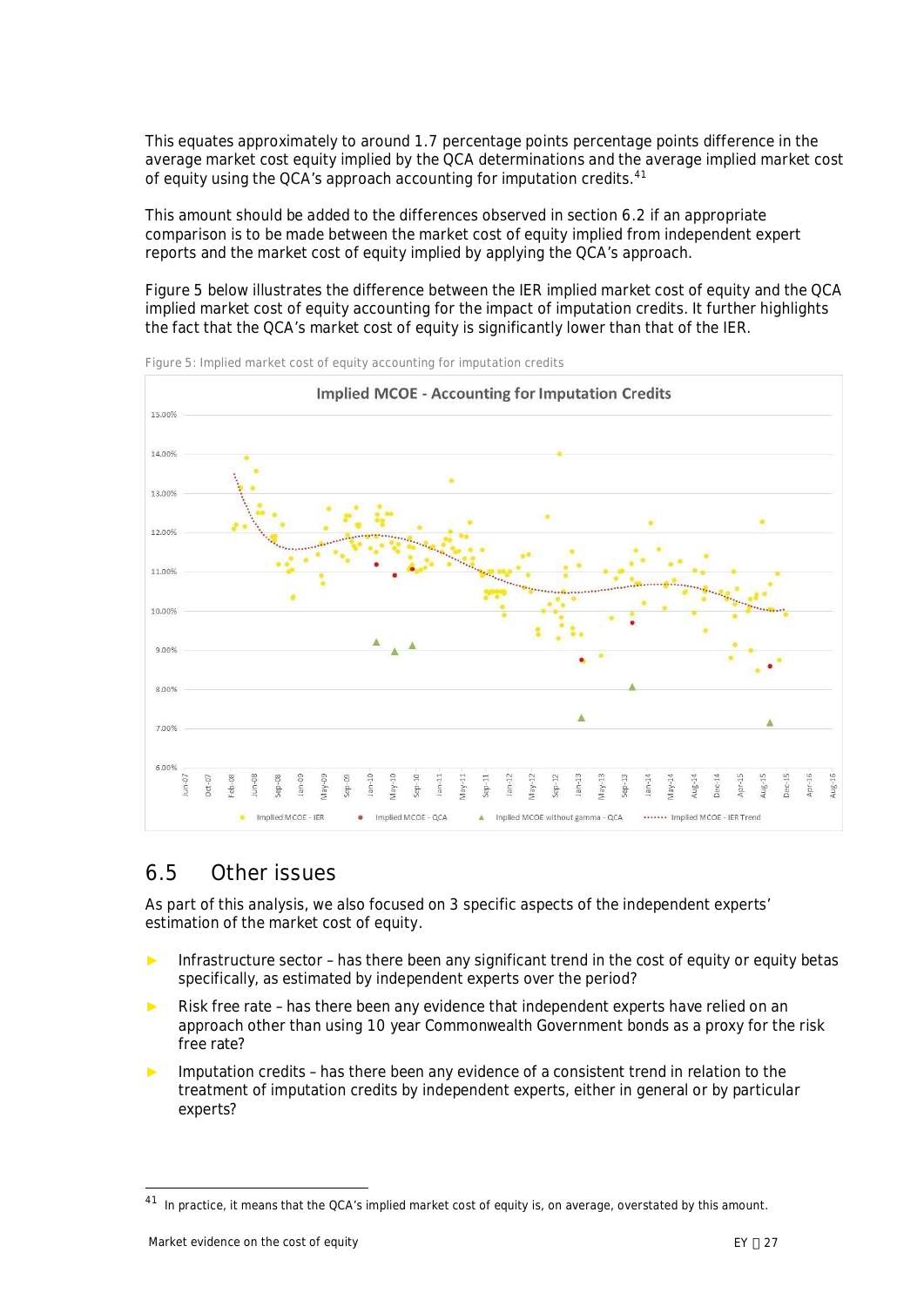This equates approximately to around 1.7 percentage points percentage points difference in the average market cost equity implied by the QCA determinations and the average implied market cost of equity using the QCA's approach accounting for imputation credits.[41]

This amount should be added to the differences observed in section 6.2 if an appropriate comparison is to be made between the market cost of equity implied from independent expert reports and the market cost of equity implied by applying the QCA's approach.

Figure 5 below illustrates the difference between the IER implied market cost of equity and the QCA implied market cost of equity accounting for the impact of imputation credits. It further highlights the fact that the QCA's market cost of equity is significantly lower than that of the IER.

Figure 5: Implied market cost of equity accounting for imputation credits

## 6.5 Other issues

As part of this analysis, we also focused on 3 specific aspects of the independent experts' estimation of the market cost of equity.

- Infrastructure sector – has there been any significant trend in the cost of equity or equity betas specifically, as estimated by independent experts over the period?
- Risk free rate – has there been any evidence that independent experts have relied on an approach other than using 10 year Commonwealth Government bonds as a proxy for the risk free rate?
- Imputation credits – has there been any evidence of a consistent trend in relation to the treatment of imputation credits by independent experts, either in general or by particular experts?

[41] In practice, it means that the QCA's implied market cost of equity is, on average, overstated by this amount.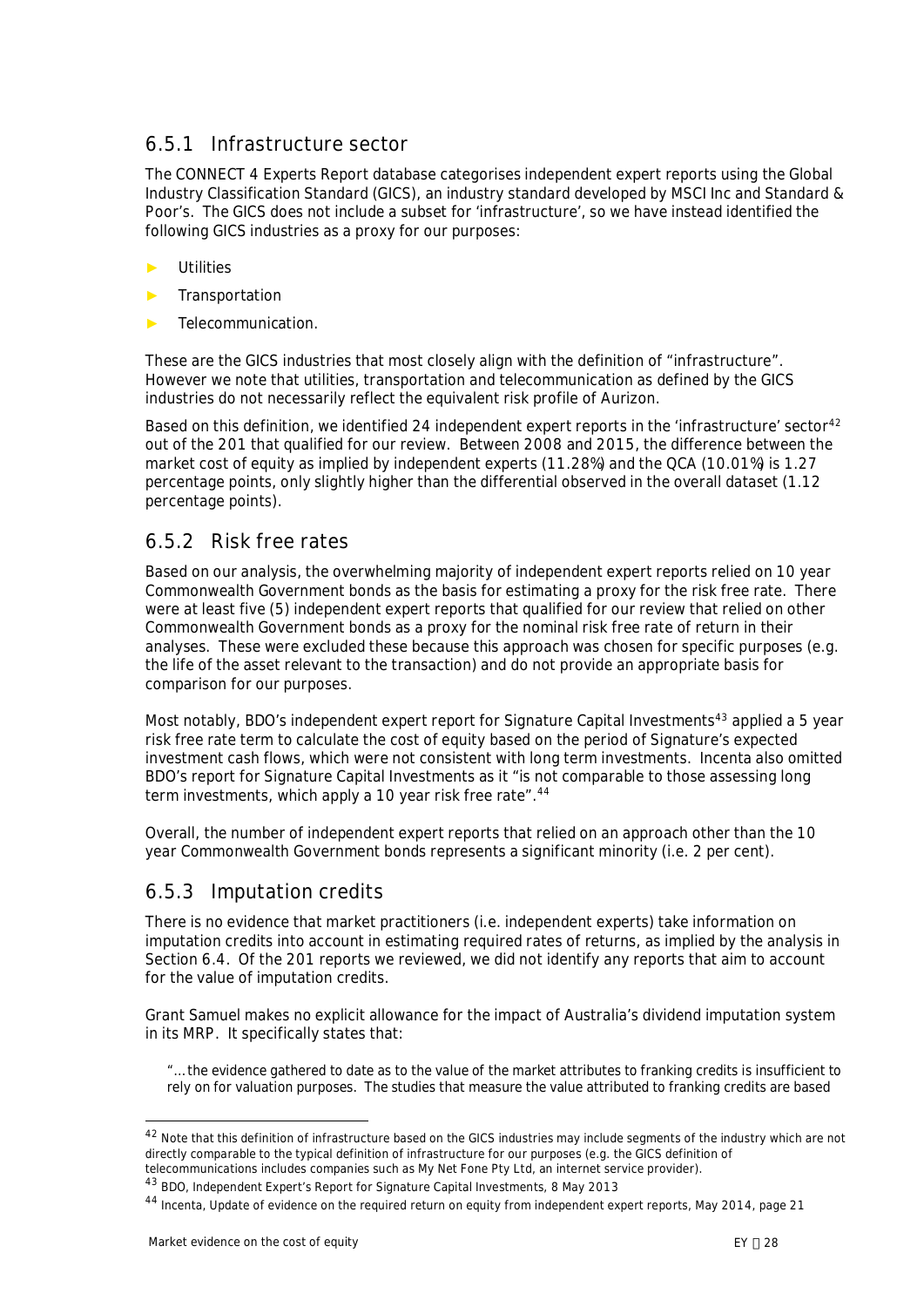### 6.5.1 Infrastructure sector

The CONNECT 4 Experts Report database categorises independent expert reports using the Global Industry Classification Standard (GICS), an industry standard developed by MSCI Inc and Standard & Poor's. The GICS does not include a subset for 'infrastructure', so we have instead identified the following GICS industries as a proxy for our purposes:

- Utilities
- Transportation
- Telecommunication.

These are the GICS industries that most closely align with the definition of "infrastructure". However we note that utilities, transportation and telecommunication as defined by the GICS industries do not necessarily reflect the equivalent risk profile of Aurizon.

Based on this definition, we identified 24 independent expert reports in the 'infrastructure' sector[42] out of the 201 that qualified for our review. Between 2008 and 2015, the difference between the market cost of equity as implied by independent experts (11.28%) and the QCA (10.01%) is 1.27 percentage points, only slightly higher than the differential observed in the overall dataset (1.12 percentage points).

### 6.5.2 Risk free rates

Based on our analysis, the overwhelming majority of independent expert reports relied on 10 year Commonwealth Government bonds as the basis for estimating a proxy for the risk free rate. There were at least five (5) independent expert reports that qualified for our review that relied on other Commonwealth Government bonds as a proxy for the nominal risk free rate of return in their analyses. These were excluded these because this approach was chosen for specific purposes (e.g. the life of the asset relevant to the transaction) and do not provide an appropriate basis for comparison for our purposes.

Most notably, BDO's independent expert report for Signature Capital Investments[43] applied a 5 year risk free rate term to calculate the cost of equity based on the period of Signature's expected investment cash flows, which were not consistent with long term investments. Incenta also omitted BDO's report for Signature Capital Investments as it "is not comparable to those assessing long term investments, which apply a 10 year risk free rate".[44]

Overall, the number of independent expert reports that relied on an approach other than the 10 year Commonwealth Government bonds represents a significant minority (i.e. 2 per cent).

### 6.5.3 Imputation credits

There is no evidence that market practitioners (i.e. independent experts) take information on imputation credits into account in estimating required rates of returns, as implied by the analysis in Section 6.4. Of the 201 reports we reviewed, we did not identify any reports that aim to account for the value of imputation credits.

Grant Samuel makes no explicit allowance for the impact of Australia's dividend imputation system in its MRP. It specifically states that:

> "…the evidence gathered to date as to the value of the market attributes to franking credits is insufficient to rely on for valuation purposes. The studies that measure the value attributed to franking credits are based

---

[42] Note that this definition of infrastructure based on the GICS industries may include segments of the industry which are not directly comparable to the typical definition of infrastructure for our purposes (e.g. the GICS definition of telecommunications includes companies such as My Net Fone Pty Ltd, an internet service provider).

[43] BDO, Independent Expert's Report for Signature Capital Investments, 8 May 2013

[44] Incenta, Update of evidence on the required return on equity from independent expert reports, May 2014, page 21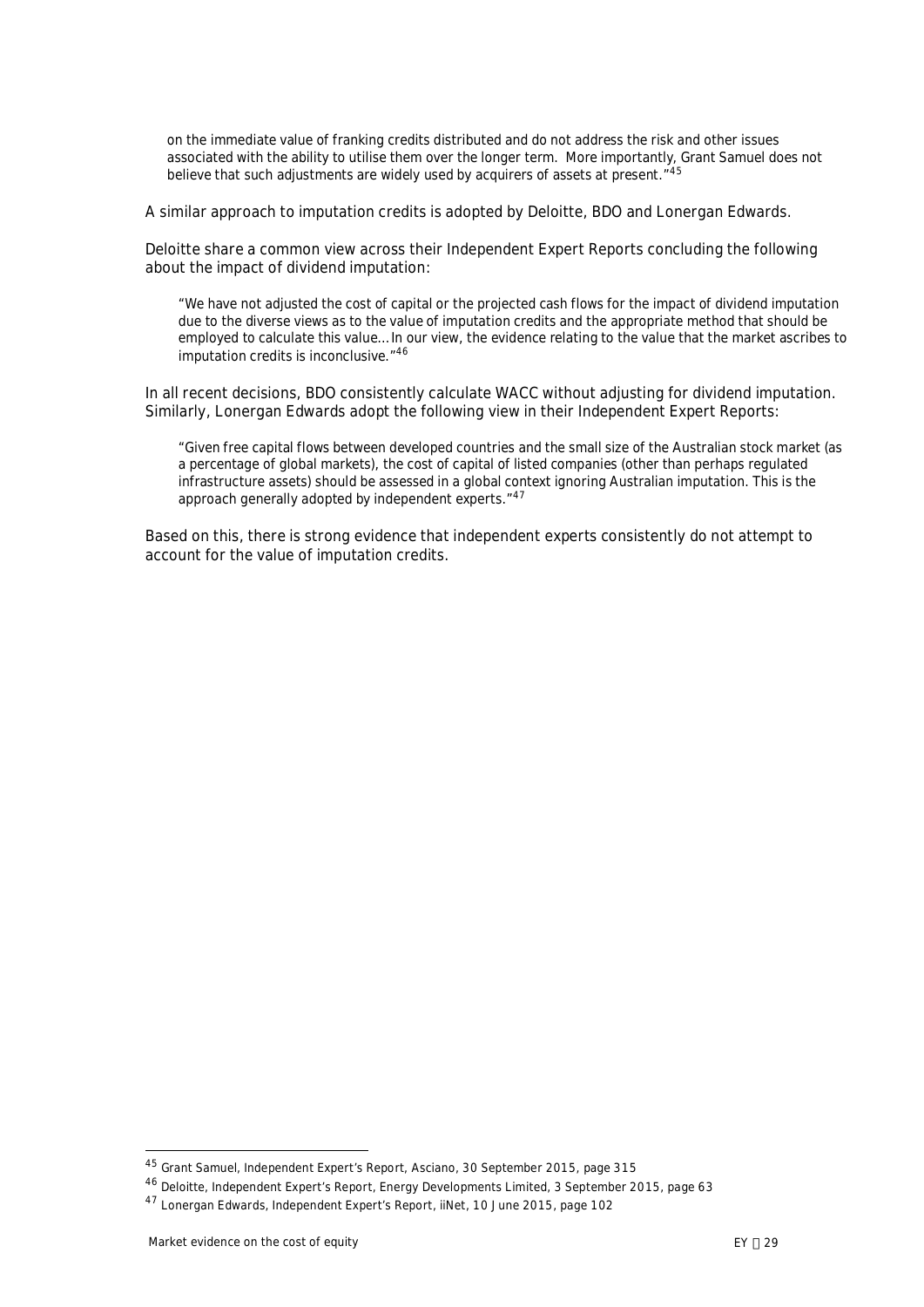on the immediate value of franking credits distributed and do not address the risk and other issues associated with the ability to utilise them over the longer term. More importantly, Grant Samuel does not believe that such adjustments are widely used by acquirers of assets at present."[45]

A similar approach to imputation credits is adopted by Deloitte, BDO and Lonergan Edwards.

Deloitte share a common view across their Independent Expert Reports concluding the following about the impact of dividend imputation:

> "We have not adjusted the cost of capital or the projected cash flows for the impact of dividend imputation due to the diverse views as to the value of imputation credits and the appropriate method that should be employed to calculate this value…In our view, the evidence relating to the value that the market ascribes to imputation credits is inconclusive."[46]

In all recent decisions, BDO consistently calculate WACC without adjusting for dividend imputation. Similarly, Lonergan Edwards adopt the following view in their Independent Expert Reports:

> "Given free capital flows between developed countries and the small size of the Australian stock market (as a percentage of global markets), the cost of capital of listed companies (other than perhaps regulated infrastructure assets) should be assessed in a global context ignoring Australian imputation. This is the approach generally adopted by independent experts."[47]

Based on this, there is strong evidence that independent experts consistently do not attempt to account for the value of imputation credits.

---

[45] Grant Samuel, Independent Expert's Report, Asciano, 30 September 2015, page 315

[46] Deloitte, Independent Expert's Report, Energy Developments Limited, 3 September 2015, page 63

[47] Lonergan Edwards, Independent Expert's Report, iiNet, 10 June 2015, page 102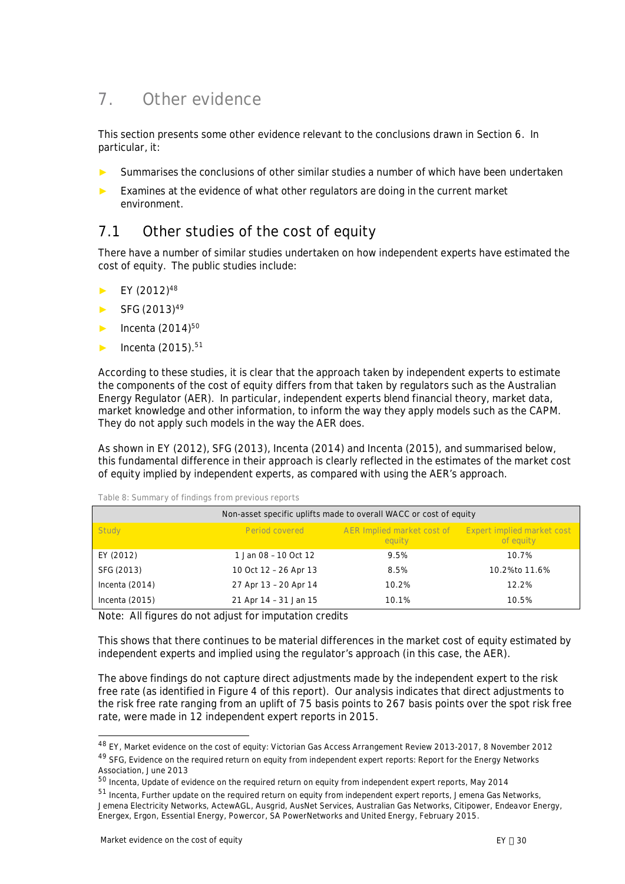# 7. Other evidence

This section presents some other evidence relevant to the conclusions drawn in Section 6. In particular, it:

- Summarises the conclusions of other similar studies a number of which have been undertaken
- Examines at the evidence of what other regulators are doing in the current market environment.

## 7.1 Other studies of the cost of equity

There have a number of similar studies undertaken on how independent experts have estimated the cost of equity. The public studies include:

- EY (2012)[48]
- SFG (2013)[49]
- Incenta (2014)[50]
- Incenta (2015).[51]

According to these studies, it is clear that the approach taken by independent experts to estimate the components of the cost of equity differs from that taken by regulators such as the Australian Energy Regulator (AER). In particular, independent experts blend financial theory, market data, market knowledge and other information, to inform the way they apply models such as the CAPM. They do not apply such models in the way the AER does.

As shown in EY (2012), SFG (2013), Incenta (2014) and Incenta (2015), and summarised below, this fundamental difference in their approach is clearly reflected in the estimates of the market cost of equity implied by independent experts, as compared with using the AER's approach.

Table 8: Summary of findings from previous reports

| Non-asset specific uplifts made to overall WACC or cost of equity | | | |
|---|---|---|---|
| Study | Period covered | AER Implied market cost of equity | Expert implied market cost of equity |
| EY (2012) | 1 Jan 08 – 10 Oct 12 | 9.5% | 10.7% |
| SFG (2013) | 10 Oct 12 – 26 Apr 13 | 8.5% | 10.2%to 11.6% |
| Incenta (2014) | 27 Apr 13 – 20 Apr 14 | 10.2% | 12.2% |
| Incenta (2015) | 21 Apr 14 – 31 Jan 15 | 10.1% | 10.5% |

Note: All figures do not adjust for imputation credits

This shows that there continues to be material differences in the market cost of equity estimated by independent experts and implied using the regulator's approach (in this case, the AER).

The above findings do not capture direct adjustments made by the independent expert to the risk free rate (as identified in Figure 4 of this report). Our analysis indicates that direct adjustments to the risk free rate ranging from an uplift of 75 basis points to 267 basis points over the spot risk free rate, were made in 12 independent expert reports in 2015.

---

[48] EY, Market evidence on the cost of equity: Victorian Gas Access Arrangement Review 2013-2017, 8 November 2012

[49] SFG, Evidence on the required return on equity from independent expert reports: Report for the Energy Networks Association, June 2013

[50] Incenta, Update of evidence on the required return on equity from independent expert reports, May 2014

[51] Incenta, Further update on the required return on equity from independent expert reports, Jemena Gas Networks, Jemena Electricity Networks, ActewAGL, Ausgrid, AusNet Services, Australian Gas Networks, Citipower, Endeavor Energy, Energex, Ergon, Essential Energy, Powercor, SA PowerNetworks and United Energy, February 2015.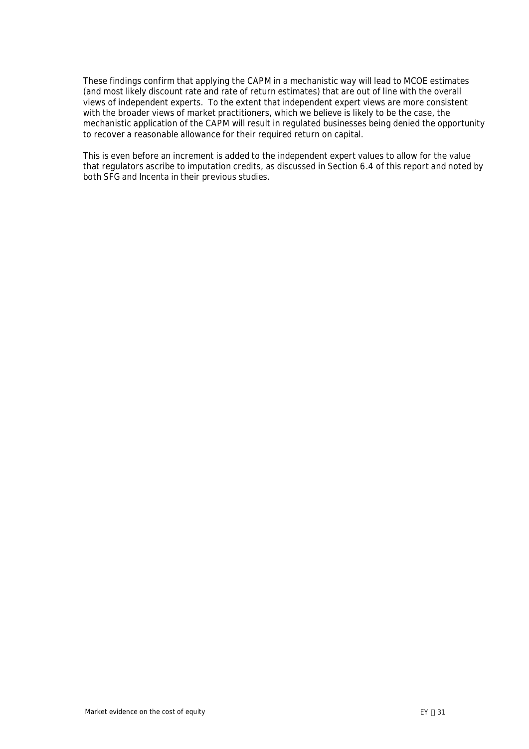These findings confirm that applying the CAPM in a mechanistic way will lead to MCOE estimates (and most likely discount rate and rate of return estimates) that are out of line with the overall views of independent experts. To the extent that independent expert views are more consistent with the broader views of market practitioners, which we believe is likely to be the case, the mechanistic application of the CAPM will result in regulated businesses being denied the opportunity to recover a reasonable allowance for their required return on capital.

This is even before an increment is added to the independent expert values to allow for the value that regulators ascribe to imputation credits, as discussed in Section 6.4 of this report and noted by both SFG and Incenta in their previous studies.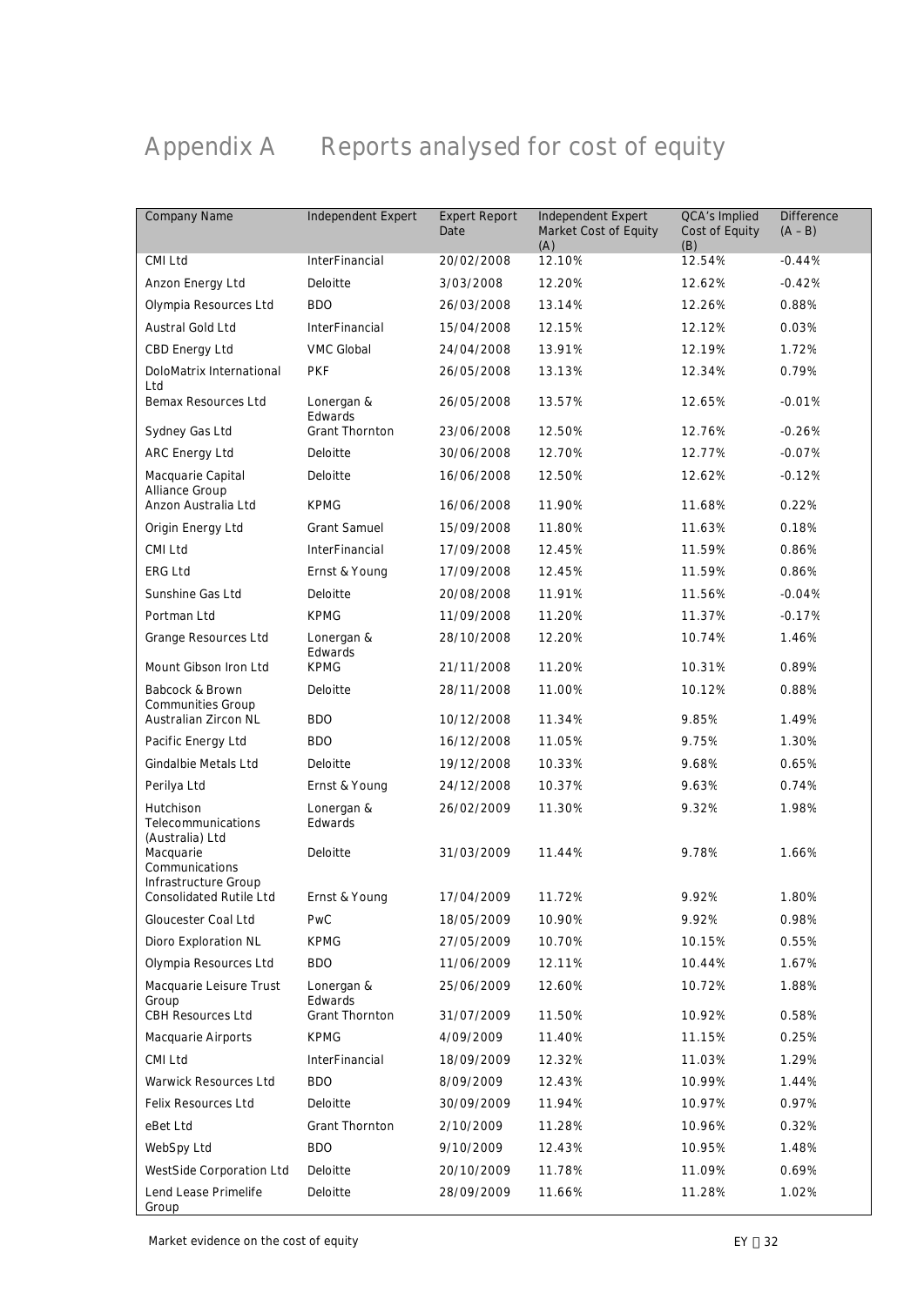# Appendix A Reports analysed for cost of equity

| Company Name | Independent Expert | Expert Report Date | Independent Expert Market Cost of Equity (A) | QCA's Implied Cost of Equity (B) | Difference (A – B) |
|---|---|---|---|---|---|
| CMI Ltd | InterFinancial | 20/02/2008 | 12.10% | 12.54% | -0.44% |
| Anzon Energy Ltd | Deloitte | 3/03/2008 | 12.20% | 12.62% | -0.42% |
| Olympia Resources Ltd | BDO | 26/03/2008 | 13.14% | 12.26% | 0.88% |
| Austral Gold Ltd | InterFinancial | 15/04/2008 | 12.15% | 12.12% | 0.03% |
| CBD Energy Ltd | VMC Global | 24/04/2008 | 13.91% | 12.19% | 1.72% |
| DoloMatrix International Ltd | PKF | 26/05/2008 | 13.13% | 12.34% | 0.79% |
| Bemax Resources Ltd | Lonergan & Edwards | 26/05/2008 | 13.57% | 12.65% | -0.01% |
| Sydney Gas Ltd | Grant Thornton | 23/06/2008 | 12.50% | 12.76% | -0.26% |
| ARC Energy Ltd | Deloitte | 30/06/2008 | 12.70% | 12.77% | -0.07% |
| Macquarie Capital Alliance Group | Deloitte | 16/06/2008 | 12.50% | 12.62% | -0.12% |
| Anzon Australia Ltd | KPMG | 16/06/2008 | 11.90% | 11.68% | 0.22% |
| Origin Energy Ltd | Grant Samuel | 15/09/2008 | 11.80% | 11.63% | 0.18% |
| CMI Ltd | InterFinancial | 17/09/2008 | 12.45% | 11.59% | 0.86% |
| ERG Ltd | Ernst & Young | 17/09/2008 | 12.45% | 11.59% | 0.86% |
| Sunshine Gas Ltd | Deloitte | 20/08/2008 | 11.91% | 11.56% | -0.04% |
| Portman Ltd | KPMG | 11/09/2008 | 11.20% | 11.37% | -0.17% |
| Grange Resources Ltd | Lonergan & Edwards | 28/10/2008 | 12.20% | 10.74% | 1.46% |
| Mount Gibson Iron Ltd | KPMG | 21/11/2008 | 11.20% | 10.31% | 0.89% |
| Babcock & Brown Communities Group | Deloitte | 28/11/2008 | 11.00% | 10.12% | 0.88% |
| Australian Zircon NL | BDO | 10/12/2008 | 11.34% | 9.85% | 1.49% |
| Pacific Energy Ltd | BDO | 16/12/2008 | 11.05% | 9.75% | 1.30% |
| Gindalbie Metals Ltd | Deloitte | 19/12/2008 | 10.33% | 9.68% | 0.65% |
| Perilya Ltd | Ernst & Young | 24/12/2008 | 10.37% | 9.63% | 0.74% |
| Hutchison Telecommunications (Australia) Ltd | Lonergan & Edwards | 26/02/2009 | 11.30% | 9.32% | 1.98% |
| Macquarie Communications Infrastructure Group | Deloitte | 31/03/2009 | 11.44% | 9.78% | 1.66% |
| Consolidated Rutile Ltd | Ernst & Young | 17/04/2009 | 11.72% | 9.92% | 1.80% |
| Gloucester Coal Ltd | PwC | 18/05/2009 | 10.90% | 9.92% | 0.98% |
| Dioro Exploration NL | KPMG | 27/05/2009 | 10.70% | 10.15% | 0.55% |
| Olympia Resources Ltd | BDO | 11/06/2009 | 12.11% | 10.44% | 1.67% |
| Macquarie Leisure Trust Group | Lonergan & Edwards | 25/06/2009 | 12.60% | 10.72% | 1.88% |
| CBH Resources Ltd | Grant Thornton | 31/07/2009 | 11.50% | 10.92% | 0.58% |
| Macquarie Airports | KPMG | 4/09/2009 | 11.40% | 11.15% | 0.25% |
| CMI Ltd | InterFinancial | 18/09/2009 | 12.32% | 11.03% | 1.29% |
| Warwick Resources Ltd | BDO | 8/09/2009 | 12.43% | 10.99% | 1.44% |
| Felix Resources Ltd | Deloitte | 30/09/2009 | 11.94% | 10.97% | 0.97% |
| eBet Ltd | Grant Thornton | 2/10/2009 | 11.28% | 10.96% | 0.32% |
| WebSpy Ltd | BDO | 9/10/2009 | 12.43% | 10.95% | 1.48% |
| WestSide Corporation Ltd | Deloitte | 20/10/2009 | 11.78% | 11.09% | 0.69% |
| Lend Lease Primelife Group | Deloitte | 28/09/2009 | 11.66% | 11.28% | 1.02% |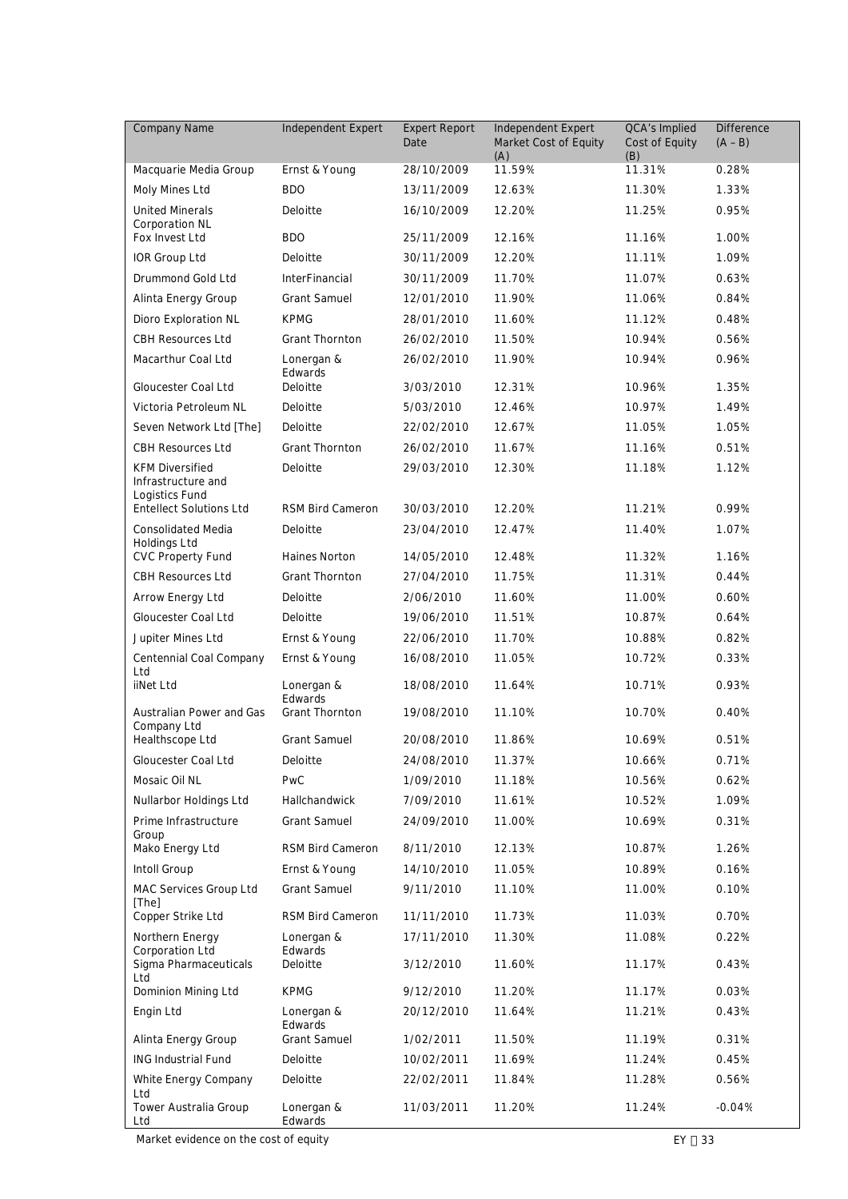| Company Name | Independent Expert | Expert Report Date | Independent Expert Market Cost of Equity (A) | QCA's Implied Cost of Equity (B) | Difference (A – B) |
|---|---|---|---|---|---|
| Macquarie Media Group | Ernst & Young | 28/10/2009 | 11.59% | 11.31% | 0.28% |
| Moly Mines Ltd | BDO | 13/11/2009 | 12.63% | 11.30% | 1.33% |
| United Minerals Corporation NL | Deloitte | 16/10/2009 | 12.20% | 11.25% | 0.95% |
| Fox Invest Ltd | BDO | 25/11/2009 | 12.16% | 11.16% | 1.00% |
| IOR Group Ltd | Deloitte | 30/11/2009 | 12.20% | 11.11% | 1.09% |
| Drummond Gold Ltd | InterFinancial | 30/11/2009 | 11.70% | 11.07% | 0.63% |
| Alinta Energy Group | Grant Samuel | 12/01/2010 | 11.90% | 11.06% | 0.84% |
| Dioro Exploration NL | KPMG | 28/01/2010 | 11.60% | 11.12% | 0.48% |
| CBH Resources Ltd | Grant Thornton | 26/02/2010 | 11.50% | 10.94% | 0.56% |
| Macarthur Coal Ltd | Lonergan & Edwards | 26/02/2010 | 11.90% | 10.94% | 0.96% |
| Gloucester Coal Ltd | Deloitte | 3/03/2010 | 12.31% | 10.96% | 1.35% |
| Victoria Petroleum NL | Deloitte | 5/03/2010 | 12.46% | 10.97% | 1.49% |
| Seven Network Ltd [The] | Deloitte | 22/02/2010 | 12.67% | 11.05% | 1.05% |
| CBH Resources Ltd | Grant Thornton | 26/02/2010 | 11.67% | 11.16% | 0.51% |
| KFM Diversified Infrastructure and Logistics Fund | Deloitte | 29/03/2010 | 12.30% | 11.18% | 1.12% |
| Entellect Solutions Ltd | RSM Bird Cameron | 30/03/2010 | 12.20% | 11.21% | 0.99% |
| Consolidated Media Holdings Ltd | Deloitte | 23/04/2010 | 12.47% | 11.40% | 1.07% |
| CVC Property Fund | Haines Norton | 14/05/2010 | 12.48% | 11.32% | 1.16% |
| CBH Resources Ltd | Grant Thornton | 27/04/2010 | 11.75% | 11.31% | 0.44% |
| Arrow Energy Ltd | Deloitte | 2/06/2010 | 11.60% | 11.00% | 0.60% |
| Gloucester Coal Ltd | Deloitte | 19/06/2010 | 11.51% | 10.87% | 0.64% |
| Jupiter Mines Ltd | Ernst & Young | 22/06/2010 | 11.70% | 10.88% | 0.82% |
| Centennial Coal Company Ltd | Ernst & Young | 16/08/2010 | 11.05% | 10.72% | 0.33% |
| iiNet Ltd | Lonergan & Edwards | 18/08/2010 | 11.64% | 10.71% | 0.93% |
| Australian Power and Gas Company Ltd | Grant Thornton | 19/08/2010 | 11.10% | 10.70% | 0.40% |
| Healthscope Ltd | Grant Samuel | 20/08/2010 | 11.86% | 10.69% | 0.51% |
| Gloucester Coal Ltd | Deloitte | 24/08/2010 | 11.37% | 10.66% | 0.71% |
| Mosaic Oil NL | PwC | 1/09/2010 | 11.18% | 10.56% | 0.62% |
| Nullarbor Holdings Ltd | Hallchandwick | 7/09/2010 | 11.61% | 10.52% | 1.09% |
| Prime Infrastructure Group | Grant Samuel | 24/09/2010 | 11.00% | 10.69% | 0.31% |
| Mako Energy Ltd | RSM Bird Cameron | 8/11/2010 | 12.13% | 10.87% | 1.26% |
| Intoll Group | Ernst & Young | 14/10/2010 | 11.05% | 10.89% | 0.16% |
| MAC Services Group Ltd [The] | Grant Samuel | 9/11/2010 | 11.10% | 11.00% | 0.10% |
| Copper Strike Ltd | RSM Bird Cameron | 11/11/2010 | 11.73% | 11.03% | 0.70% |
| Northern Energy Corporation Ltd | Lonergan & Edwards | 17/11/2010 | 11.30% | 11.08% | 0.22% |
| Sigma Pharmaceuticals Ltd | Deloitte | 3/12/2010 | 11.60% | 11.17% | 0.43% |
| Dominion Mining Ltd | KPMG | 9/12/2010 | 11.20% | 11.17% | 0.03% |
| Engin Ltd | Lonergan & Edwards | 20/12/2010 | 11.64% | 11.21% | 0.43% |
| Alinta Energy Group | Grant Samuel | 1/02/2011 | 11.50% | 11.19% | 0.31% |
| ING Industrial Fund | Deloitte | 10/02/2011 | 11.69% | 11.24% | 0.45% |
| White Energy Company Ltd | Deloitte | 22/02/2011 | 11.84% | 11.28% | 0.56% |
| Tower Australia Group Ltd | Lonergan & Edwards | 11/03/2011 | 11.20% | 11.24% | -0.04% |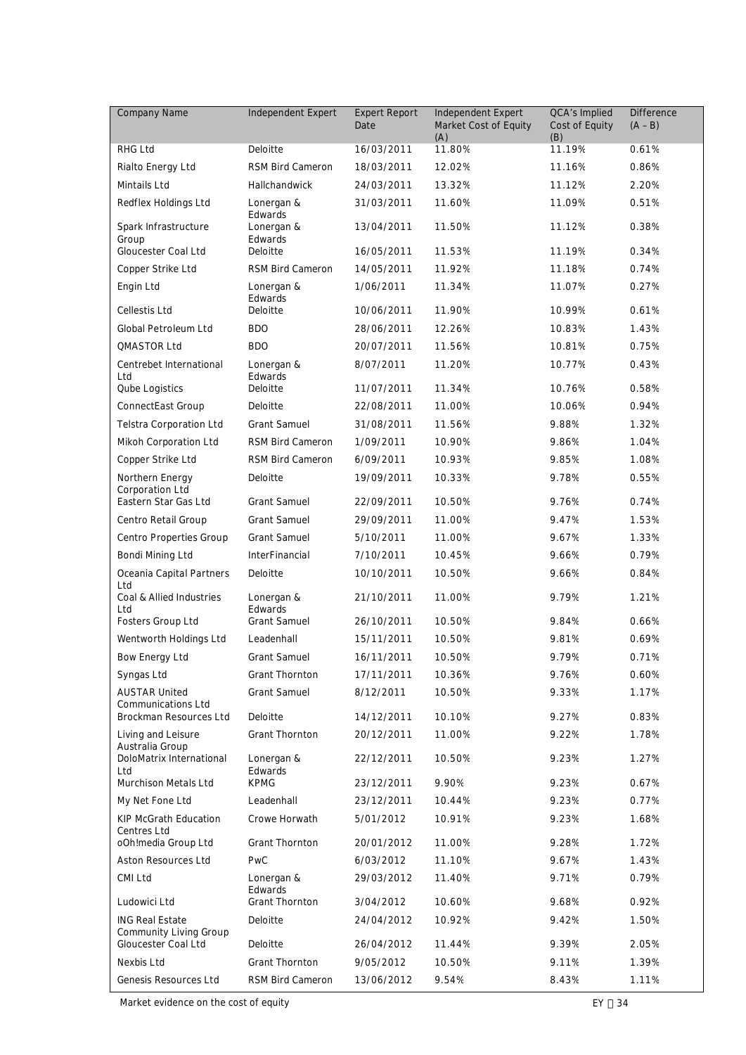| Company Name | Independent Expert | Expert Report Date | Independent Expert Market Cost of Equity (A) | QCA's Implied Cost of Equity (B) | Difference (A – B) |
|---|---|---|---|---|---|
| RHG Ltd | Deloitte | 16/03/2011 | 11.80% | 11.19% | 0.61% |
| Rialto Energy Ltd | RSM Bird Cameron | 18/03/2011 | 12.02% | 11.16% | 0.86% |
| Mintails Ltd | Hallchandwick | 24/03/2011 | 13.32% | 11.12% | 2.20% |
| Redflex Holdings Ltd | Lonergan & Edwards | 31/03/2011 | 11.60% | 11.09% | 0.51% |
| Spark Infrastructure Group | Lonergan & Edwards | 13/04/2011 | 11.50% | 11.12% | 0.38% |
| Gloucester Coal Ltd | Deloitte | 16/05/2011 | 11.53% | 11.19% | 0.34% |
| Copper Strike Ltd | RSM Bird Cameron | 14/05/2011 | 11.92% | 11.18% | 0.74% |
| Engin Ltd | Lonergan & Edwards | 1/06/2011 | 11.34% | 11.07% | 0.27% |
| Cellestis Ltd | Deloitte | 10/06/2011 | 11.90% | 10.99% | 0.61% |
| Global Petroleum Ltd | BDO | 28/06/2011 | 12.26% | 10.83% | 1.43% |
| QMASTOR Ltd | BDO | 20/07/2011 | 11.56% | 10.81% | 0.75% |
| Centrebet International Ltd | Lonergan & Edwards | 8/07/2011 | 11.20% | 10.77% | 0.43% |
| Qube Logistics | Deloitte | 11/07/2011 | 11.34% | 10.76% | 0.58% |
| ConnectEast Group | Deloitte | 22/08/2011 | 11.00% | 10.06% | 0.94% |
| Telstra Corporation Ltd | Grant Samuel | 31/08/2011 | 11.56% | 9.88% | 1.32% |
| Mikoh Corporation Ltd | RSM Bird Cameron | 1/09/2011 | 10.90% | 9.86% | 1.04% |
| Copper Strike Ltd | RSM Bird Cameron | 6/09/2011 | 10.93% | 9.85% | 1.08% |
| Northern Energy Corporation Ltd | Deloitte | 19/09/2011 | 10.33% | 9.78% | 0.55% |
| Eastern Star Gas Ltd | Grant Samuel | 22/09/2011 | 10.50% | 9.76% | 0.74% |
| Centro Retail Group | Grant Samuel | 29/09/2011 | 11.00% | 9.47% | 1.53% |
| Centro Properties Group | Grant Samuel | 5/10/2011 | 11.00% | 9.67% | 1.33% |
| Bondi Mining Ltd | InterFinancial | 7/10/2011 | 10.45% | 9.66% | 0.79% |
| Oceania Capital Partners Ltd | Deloitte | 10/10/2011 | 10.50% | 9.66% | 0.84% |
| Coal & Allied Industries Ltd | Lonergan & Edwards | 21/10/2011 | 11.00% | 9.79% | 1.21% |
| Fosters Group Ltd | Grant Samuel | 26/10/2011 | 10.50% | 9.84% | 0.66% |
| Wentworth Holdings Ltd | Leadenhall | 15/11/2011 | 10.50% | 9.81% | 0.69% |
| Bow Energy Ltd | Grant Samuel | 16/11/2011 | 10.50% | 9.79% | 0.71% |
| Syngas Ltd | Grant Thornton | 17/11/2011 | 10.36% | 9.76% | 0.60% |
| AUSTAR United Communications Ltd | Grant Samuel | 8/12/2011 | 10.50% | 9.33% | 1.17% |
| Brockman Resources Ltd | Deloitte | 14/12/2011 | 10.10% | 9.27% | 0.83% |
| Living and Leisure Australia Group | Grant Thornton | 20/12/2011 | 11.00% | 9.22% | 1.78% |
| DoloMatrix International Ltd | Lonergan & Edwards | 22/12/2011 | 10.50% | 9.23% | 1.27% |
| Murchison Metals Ltd | KPMG | 23/12/2011 | 9.90% | 9.23% | 0.67% |
| My Net Fone Ltd | Leadenhall | 23/12/2011 | 10.44% | 9.23% | 0.77% |
| KIP McGrath Education Centres Ltd | Crowe Horwath | 5/01/2012 | 10.91% | 9.23% | 1.68% |
| oOh!media Group Ltd | Grant Thornton | 20/01/2012 | 11.00% | 9.28% | 1.72% |
| Aston Resources Ltd | PwC | 6/03/2012 | 11.10% | 9.67% | 1.43% |
| CMI Ltd | Lonergan & Edwards | 29/03/2012 | 11.40% | 9.71% | 0.79% |
| Ludowici Ltd | Grant Thornton | 3/04/2012 | 10.60% | 9.68% | 0.92% |
| ING Real Estate Community Living Group | Deloitte | 24/04/2012 | 10.92% | 9.42% | 1.50% |
| Gloucester Coal Ltd | Deloitte | 26/04/2012 | 11.44% | 9.39% | 2.05% |
| Nexbis Ltd | Grant Thornton | 9/05/2012 | 10.50% | 9.11% | 1.39% |
| Genesis Resources Ltd | RSM Bird Cameron | 13/06/2012 | 9.54% | 8.43% | 1.11% |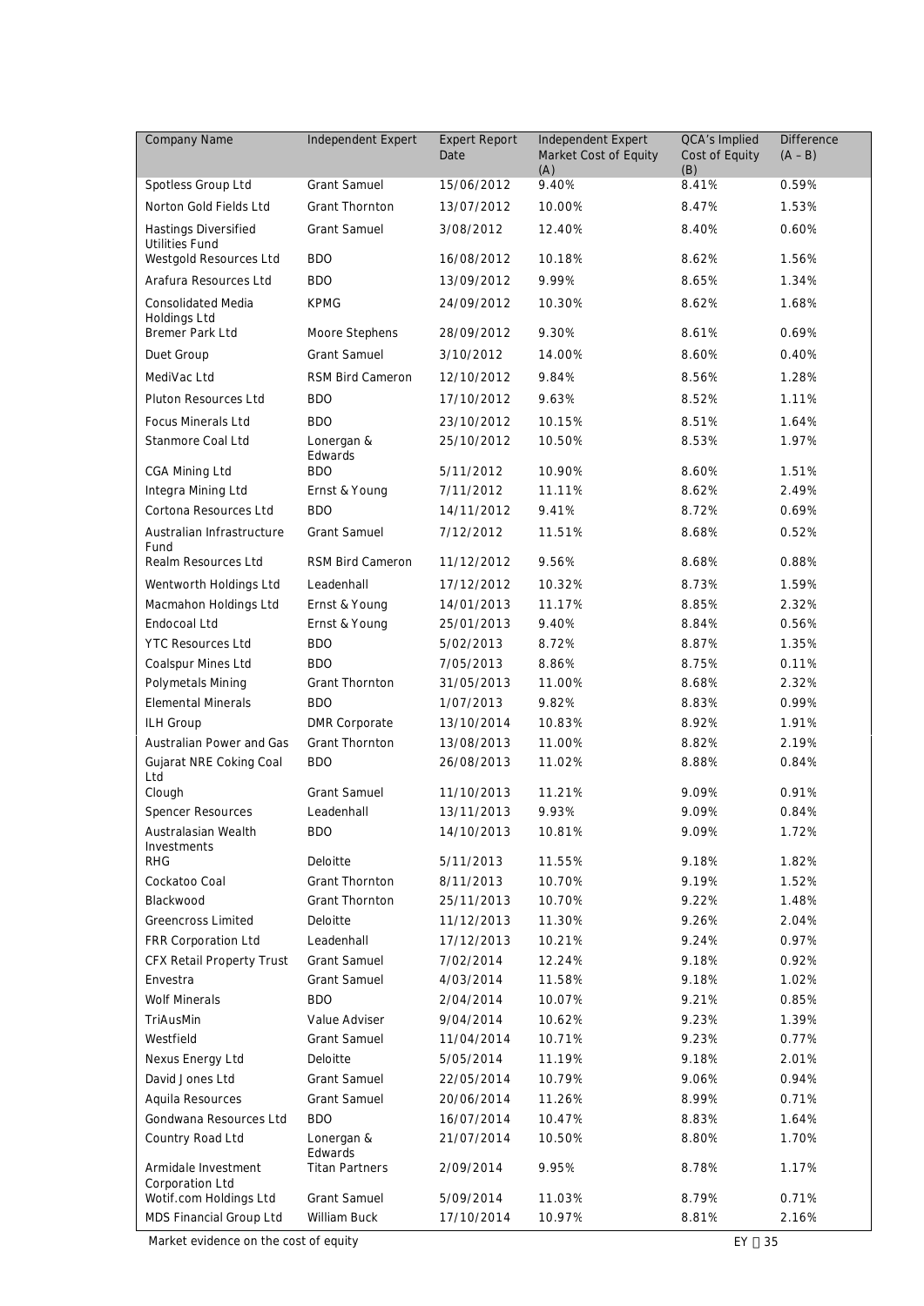| Company Name | Independent Expert | Expert Report Date | Independent Expert Market Cost of Equity (A) | QCA's Implied Cost of Equity (B) | Difference (A – B) |
|---|---|---|---|---|---|
| Spotless Group Ltd | Grant Samuel | 15/06/2012 | 9.40% | 8.41% | 0.59% |
| Norton Gold Fields Ltd | Grant Thornton | 13/07/2012 | 10.00% | 8.47% | 1.53% |
| Hastings Diversified Utilities Fund | Grant Samuel | 3/08/2012 | 12.40% | 8.40% | 0.60% |
| Westgold Resources Ltd | BDO | 16/08/2012 | 10.18% | 8.62% | 1.56% |
| Arafura Resources Ltd | BDO | 13/09/2012 | 9.99% | 8.65% | 1.34% |
| Consolidated Media Holdings Ltd | KPMG | 24/09/2012 | 10.30% | 8.62% | 1.68% |
| Bremer Park Ltd | Moore Stephens | 28/09/2012 | 9.30% | 8.61% | 0.69% |
| Duet Group | Grant Samuel | 3/10/2012 | 14.00% | 8.60% | 0.40% |
| MediVac Ltd | RSM Bird Cameron | 12/10/2012 | 9.84% | 8.56% | 1.28% |
| Pluton Resources Ltd | BDO | 17/10/2012 | 9.63% | 8.52% | 1.11% |
| Focus Minerals Ltd | BDO | 23/10/2012 | 10.15% | 8.51% | 1.64% |
| Stanmore Coal Ltd | Lonergan & Edwards | 25/10/2012 | 10.50% | 8.53% | 1.97% |
| CGA Mining Ltd | BDO | 5/11/2012 | 10.90% | 8.60% | 1.51% |
| Integra Mining Ltd | Ernst & Young | 7/11/2012 | 11.11% | 8.62% | 2.49% |
| Cortona Resources Ltd | BDO | 14/11/2012 | 9.41% | 8.72% | 0.69% |
| Australian Infrastructure Fund | Grant Samuel | 7/12/2012 | 11.51% | 8.68% | 0.52% |
| Realm Resources Ltd | RSM Bird Cameron | 11/12/2012 | 9.56% | 8.68% | 0.88% |
| Wentworth Holdings Ltd | Leadenhall | 17/12/2012 | 10.32% | 8.73% | 1.59% |
| Macmahon Holdings Ltd | Ernst & Young | 14/01/2013 | 11.17% | 8.85% | 2.32% |
| Endocoal Ltd | Ernst & Young | 25/01/2013 | 9.40% | 8.84% | 0.56% |
| YTC Resources Ltd | BDO | 5/02/2013 | 8.72% | 8.87% | 1.35% |
| Coalspur Mines Ltd | BDO | 7/05/2013 | 8.86% | 8.75% | 0.11% |
| Polymetals Mining | Grant Thornton | 31/05/2013 | 11.00% | 8.68% | 2.32% |
| Elemental Minerals | BDO | 1/07/2013 | 9.82% | 8.83% | 0.99% |
| ILH Group | DMR Corporate | 13/10/2014 | 10.83% | 8.92% | 1.91% |
| Australian Power and Gas | Grant Thornton | 13/08/2013 | 11.00% | 8.82% | 2.19% |
| Gujarat NRE Coking Coal Ltd | BDO | 26/08/2013 | 11.02% | 8.88% | 0.84% |
| Clough | Grant Samuel | 11/10/2013 | 11.21% | 9.09% | 0.91% |
| Spencer Resources | Leadenhall | 13/11/2013 | 9.93% | 9.09% | 0.84% |
| Australasian Wealth Investments | BDO | 14/10/2013 | 10.81% | 9.09% | 1.72% |
| RHG | Deloitte | 5/11/2013 | 11.55% | 9.18% | 1.82% |
| Cockatoo Coal | Grant Thornton | 8/11/2013 | 10.70% | 9.19% | 1.52% |
| Blackwood | Grant Thornton | 25/11/2013 | 10.70% | 9.22% | 1.48% |
| Greencross Limited | Deloitte | 11/12/2013 | 11.30% | 9.26% | 2.04% |
| FRR Corporation Ltd | Leadenhall | 17/12/2013 | 10.21% | 9.24% | 0.97% |
| CFX Retail Property Trust | Grant Samuel | 7/02/2014 | 12.24% | 9.18% | 0.92% |
| Envestra | Grant Samuel | 4/03/2014 | 11.58% | 9.18% | 1.02% |
| Wolf Minerals | BDO | 2/04/2014 | 10.07% | 9.21% | 0.85% |
| TriAusMin | Value Adviser | 9/04/2014 | 10.62% | 9.23% | 1.39% |
| Westfield | Grant Samuel | 11/04/2014 | 10.71% | 9.23% | 0.77% |
| Nexus Energy Ltd | Deloitte | 5/05/2014 | 11.19% | 9.18% | 2.01% |
| David Jones Ltd | Grant Samuel | 22/05/2014 | 10.79% | 9.06% | 0.94% |
| Aquila Resources | Grant Samuel | 20/06/2014 | 11.26% | 8.99% | 0.71% |
| Gondwana Resources Ltd | BDO | 16/07/2014 | 10.47% | 8.83% | 1.64% |
| Country Road Ltd | Lonergan & Edwards | 21/07/2014 | 10.50% | 8.80% | 1.70% |
| Armidale Investment Corporation Ltd | Titan Partners | 2/09/2014 | 9.95% | 8.78% | 1.17% |
| Wotif.com Holdings Ltd | Grant Samuel | 5/09/2014 | 11.03% | 8.79% | 0.71% |
| MDS Financial Group Ltd | William Buck | 17/10/2014 | 10.97% | 8.81% | 2.16% |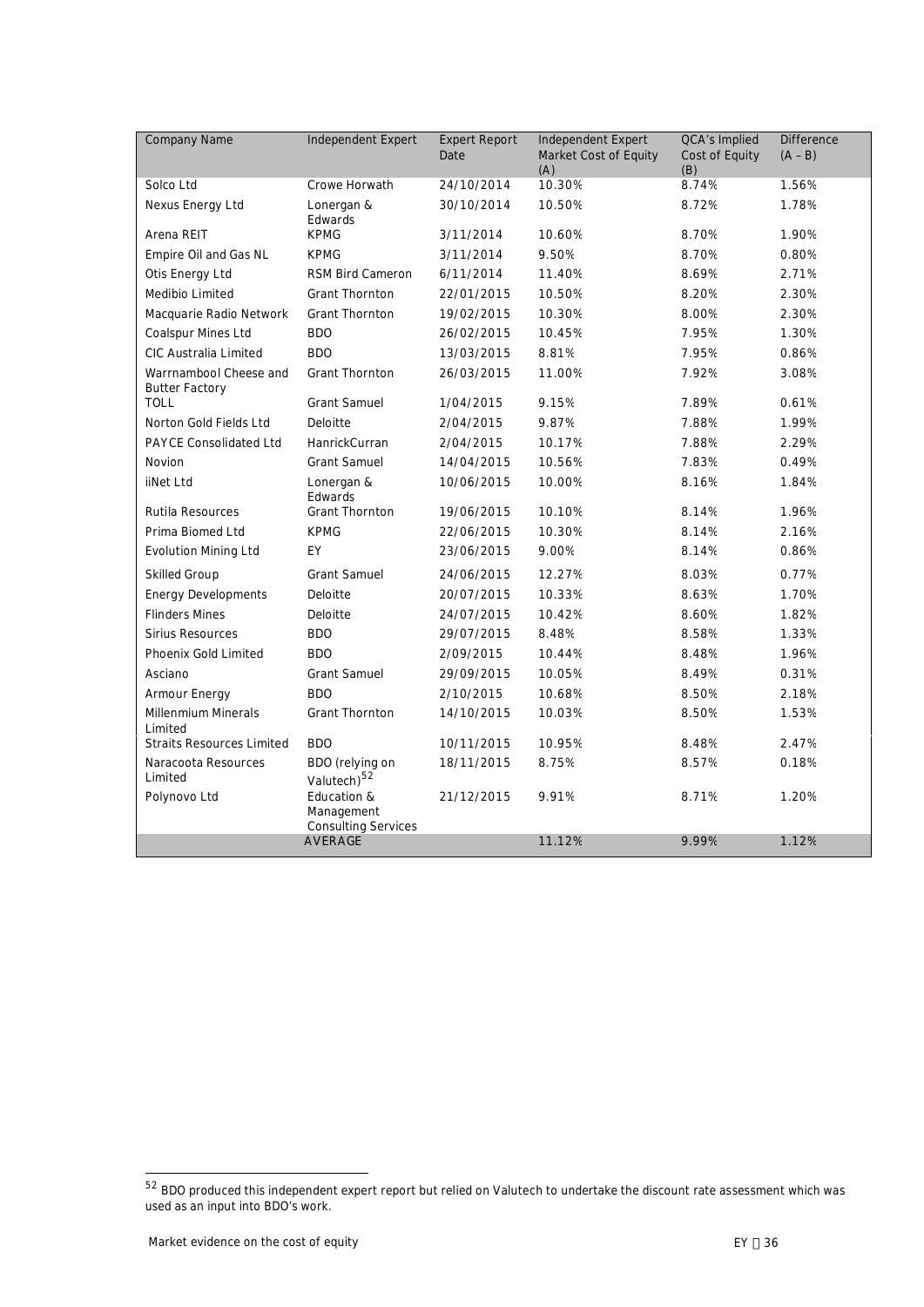| Company Name | Independent Expert | Expert Report Date | Independent Expert Market Cost of Equity (A) | QCA's Implied Cost of Equity (B) | Difference (A – B) |
|---|---|---|---|---|---|
| Solco Ltd | Crowe Horwath | 24/10/2014 | 10.30% | 8.74% | 1.56% |
| Nexus Energy Ltd | Lonergan & Edwards | 30/10/2014 | 10.50% | 8.72% | 1.78% |
| Arena REIT | KPMG | 3/11/2014 | 10.60% | 8.70% | 1.90% |
| Empire Oil and Gas NL | KPMG | 3/11/2014 | 9.50% | 8.70% | 0.80% |
| Otis Energy Ltd | RSM Bird Cameron | 6/11/2014 | 11.40% | 8.69% | 2.71% |
| Medibio Limited | Grant Thornton | 22/01/2015 | 10.50% | 8.20% | 2.30% |
| Macquarie Radio Network | Grant Thornton | 19/02/2015 | 10.30% | 8.00% | 2.30% |
| Coalspur Mines Ltd | BDO | 26/02/2015 | 10.45% | 7.95% | 1.30% |
| CIC Australia Limited | BDO | 13/03/2015 | 8.81% | 7.95% | 0.86% |
| Warrnambool Cheese and Butter Factory | Grant Thornton | 26/03/2015 | 11.00% | 7.92% | 3.08% |
| TOLL | Grant Samuel | 1/04/2015 | 9.15% | 7.89% | 0.61% |
| Norton Gold Fields Ltd | Deloitte | 2/04/2015 | 9.87% | 7.88% | 1.99% |
| PAYCE Consolidated Ltd | HanrickCurran | 2/04/2015 | 10.17% | 7.88% | 2.29% |
| Novion | Grant Samuel | 14/04/2015 | 10.56% | 7.83% | 0.49% |
| iiNet Ltd | Lonergan & Edwards | 10/06/2015 | 10.00% | 8.16% | 1.84% |
| Rutila Resources | Grant Thornton | 19/06/2015 | 10.10% | 8.14% | 1.96% |
| Prima Biomed Ltd | KPMG | 22/06/2015 | 10.30% | 8.14% | 2.16% |
| Evolution Mining Ltd | EY | 23/06/2015 | 9.00% | 8.14% | 0.86% |
| Skilled Group | Grant Samuel | 24/06/2015 | 12.27% | 8.03% | 0.77% |
| Energy Developments | Deloitte | 20/07/2015 | 10.33% | 8.63% | 1.70% |
| Flinders Mines | Deloitte | 24/07/2015 | 10.42% | 8.60% | 1.82% |
| Sirius Resources | BDO | 29/07/2015 | 8.48% | 8.58% | 1.33% |
| Phoenix Gold Limited | BDO | 2/09/2015 | 10.44% | 8.48% | 1.96% |
| Asciano | Grant Samuel | 29/09/2015 | 10.05% | 8.49% | 0.31% |
| Armour Energy | BDO | 2/10/2015 | 10.68% | 8.50% | 2.18% |
| Millenmium Minerals Limited | Grant Thornton | 14/10/2015 | 10.03% | 8.50% | 1.53% |
| Straits Resources Limited | BDO | 10/11/2015 | 10.95% | 8.48% | 2.47% |
| Naracoota Resources Limited | BDO (relying on Valutech)[52] | 18/11/2015 | 8.75% | 8.57% | 0.18% |
| Polynovo Ltd | Education & Management Consulting Services | 21/12/2015 | 9.91% | 8.71% | 1.20% |
| | AVERAGE | | 11.12% | 9.99% | 1.12% |

[52] BDO produced this independent expert report but relied on Valutech to undertake the discount rate assessment which was used as an input into BDO's work.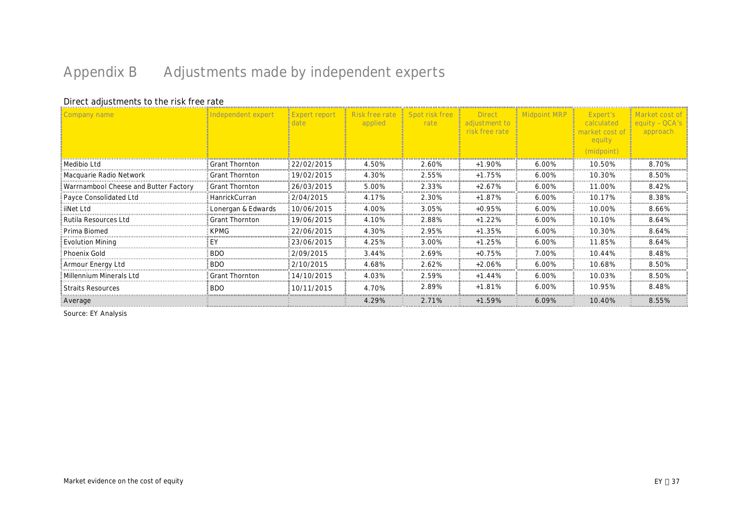# Appendix B Adjustments made by independent experts

Direct adjustments to the risk free rate

| Company name | Independent expert | Expert report date | Risk free rate applied | Spot risk free rate | Direct adjustment to risk free rate | Midpoint MRP | Expert's calculated market cost of equity (midpoint) | Market cost of equity – QCA's approach |
|---|---|---|---|---|---|---|---|---|
| Medibio Ltd | Grant Thornton | 22/02/2015 | 4.50% | 2.60% | +1.90% | 6.00% | 10.50% | 8.70% |
| Macquarie Radio Network | Grant Thornton | 19/02/2015 | 4.30% | 2.55% | +1.75% | 6.00% | 10.30% | 8.50% |
| Warrnambool Cheese and Butter Factory | Grant Thornton | 26/03/2015 | 5.00% | 2.33% | +2.67% | 6.00% | 11.00% | 8.42% |
| Payce Consolidated Ltd | HanrickCurran | 2/04/2015 | 4.17% | 2.30% | +1.87% | 6.00% | 10.17% | 8.38% |
| iiNet Ltd | Lonergan & Edwards | 10/06/2015 | 4.00% | 3.05% | +0.95% | 6.00% | 10.00% | 8.66% |
| Rutila Resources Ltd | Grant Thornton | 19/06/2015 | 4.10% | 2.88% | +1.22% | 6.00% | 10.10% | 8.64% |
| Prima Biomed | KPMG | 22/06/2015 | 4.30% | 2.95% | +1.35% | 6.00% | 10.30% | 8.64% |
| Evolution Mining | EY | 23/06/2015 | 4.25% | 3.00% | +1.25% | 6.00% | 11.85% | 8.64% |
| Phoenix Gold | BDO | 2/09/2015 | 3.44% | 2.69% | +0.75% | 7.00% | 10.44% | 8.48% |
| Armour Energy Ltd | BDO | 2/10/2015 | 4.68% | 2.62% | +2.06% | 6.00% | 10.68% | 8.50% |
| Millennium Minerals Ltd | Grant Thornton | 14/10/2015 | 4.03% | 2.59% | +1.44% | 6.00% | 10.03% | 8.50% |
| Straits Resources | BDO | 10/11/2015 | 4.70% | 2.89% | +1.81% | 6.00% | 10.95% | 8.48% |
| Average | | | 4.29% | 2.71% | +1.59% | 6.09% | 10.40% | 8.55% |

Source: EY Analysis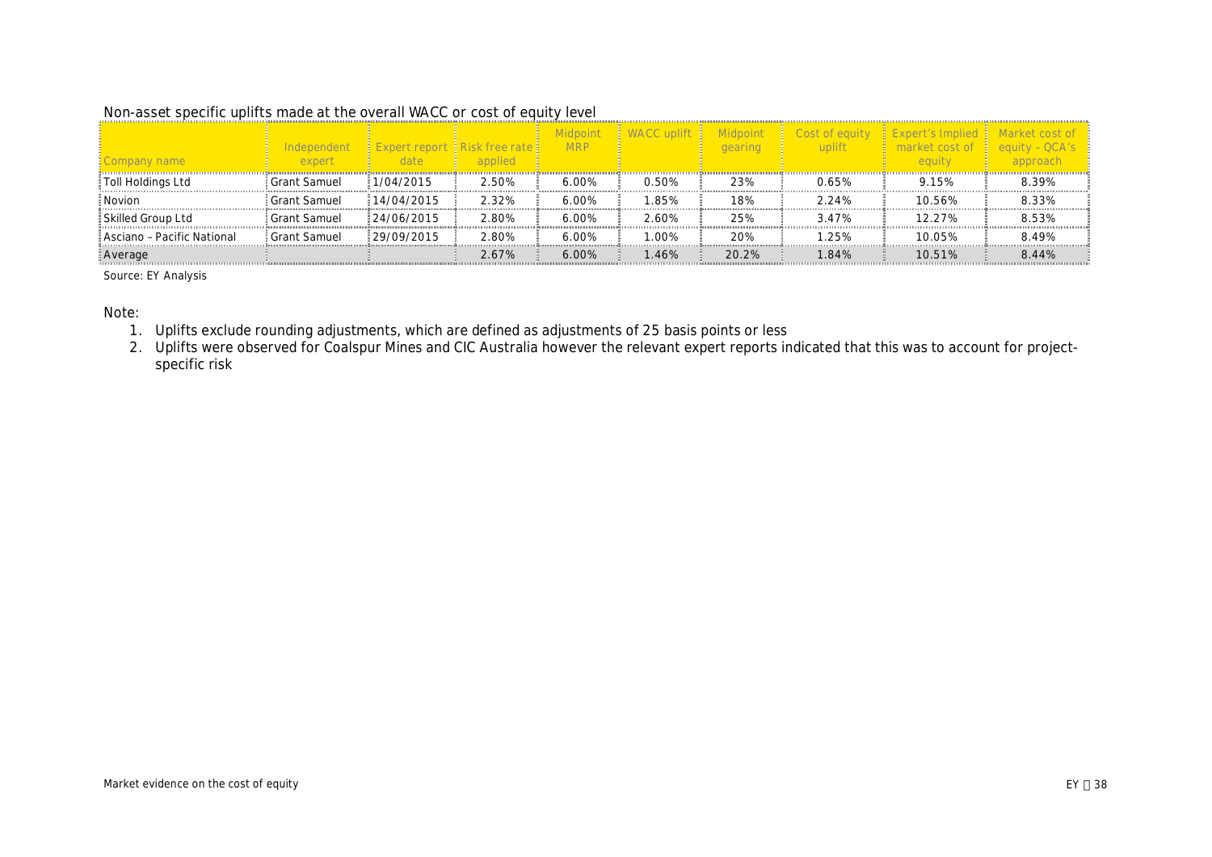Non-asset specific uplifts made at the overall WACC or cost of equity level

| Company name | Independent expert | Expert report date | Risk free rate applied | Midpoint MRP | WACC uplift | Midpoint gearing | Cost of equity uplift | Expert's Implied market cost of equity | Market cost of equity – QCA's approach |
|---|---|---|---|---|---|---|---|---|---|
| Toll Holdings Ltd | Grant Samuel | 1/04/2015 | 2.50% | 6.00% | 0.50% | 23% | 0.65% | 9.15% | 8.39% |
| Novion | Grant Samuel | 14/04/2015 | 2.32% | 6.00% | 1.85% | 18% | 2.24% | 10.56% | 8.33% |
| Skilled Group Ltd | Grant Samuel | 24/06/2015 | 2.80% | 6.00% | 2.60% | 25% | 3.47% | 12.27% | 8.53% |
| Asciano – Pacific National | Grant Samuel | 29/09/2015 | 2.80% | 6.00% | 1.00% | 20% | 1.25% | 10.05% | 8.49% |
| Average | | | 2.67% | 6.00% | 1.46% | 20.2% | 1.84% | 10.51% | 8.44% |

Source: EY Analysis

Note:

1. Uplifts exclude rounding adjustments, which are defined as adjustments of 25 basis points or less
2. Uplifts were observed for Coalspur Mines and CIC Australia however the relevant expert reports indicated that this was to account for project-specific risk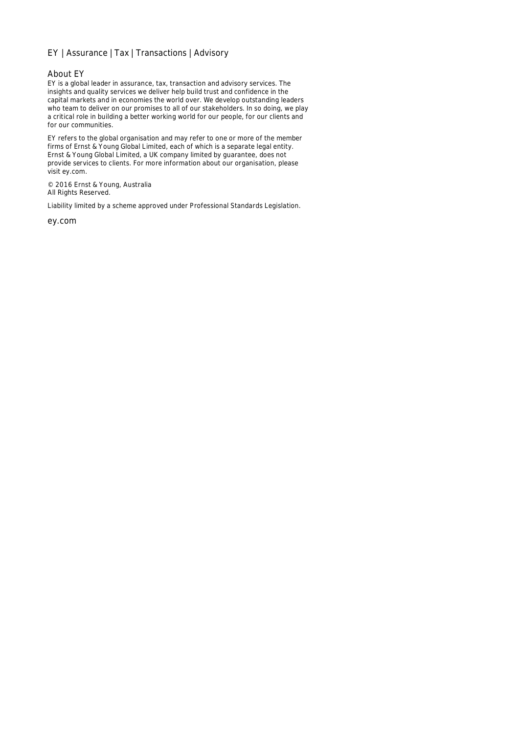EY | Assurance | Tax | Transactions | Advisory

## About EY

EY is a global leader in assurance, tax, transaction and advisory services. The insights and quality services we deliver help build trust and confidence in the capital markets and in economies the world over. We develop outstanding leaders who team to deliver on our promises to all of our stakeholders. In so doing, we play a critical role in building a better working world for our people, for our clients and for our communities.

EY refers to the global organisation and may refer to one or more of the member firms of Ernst & Young Global Limited, each of which is a separate legal entity. Ernst & Young Global Limited, a UK company limited by guarantee, does not provide services to clients. For more information about our organisation, please visit ey.com.

© 2016 Ernst & Young, Australia
All Rights Reserved.

Liability limited by a scheme approved under Professional Standards Legislation.

ey.com